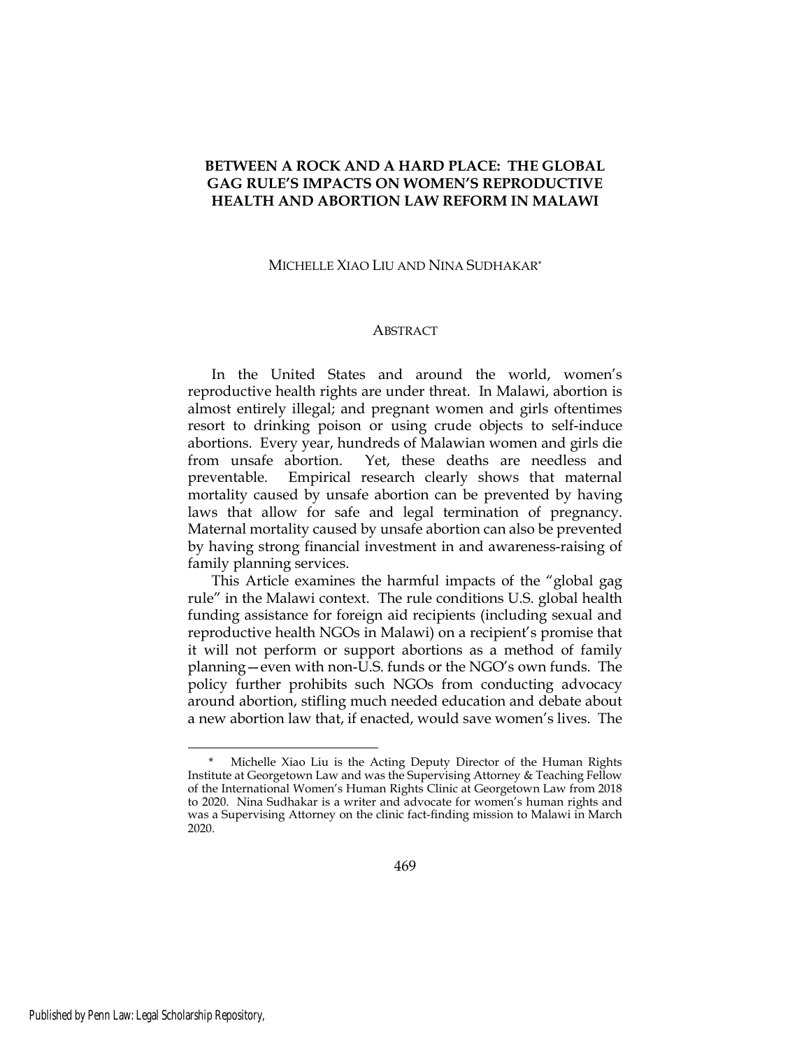# BETWEEN A ROCK AND A HARD PLACE: THE GLOBAL GAG RULE'S IMPACTS ON WOMEN'S REPRODUCTIVE HEALTH AND ABORTION LAW REFORM IN MALAWI

MICHELLE XIAO LIU AND NINA SUDHAKAR*

## ABSTRACT

In the United States and around the world, women's reproductive health rights are under threat. In Malawi, abortion is almost entirely illegal; and pregnant women and girls oftentimes resort to drinking poison or using crude objects to self-induce abortions. Every year, hundreds of Malawian women and girls die from unsafe abortion. Yet, these deaths are needless and preventable. Empirical research clearly shows that maternal mortality caused by unsafe abortion can be prevented by having laws that allow for safe and legal termination of pregnancy. Maternal mortality caused by unsafe abortion can also be prevented by having strong financial investment in and awareness-raising of family planning services.

This Article examines the harmful impacts of the "global gag rule" in the Malawi context. The rule conditions U.S. global health funding assistance for foreign aid recipients (including sexual and reproductive health NGOs in Malawi) on a recipient's promise that it will not perform or support abortions as a method of family planning—even with non-U.S. funds or the NGO's own funds. The policy further prohibits such NGOs from conducting advocacy around abortion, stifling much needed education and debate about a new abortion law that, if enacted, would save women's lives. The

\* Michelle Xiao Liu is the Acting Deputy Director of the Human Rights Institute at Georgetown Law and was the Supervising Attorney & Teaching Fellow of the International Women's Human Rights Clinic at Georgetown Law from 2018 to 2020. Nina Sudhakar is a writer and advocate for women's human rights and was a Supervising Attorney on the clinic fact-finding mission to Malawi in March 2020.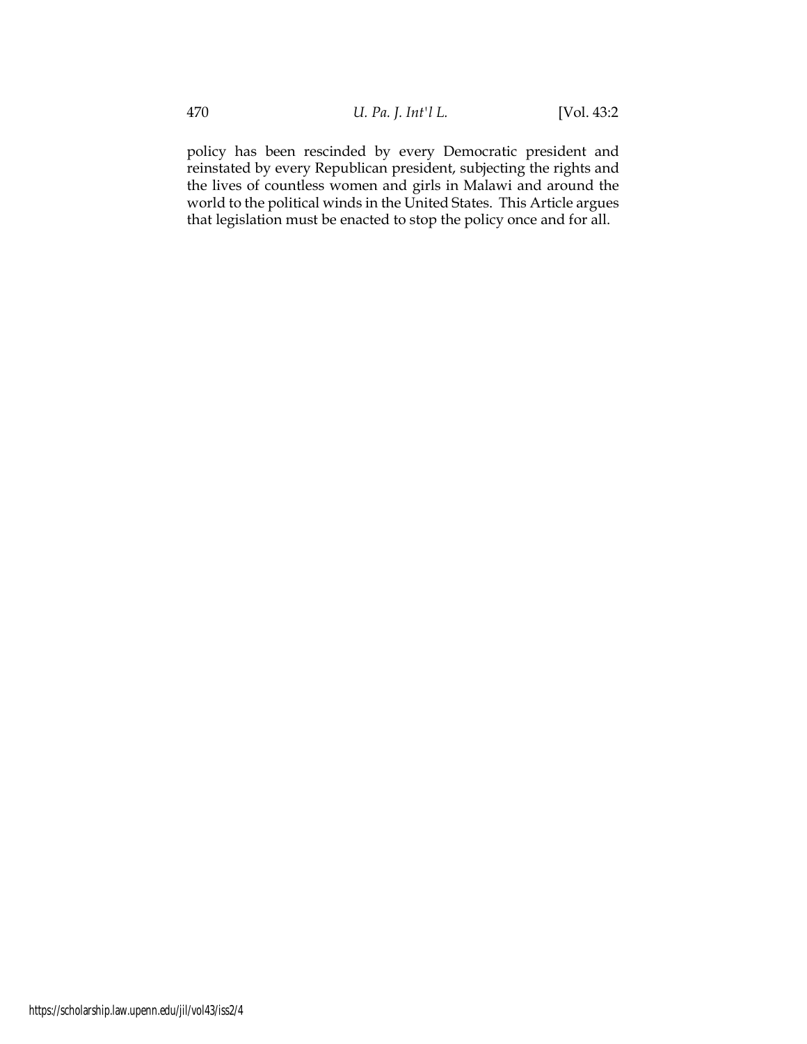policy has been rescinded by every Democratic president and reinstated by every Republican president, subjecting the rights and the lives of countless women and girls in Malawi and around the world to the political winds in the United States. This Article argues that legislation must be enacted to stop the policy once and for all.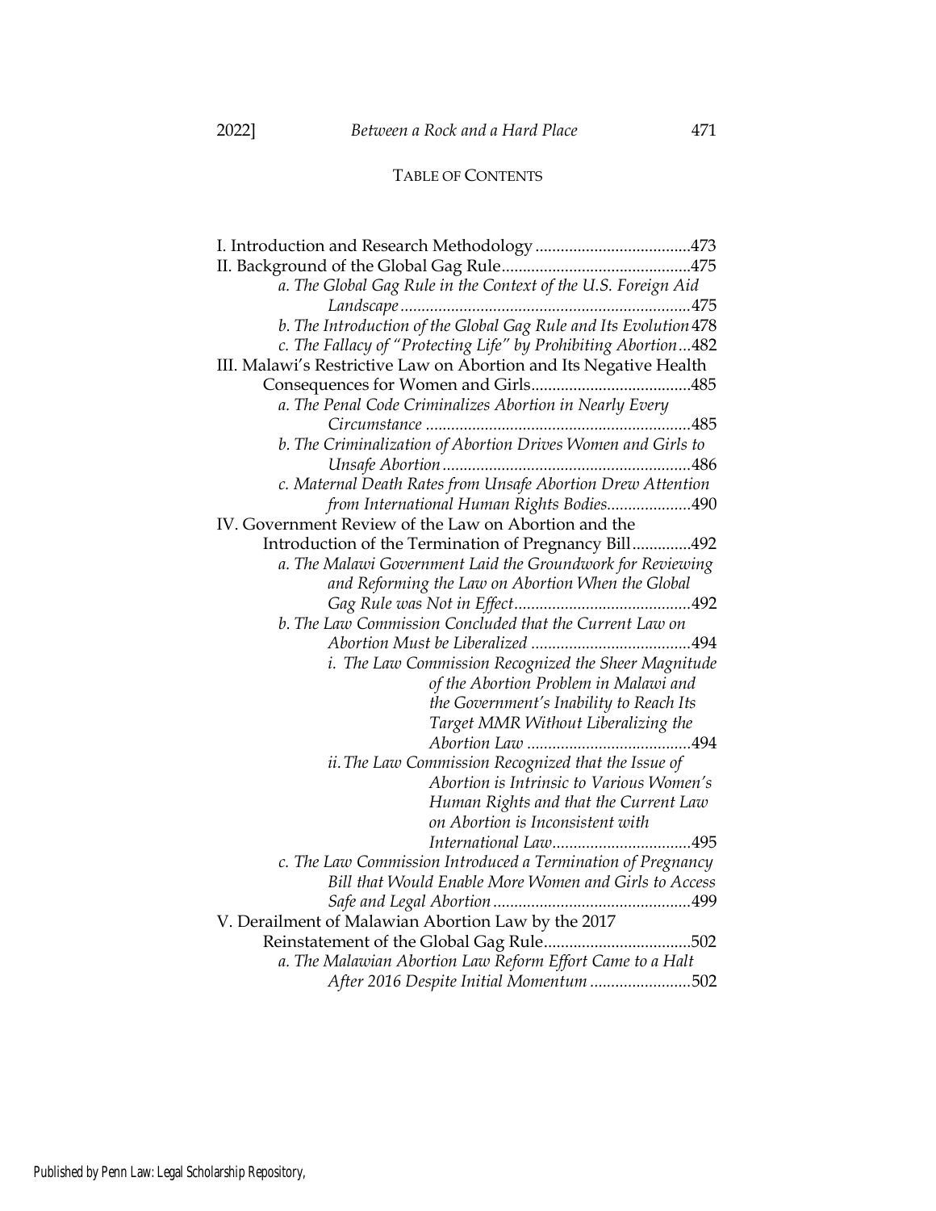TABLE OF CONTENTS

I. Introduction and Research Methodology .....................................473

II. Background of the Global Gag Rule.............................................475

- *a. The Global Gag Rule in the Context of the U.S. Foreign Aid Landscape*.....................................................................475
- *b. The Introduction of the Global Gag Rule and Its Evolution* 478
- *c. The Fallacy of "Protecting Life" by Prohibiting Abortion*...482

III. Malawi's Restrictive Law on Abortion and Its Negative Health Consequences for Women and Girls......................................485

- *a. The Penal Code Criminalizes Abortion in Nearly Every Circumstance* ...............................................................485
- *b. The Criminalization of Abortion Drives Women and Girls to Unsafe Abortion*...........................................................486
- *c. Maternal Death Rates from Unsafe Abortion Drew Attention from International Human Rights Bodies*....................490

IV. Government Review of the Law on Abortion and the Introduction of the Termination of Pregnancy Bill..............492

- *a. The Malawi Government Laid the Groundwork for Reviewing and Reforming the Law on Abortion When the Global Gag Rule was Not in Effect*..........................................492
- *b. The Law Commission Concluded that the Current Law on Abortion Must be Liberalized* ......................................494
  - *i. The Law Commission Recognized the Sheer Magnitude of the Abortion Problem in Malawi and the Government's Inability to Reach Its Target MMR Without Liberalizing the Abortion Law* .......................................494
  - *ii. The Law Commission Recognized that the Issue of Abortion is Intrinsic to Various Women's Human Rights and that the Current Law on Abortion is Inconsistent with International Law*.................................495
- *c. The Law Commission Introduced a Termination of Pregnancy Bill that Would Enable More Women and Girls to Access Safe and Legal Abortion*...............................................499

V. Derailment of Malawian Abortion Law by the 2017 Reinstatement of the Global Gag Rule...................................502

- *a. The Malawian Abortion Law Reform Effort Came to a Halt After 2016 Despite Initial Momentum* ........................502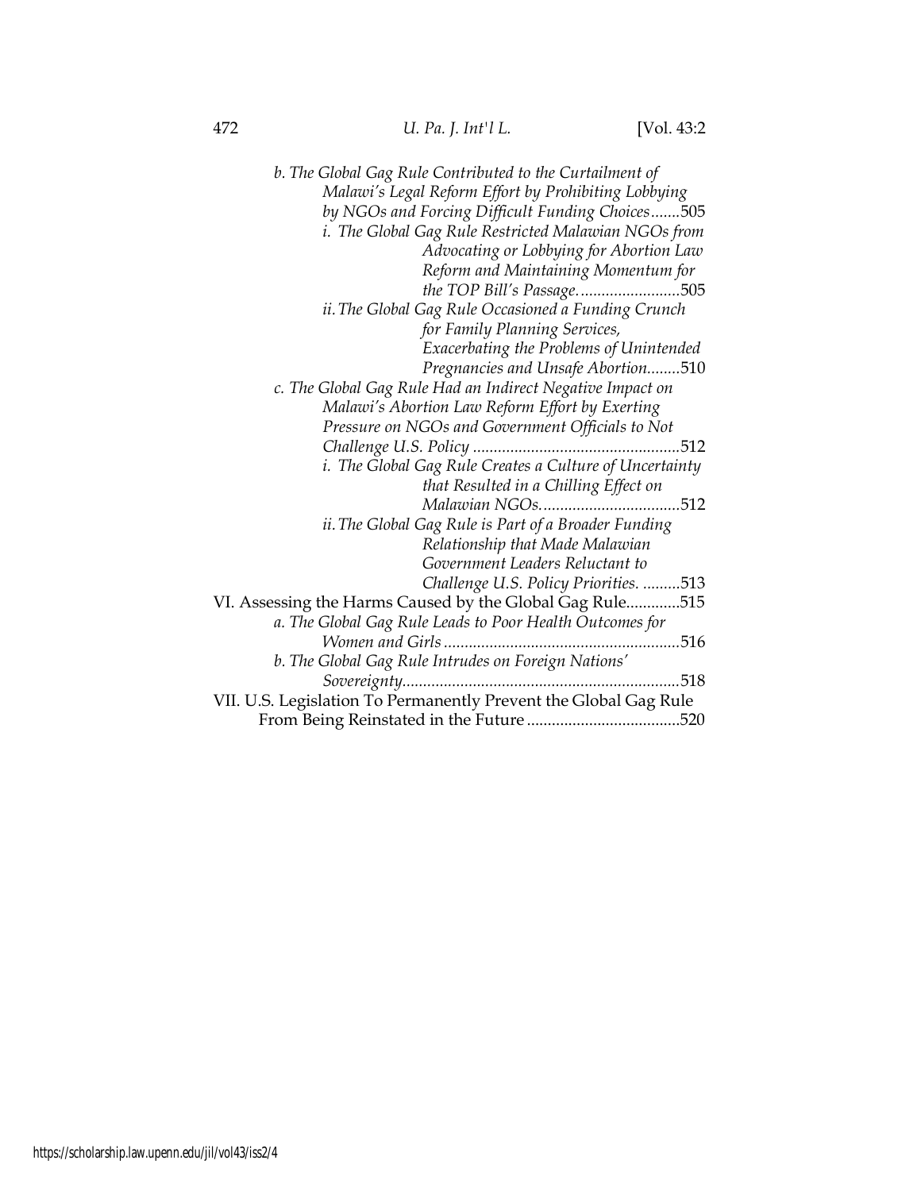*b. The Global Gag Rule Contributed to the Curtailment of Malawi's Legal Reform Effort by Prohibiting Lobbying by NGOs and Forcing Difficult Funding Choices*.......505

*i. The Global Gag Rule Restricted Malawian NGOs from Advocating or Lobbying for Abortion Law Reform and Maintaining Momentum for the TOP Bill's Passage*.........................505

*ii. The Global Gag Rule Occasioned a Funding Crunch for Family Planning Services, Exacerbating the Problems of Unintended Pregnancies and Unsafe Abortion*........510

*c. The Global Gag Rule Had an Indirect Negative Impact on Malawi's Abortion Law Reform Effort by Exerting Pressure on NGOs and Government Officials to Not Challenge U.S. Policy* ..................................................512

*i. The Global Gag Rule Creates a Culture of Uncertainty that Resulted in a Chilling Effect on Malawian NGOs*..................................512

*ii. The Global Gag Rule is Part of a Broader Funding Relationship that Made Malawian Government Leaders Reluctant to Challenge U.S. Policy Priorities.* .........513

VI. Assessing the Harms Caused by the Global Gag Rule.............515

*a. The Global Gag Rule Leads to Poor Health Outcomes for Women and Girls* .........................................................516

*b. The Global Gag Rule Intrudes on Foreign Nations' Sovereignty*..................................................................518

VII. U.S. Legislation To Permanently Prevent the Global Gag Rule From Being Reinstated in the Future .....................................520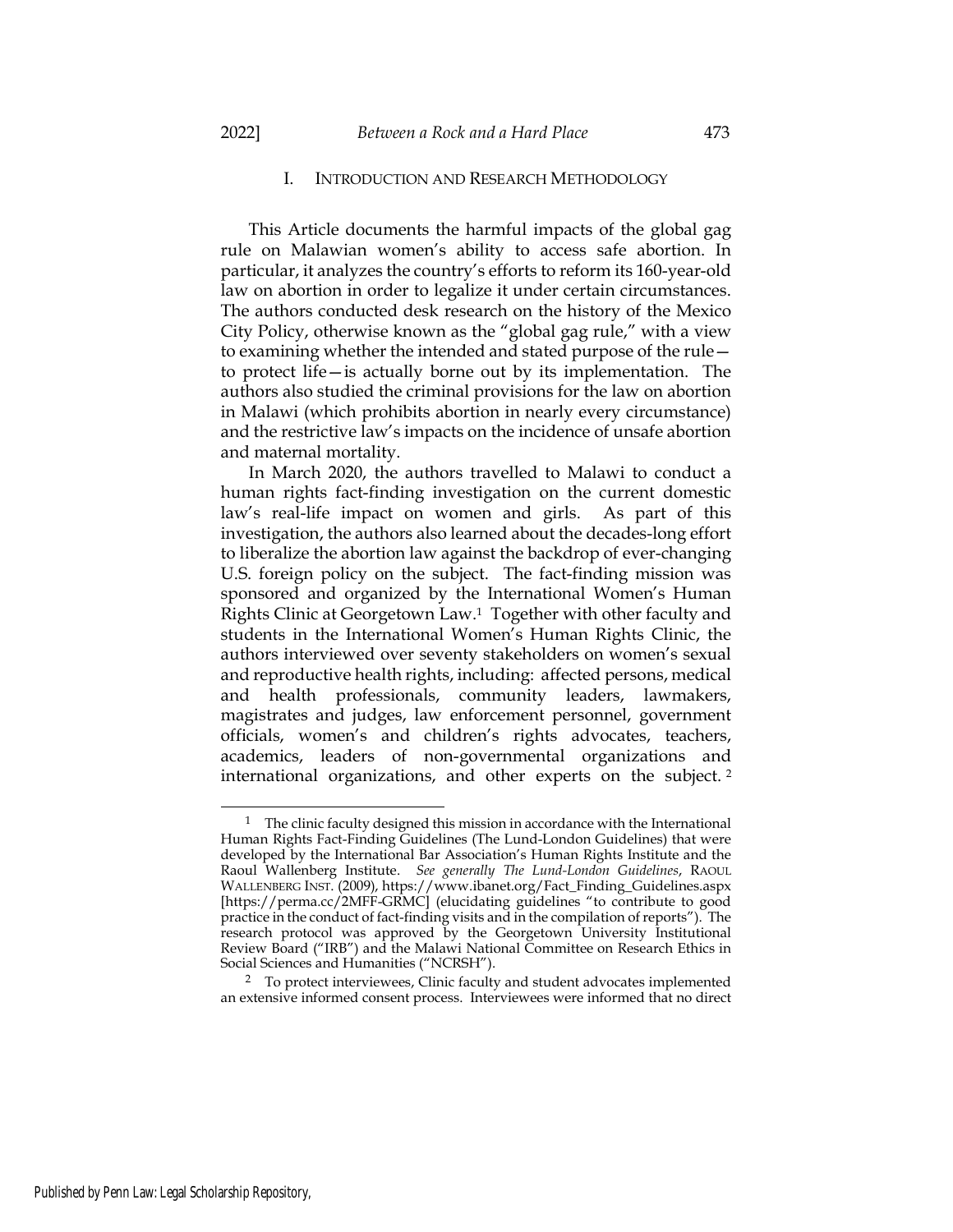## I. Introduction and Research Methodology

This Article documents the harmful impacts of the global gag rule on Malawian women's ability to access safe abortion. In particular, it analyzes the country's efforts to reform its 160-year-old law on abortion in order to legalize it under certain circumstances. The authors conducted desk research on the history of the Mexico City Policy, otherwise known as the "global gag rule," with a view to examining whether the intended and stated purpose of the rule—to protect life—is actually borne out by its implementation. The authors also studied the criminal provisions for the law on abortion in Malawi (which prohibits abortion in nearly every circumstance) and the restrictive law's impacts on the incidence of unsafe abortion and maternal mortality.

In March 2020, the authors travelled to Malawi to conduct a human rights fact-finding investigation on the current domestic law's real-life impact on women and girls. As part of this investigation, the authors also learned about the decades-long effort to liberalize the abortion law against the backdrop of ever-changing U.S. foreign policy on the subject. The fact-finding mission was sponsored and organized by the International Women's Human Rights Clinic at Georgetown Law.[1] Together with other faculty and students in the International Women's Human Rights Clinic, the authors interviewed over seventy stakeholders on women's sexual and reproductive health rights, including: affected persons, medical and health professionals, community leaders, lawmakers, magistrates and judges, law enforcement personnel, government officials, women's and children's rights advocates, teachers, academics, leaders of non-governmental organizations and international organizations, and other experts on the subject.[2]

---

[1] The clinic faculty designed this mission in accordance with the International Human Rights Fact-Finding Guidelines (The Lund-London Guidelines) that were developed by the International Bar Association's Human Rights Institute and the Raoul Wallenberg Institute. *See generally The Lund-London Guidelines*, RAOUL WALLENBERG INST. (2009), https://www.ibanet.org/Fact_Finding_Guidelines.aspx [https://perma.cc/2MFF-GRMC] (elucidating guidelines "to contribute to good practice in the conduct of fact-finding visits and in the compilation of reports"). The research protocol was approved by the Georgetown University Institutional Review Board ("IRB") and the Malawi National Committee on Research Ethics in Social Sciences and Humanities ("NCRSH").

[2] To protect interviewees, Clinic faculty and student advocates implemented an extensive informed consent process. Interviewees were informed that no direct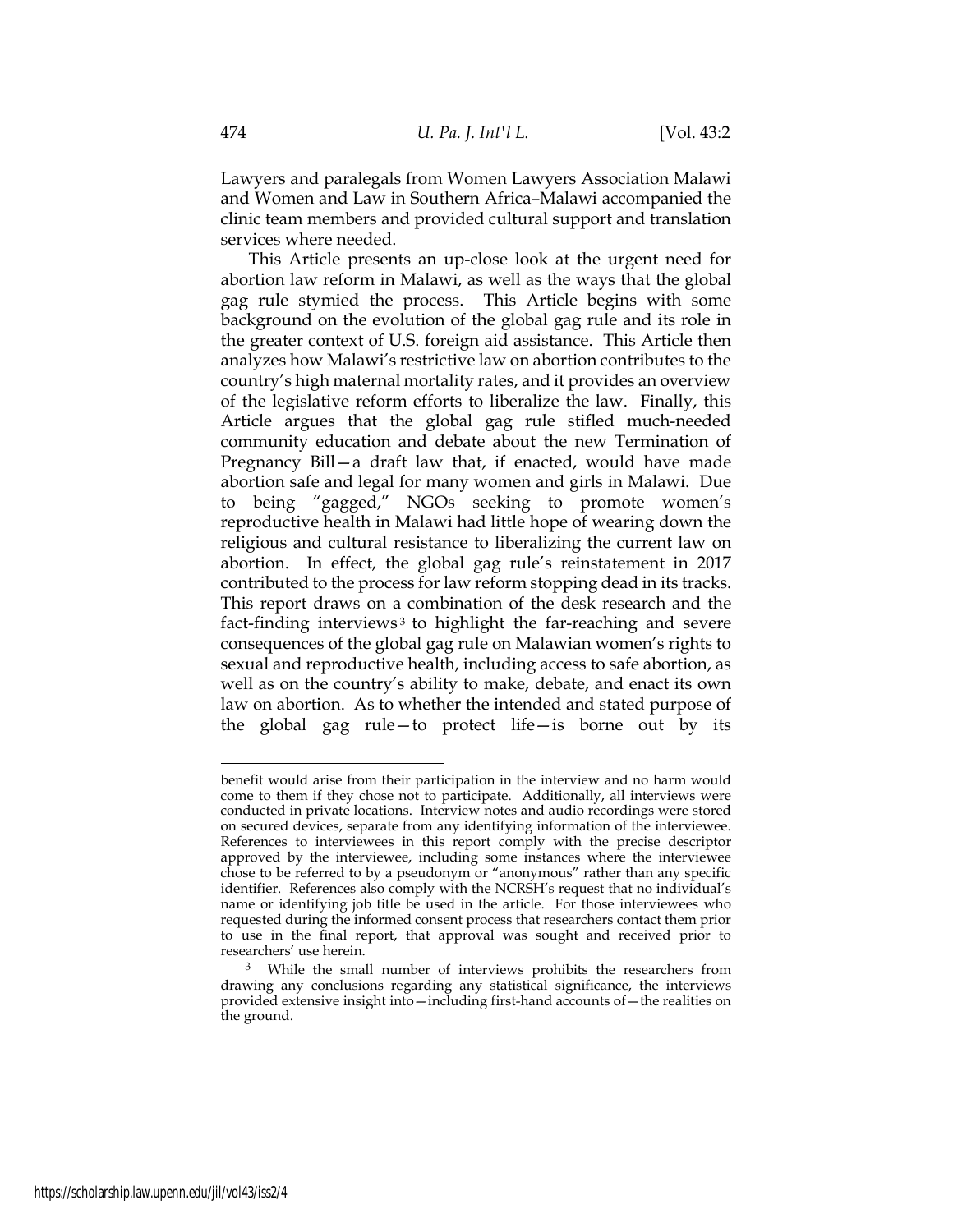Lawyers and paralegals from Women Lawyers Association Malawi and Women and Law in Southern Africa–Malawi accompanied the clinic team members and provided cultural support and translation services where needed.

This Article presents an up-close look at the urgent need for abortion law reform in Malawi, as well as the ways that the global gag rule stymied the process. This Article begins with some background on the evolution of the global gag rule and its role in the greater context of U.S. foreign aid assistance. This Article then analyzes how Malawi's restrictive law on abortion contributes to the country's high maternal mortality rates, and it provides an overview of the legislative reform efforts to liberalize the law. Finally, this Article argues that the global gag rule stifled much-needed community education and debate about the new Termination of Pregnancy Bill—a draft law that, if enacted, would have made abortion safe and legal for many women and girls in Malawi. Due to being "gagged," NGOs seeking to promote women's reproductive health in Malawi had little hope of wearing down the religious and cultural resistance to liberalizing the current law on abortion. In effect, the global gag rule's reinstatement in 2017 contributed to the process for law reform stopping dead in its tracks. This report draws on a combination of the desk research and the fact-finding interviews[3] to highlight the far-reaching and severe consequences of the global gag rule on Malawian women's rights to sexual and reproductive health, including access to safe abortion, as well as on the country's ability to make, debate, and enact its own law on abortion. As to whether the intended and stated purpose of the global gag rule—to protect life—is borne out by its

---

benefit would arise from their participation in the interview and no harm would come to them if they chose not to participate. Additionally, all interviews were conducted in private locations. Interview notes and audio recordings were stored on secured devices, separate from any identifying information of the interviewee. References to interviewees in this report comply with the precise descriptor approved by the interviewee, including some instances where the interviewee chose to be referred to by a pseudonym or "anonymous" rather than any specific identifier. References also comply with the NCRSH's request that no individual's name or identifying job title be used in the article. For those interviewees who requested during the informed consent process that researchers contact them prior to use in the final report, that approval was sought and received prior to researchers' use herein.

[3] While the small number of interviews prohibits the researchers from drawing any conclusions regarding any statistical significance, the interviews provided extensive insight into—including first-hand accounts of—the realities on the ground.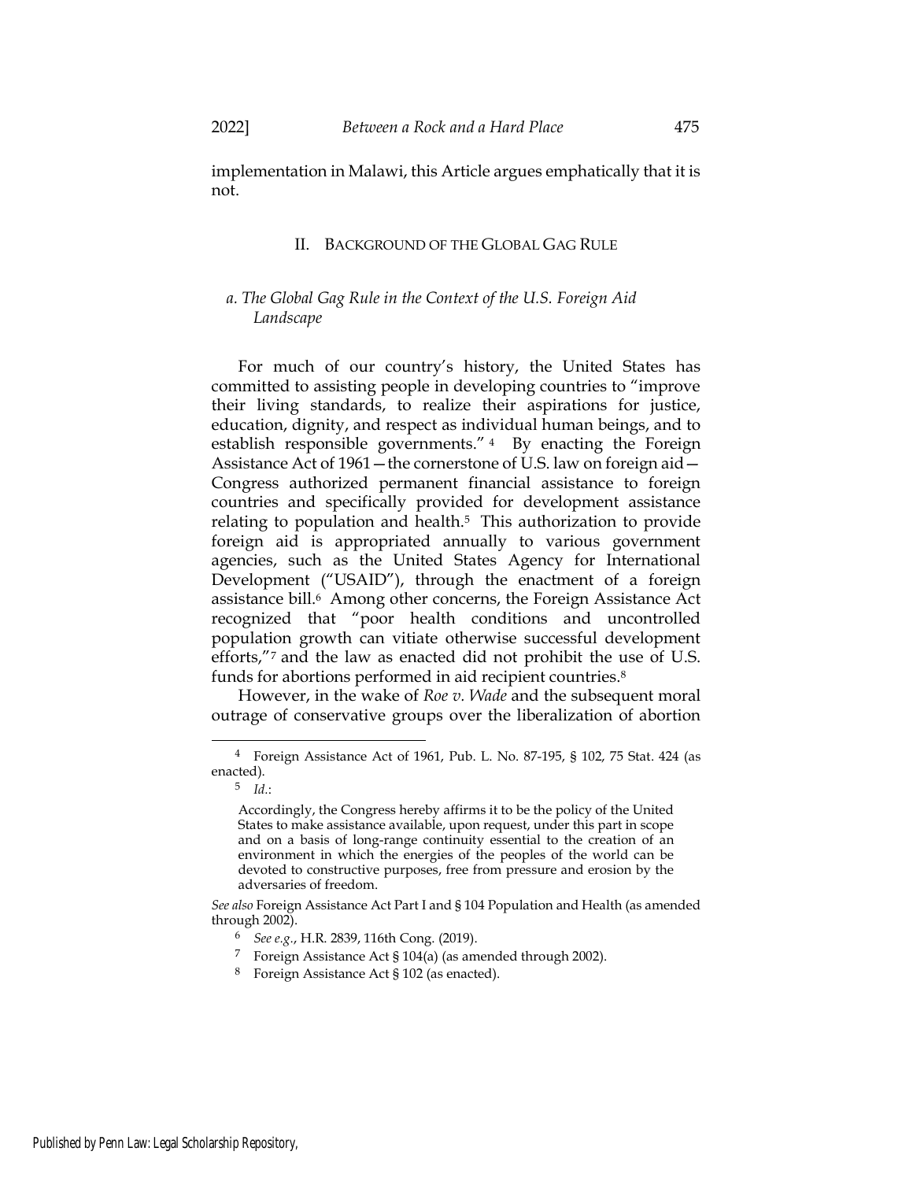implementation in Malawi, this Article argues emphatically that it is not.

## II. BACKGROUND OF THE GLOBAL GAG RULE

### *a. The Global Gag Rule in the Context of the U.S. Foreign Aid Landscape*

For much of our country's history, the United States has committed to assisting people in developing countries to "improve their living standards, to realize their aspirations for justice, education, dignity, and respect as individual human beings, and to establish responsible governments."[4] By enacting the Foreign Assistance Act of 1961—the cornerstone of U.S. law on foreign aid—Congress authorized permanent financial assistance to foreign countries and specifically provided for development assistance relating to population and health.[5] This authorization to provide foreign aid is appropriated annually to various government agencies, such as the United States Agency for International Development ("USAID"), through the enactment of a foreign assistance bill.[6] Among other concerns, the Foreign Assistance Act recognized that "poor health conditions and uncontrolled population growth can vitiate otherwise successful development efforts,"[7] and the law as enacted did not prohibit the use of U.S. funds for abortions performed in aid recipient countries.[8]

However, in the wake of *Roe v. Wade* and the subsequent moral outrage of conservative groups over the liberalization of abortion

---

[4] Foreign Assistance Act of 1961, Pub. L. No. 87-195, § 102, 75 Stat. 424 (as enacted).

[5] *Id.*:

> Accordingly, the Congress hereby affirms it to be the policy of the United States to make assistance available, upon request, under this part in scope and on a basis of long-range continuity essential to the creation of an environment in which the energies of the peoples of the world can be devoted to constructive purposes, free from pressure and erosion by the adversaries of freedom.

*See also* Foreign Assistance Act Part I and § 104 Population and Health (as amended through 2002).

[6] *See e.g.*, H.R. 2839, 116th Cong. (2019).

[7] Foreign Assistance Act § 104(a) (as amended through 2002).

[8] Foreign Assistance Act § 102 (as enacted).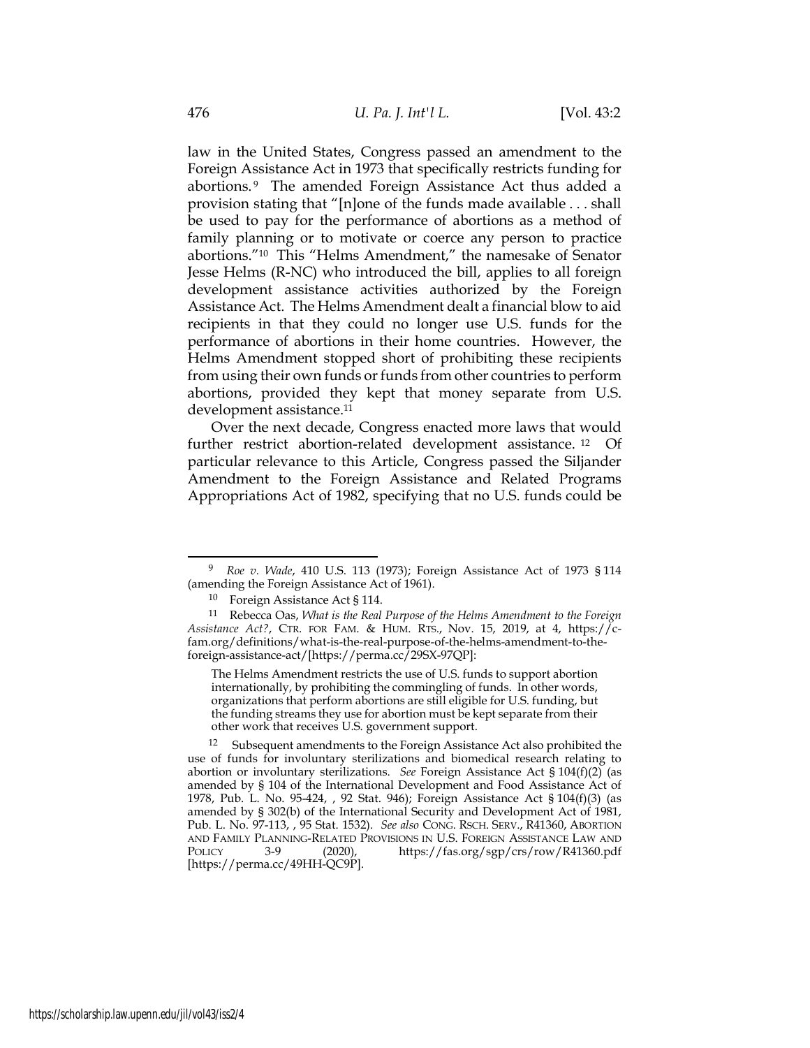law in the United States, Congress passed an amendment to the Foreign Assistance Act in 1973 that specifically restricts funding for abortions.[9] The amended Foreign Assistance Act thus added a provision stating that "[n]one of the funds made available . . . shall be used to pay for the performance of abortions as a method of family planning or to motivate or coerce any person to practice abortions."[10] This "Helms Amendment," the namesake of Senator Jesse Helms (R-NC) who introduced the bill, applies to all foreign development assistance activities authorized by the Foreign Assistance Act. The Helms Amendment dealt a financial blow to aid recipients in that they could no longer use U.S. funds for the performance of abortions in their home countries. However, the Helms Amendment stopped short of prohibiting these recipients from using their own funds or funds from other countries to perform abortions, provided they kept that money separate from U.S. development assistance.[11]

Over the next decade, Congress enacted more laws that would further restrict abortion-related development assistance.[12] Of particular relevance to this Article, Congress passed the Siljander Amendment to the Foreign Assistance and Related Programs Appropriations Act of 1982, specifying that no U.S. funds could be

---

[9] *Roe v. Wade*, 410 U.S. 113 (1973); Foreign Assistance Act of 1973 § 114 (amending the Foreign Assistance Act of 1961).

[10] Foreign Assistance Act § 114.

[11] Rebecca Oas, *What is the Real Purpose of the Helms Amendment to the Foreign Assistance Act?*, CTR. FOR FAM. & HUM. RTS., Nov. 15, 2019, at 4, https://c-fam.org/definitions/what-is-the-real-purpose-of-the-helms-amendment-to-the-foreign-assistance-act/[https://perma.cc/29SX-97QP]:

> The Helms Amendment restricts the use of U.S. funds to support abortion internationally, by prohibiting the commingling of funds. In other words, organizations that perform abortions are still eligible for U.S. funding, but the funding streams they use for abortion must be kept separate from their other work that receives U.S. government support.

[12] Subsequent amendments to the Foreign Assistance Act also prohibited the use of funds for involuntary sterilizations and biomedical research relating to abortion or involuntary sterilizations. *See* Foreign Assistance Act § 104(f)(2) (as amended by § 104 of the International Development and Food Assistance Act of 1978, Pub. L. No. 95-424, , 92 Stat. 946); Foreign Assistance Act § 104(f)(3) (as amended by § 302(b) of the International Security and Development Act of 1981, Pub. L. No. 97-113, , 95 Stat. 1532). *See also* CONG. RSCH. SERV., R41360, ABORTION AND FAMILY PLANNING-RELATED PROVISIONS IN U.S. FOREIGN ASSISTANCE LAW AND POLICY 3-9 (2020), https://fas.org/sgp/crs/row/R41360.pdf [https://perma.cc/49HH-QC9P].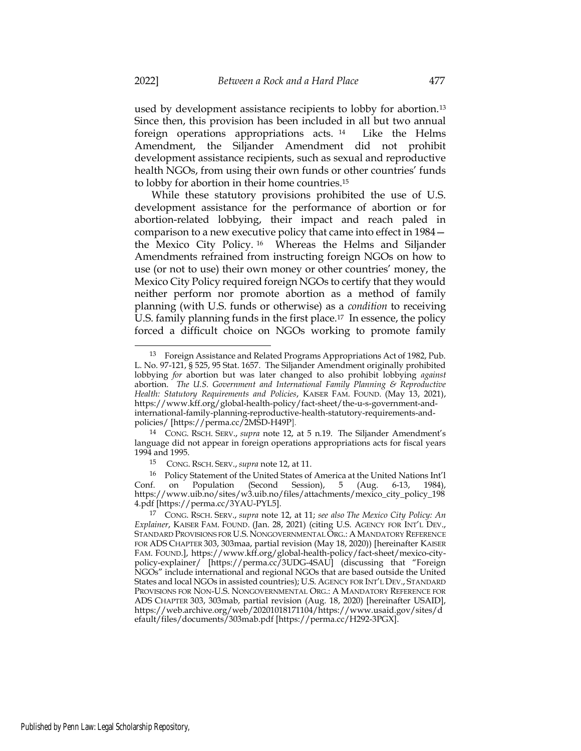used by development assistance recipients to lobby for abortion.[13] Since then, this provision has been included in all but two annual foreign operations appropriations acts.[14] Like the Helms Amendment, the Siljander Amendment did not prohibit development assistance recipients, such as sexual and reproductive health NGOs, from using their own funds or other countries' funds to lobby for abortion in their home countries.[15]

While these statutory provisions prohibited the use of U.S. development assistance for the performance of abortion or for abortion-related lobbying, their impact and reach paled in comparison to a new executive policy that came into effect in 1984—the Mexico City Policy.[16] Whereas the Helms and Siljander Amendments refrained from instructing foreign NGOs on how to use (or not to use) their own money or other countries' money, the Mexico City Policy required foreign NGOs to certify that they would neither perform nor promote abortion as a method of family planning (with U.S. funds or otherwise) as a *condition* to receiving U.S. family planning funds in the first place.[17] In essence, the policy forced a difficult choice on NGOs working to promote family

---

[13] Foreign Assistance and Related Programs Appropriations Act of 1982, Pub. L. No. 97-121, § 525, 95 Stat. 1657. The Siljander Amendment originally prohibited lobbying *for* abortion but was later changed to also prohibit lobbying *against* abortion. *The U.S. Government and International Family Planning & Reproductive Health: Statutory Requirements and Policies*, KAISER FAM. FOUND. (May 13, 2021), https://www.kff.org/global-health-policy/fact-sheet/the-u-s-government-and-international-family-planning-reproductive-health-statutory-requirements-and-policies/ [https://perma.cc/2MSD-H49P].

[14] CONG. RSCH. SERV., *supra* note 12, at 5 n.19. The Siljander Amendment's language did not appear in foreign operations appropriations acts for fiscal years 1994 and 1995.

[15] CONG. RSCH. SERV., *supra* note 12, at 11.

[16] Policy Statement of the United States of America at the United Nations Int'l Conf. on Population (Second Session), 5 (Aug. 6-13, 1984), https://www.uib.no/sites/w3.uib.no/files/attachments/mexico_city_policy_1984.pdf [https://perma.cc/3YAU-PYL5].

[17] CONG. RSCH. SERV., *supra* note 12, at 11; *see also The Mexico City Policy: An Explainer*, KAISER FAM. FOUND. (Jan. 28, 2021) (citing U.S. AGENCY FOR INT'L DEV., STANDARD PROVISIONS FOR U.S. NONGOVERNMENTAL ORG.: A MANDATORY REFERENCE FOR ADS CHAPTER 303, 303maa, partial revision (May 18, 2020)) [hereinafter KAISER FAM. FOUND.], https://www.kff.org/global-health-policy/fact-sheet/mexico-city-policy-explainer/ [https://perma.cc/3UDG-4SAU] (discussing that "Foreign NGOs" include international and regional NGOs that are based outside the United States and local NGOs in assisted countries); U.S. AGENCY FOR INT'L DEV., STANDARD PROVISIONS FOR NON-U.S. NONGOVERNMENTAL ORG.: A MANDATORY REFERENCE FOR ADS CHAPTER 303, 303mab, partial revision (Aug. 18, 2020) [hereinafter USAID], https://web.archive.org/web/20201018171104/https://www.usaid.gov/sites/default/files/documents/303mab.pdf [https://perma.cc/H292-3PGX].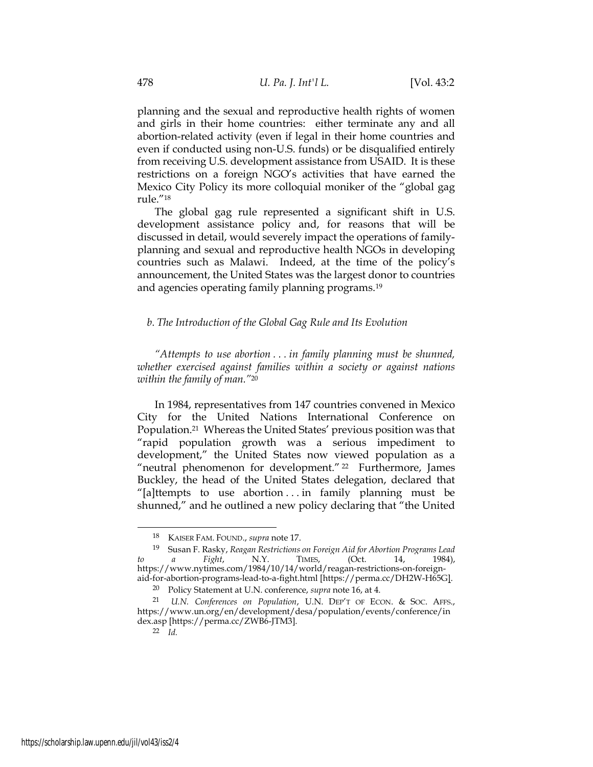planning and the sexual and reproductive health rights of women and girls in their home countries: either terminate any and all abortion-related activity (even if legal in their home countries and even if conducted using non-U.S. funds) or be disqualified entirely from receiving U.S. development assistance from USAID. It is these restrictions on a foreign NGO's activities that have earned the Mexico City Policy its more colloquial moniker of the "global gag rule."[18]

The global gag rule represented a significant shift in U.S. development assistance policy and, for reasons that will be discussed in detail, would severely impact the operations of family-planning and sexual and reproductive health NGOs in developing countries such as Malawi. Indeed, at the time of the policy's announcement, the United States was the largest donor to countries and agencies operating family planning programs.[19]

### *b. The Introduction of the Global Gag Rule and Its Evolution*

*"Attempts to use abortion . . . in family planning must be shunned, whether exercised against families within a society or against nations within the family of man."*[20]

In 1984, representatives from 147 countries convened in Mexico City for the United Nations International Conference on Population.[21] Whereas the United States' previous position was that "rapid population growth was a serious impediment to development," the United States now viewed population as a "neutral phenomenon for development."[22] Furthermore, James Buckley, the head of the United States delegation, declared that "[a]ttempts to use abortion . . . in family planning must be shunned," and he outlined a new policy declaring that "the United

---

[18] KAISER FAM. FOUND., *supra* note 17.

[19] Susan F. Rasky, *Reagan Restrictions on Foreign Aid for Abortion Programs Lead to a Fight*, N.Y. TIMES, (Oct. 14, 1984), https://www.nytimes.com/1984/10/14/world/reagan-restrictions-on-foreign-aid-for-abortion-programs-lead-to-a-fight.html [https://perma.cc/DH2W-H65G].

[20] Policy Statement at U.N. conference, *supra* note 16, at 4.

[21] *U.N. Conferences on Population*, U.N. DEP'T OF ECON. & SOC. AFFS., https://www.un.org/en/development/desa/population/events/conference/index.asp [https://perma.cc/ZWB6-JTM3].

[22] *Id.*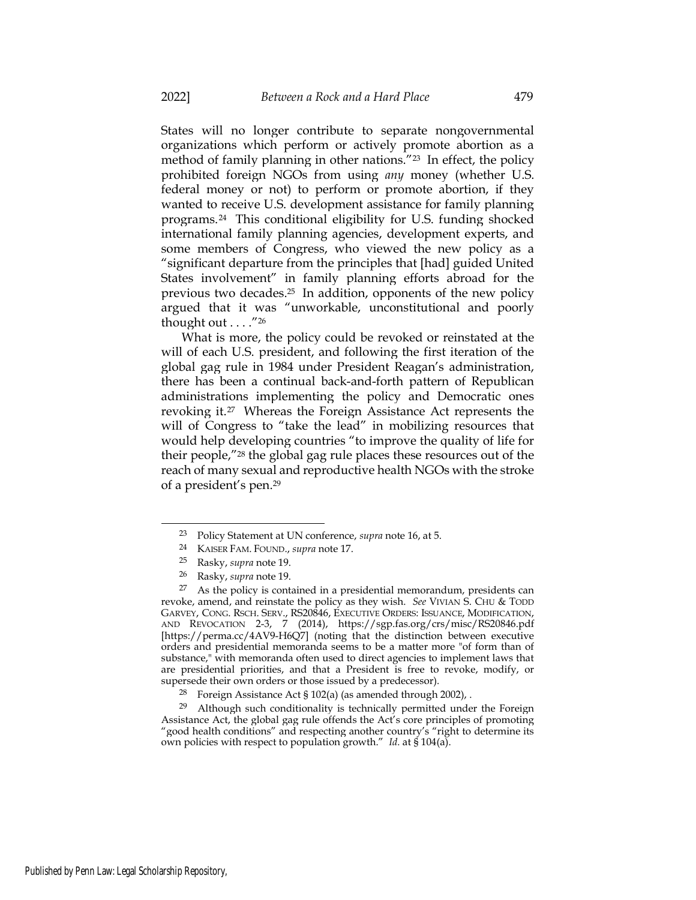States will no longer contribute to separate nongovernmental organizations which perform or actively promote abortion as a method of family planning in other nations."[23] In effect, the policy prohibited foreign NGOs from using *any* money (whether U.S. federal money or not) to perform or promote abortion, if they wanted to receive U.S. development assistance for family planning programs.[24] This conditional eligibility for U.S. funding shocked international family planning agencies, development experts, and some members of Congress, who viewed the new policy as a "significant departure from the principles that [had] guided United States involvement" in family planning efforts abroad for the previous two decades.[25] In addition, opponents of the new policy argued that it was "unworkable, unconstitutional and poorly thought out . . . ."[26]

What is more, the policy could be revoked or reinstated at the will of each U.S. president, and following the first iteration of the global gag rule in 1984 under President Reagan's administration, there has been a continual back-and-forth pattern of Republican administrations implementing the policy and Democratic ones revoking it.[27] Whereas the Foreign Assistance Act represents the will of Congress to "take the lead" in mobilizing resources that would help developing countries "to improve the quality of life for their people,"[28] the global gag rule places these resources out of the reach of many sexual and reproductive health NGOs with the stroke of a president's pen.[29]

---

[23] Policy Statement at UN conference, *supra* note 16, at 5.

[24] KAISER FAM. FOUND., *supra* note 17.

[25] Rasky, *supra* note 19.

[26] Rasky, *supra* note 19.

[27] As the policy is contained in a presidential memorandum, presidents can revoke, amend, and reinstate the policy as they wish. *See* VIVIAN S. CHU & TODD GARVEY, CONG. RSCH. SERV., RS20846, EXECUTIVE ORDERS: ISSUANCE, MODIFICATION, AND REVOCATION 2-3, 7 (2014), https://sgp.fas.org/crs/misc/RS20846.pdf [https://perma.cc/4AV9-H6Q7] (noting that the distinction between executive orders and presidential memoranda seems to be a matter more "of form than of substance," with memoranda often used to direct agencies to implement laws that are presidential priorities, and that a President is free to revoke, modify, or supersede their own orders or those issued by a predecessor).

[28] Foreign Assistance Act § 102(a) (as amended through 2002), .

[29] Although such conditionality is technically permitted under the Foreign Assistance Act, the global gag rule offends the Act's core principles of promoting "good health conditions" and respecting another country's "right to determine its own policies with respect to population growth." *Id.* at § 104(a).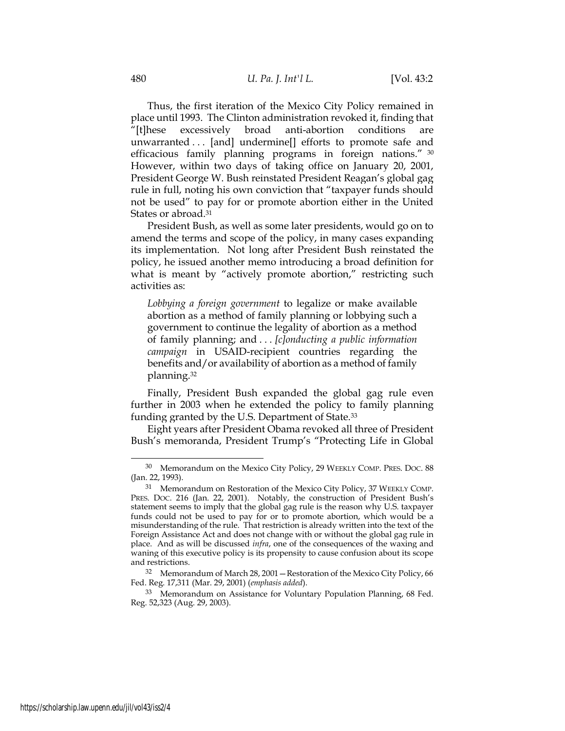Thus, the first iteration of the Mexico City Policy remained in place until 1993. The Clinton administration revoked it, finding that "[t]hese excessively broad anti-abortion conditions are unwarranted . . . [and] undermine[] efforts to promote safe and efficacious family planning programs in foreign nations." [30] However, within two days of taking office on January 20, 2001, President George W. Bush reinstated President Reagan's global gag rule in full, noting his own conviction that "taxpayer funds should not be used" to pay for or promote abortion either in the United States or abroad.[31]

President Bush, as well as some later presidents, would go on to amend the terms and scope of the policy, in many cases expanding its implementation. Not long after President Bush reinstated the policy, he issued another memo introducing a broad definition for what is meant by "actively promote abortion," restricting such activities as:

> *Lobbying a foreign government* to legalize or make available abortion as a method of family planning or lobbying such a government to continue the legality of abortion as a method of family planning; and . . . *[c]onducting a public information campaign* in USAID-recipient countries regarding the benefits and/or availability of abortion as a method of family planning.[32]

Finally, President Bush expanded the global gag rule even further in 2003 when he extended the policy to family planning funding granted by the U.S. Department of State.[33]

Eight years after President Obama revoked all three of President Bush's memoranda, President Trump's "Protecting Life in Global

---

[30] Memorandum on the Mexico City Policy, 29 WEEKLY COMP. PRES. DOC. 88 (Jan. 22, 1993).

[31] Memorandum on Restoration of the Mexico City Policy, 37 WEEKLY COMP. PRES. DOC. 216 (Jan. 22, 2001). Notably, the construction of President Bush's statement seems to imply that the global gag rule is the reason why U.S. taxpayer funds could not be used to pay for or to promote abortion, which would be a misunderstanding of the rule. That restriction is already written into the text of the Foreign Assistance Act and does not change with or without the global gag rule in place. And as will be discussed *infra*, one of the consequences of the waxing and waning of this executive policy is its propensity to cause confusion about its scope and restrictions.

[32] Memorandum of March 28, 2001—Restoration of the Mexico City Policy, 66 Fed. Reg. 17,311 (Mar. 29, 2001) (*emphasis added*).

[33] Memorandum on Assistance for Voluntary Population Planning, 68 Fed. Reg. 52,323 (Aug. 29, 2003).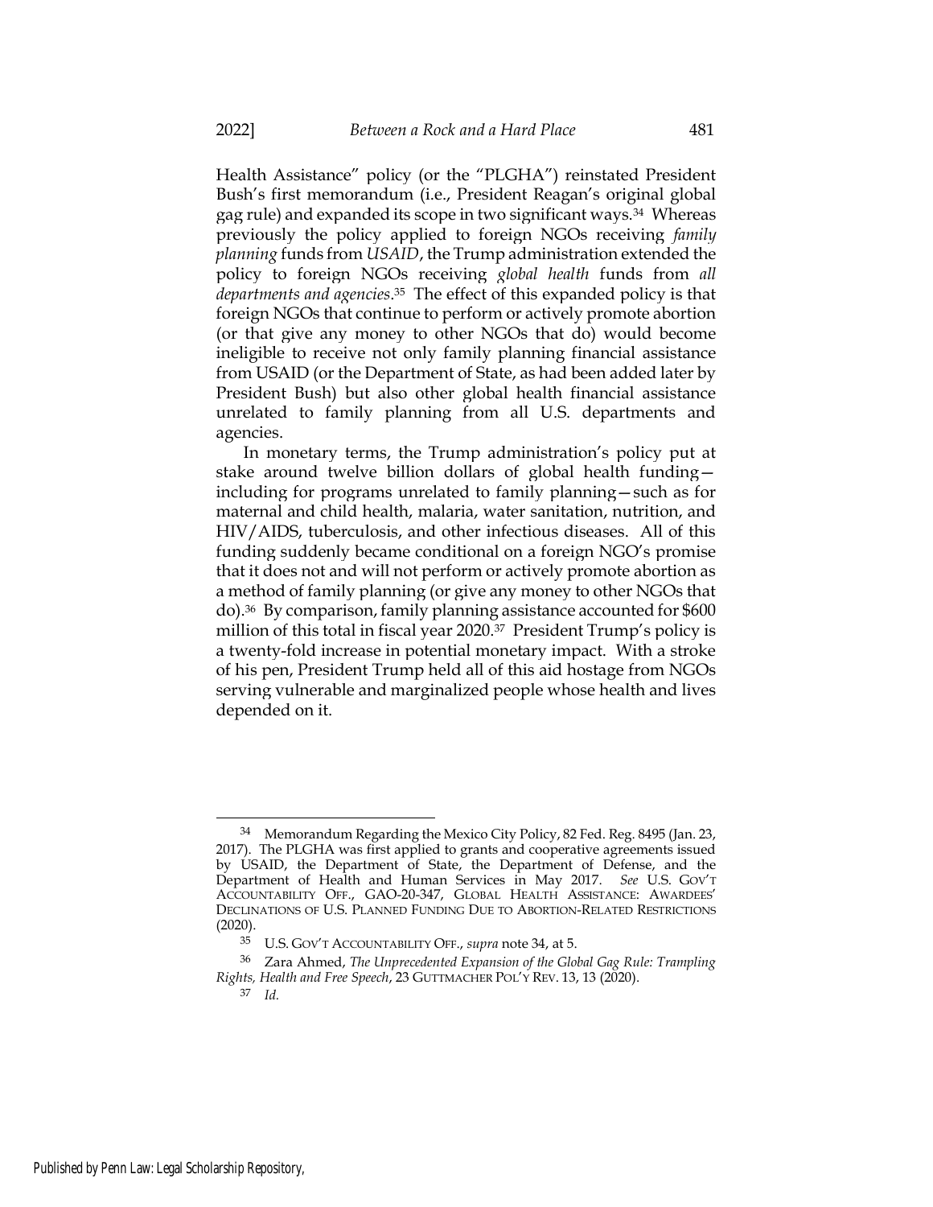Health Assistance" policy (or the "PLGHA") reinstated President Bush's first memorandum (i.e., President Reagan's original global gag rule) and expanded its scope in two significant ways.[34] Whereas previously the policy applied to foreign NGOs receiving *family planning* funds from *USAID*, the Trump administration extended the policy to foreign NGOs receiving *global health* funds from *all departments and agencies*.[35] The effect of this expanded policy is that foreign NGOs that continue to perform or actively promote abortion (or that give any money to other NGOs that do) would become ineligible to receive not only family planning financial assistance from USAID (or the Department of State, as had been added later by President Bush) but also other global health financial assistance unrelated to family planning from all U.S. departments and agencies.

In monetary terms, the Trump administration's policy put at stake around twelve billion dollars of global health funding—including for programs unrelated to family planning—such as for maternal and child health, malaria, water sanitation, nutrition, and HIV/AIDS, tuberculosis, and other infectious diseases. All of this funding suddenly became conditional on a foreign NGO's promise that it does not and will not perform or actively promote abortion as a method of family planning (or give any money to other NGOs that do).[36] By comparison, family planning assistance accounted for $600 million of this total in fiscal year 2020.[37] President Trump's policy is a twenty-fold increase in potential monetary impact. With a stroke of his pen, President Trump held all of this aid hostage from NGOs serving vulnerable and marginalized people whose health and lives depended on it.

---

[34] Memorandum Regarding the Mexico City Policy, 82 Fed. Reg. 8495 (Jan. 23, 2017). The PLGHA was first applied to grants and cooperative agreements issued by USAID, the Department of State, the Department of Defense, and the Department of Health and Human Services in May 2017. *See* U.S. GOV'T ACCOUNTABILITY OFF., GAO-20-347, GLOBAL HEALTH ASSISTANCE: AWARDEES' DECLINATIONS OF U.S. PLANNED FUNDING DUE TO ABORTION-RELATED RESTRICTIONS (2020).

[35] U.S. GOV'T ACCOUNTABILITY OFF., *supra* note 34, at 5.

[36] Zara Ahmed, *The Unprecedented Expansion of the Global Gag Rule: Trampling Rights, Health and Free Speech*, 23 GUTTMACHER POL'Y REV. 13, 13 (2020).

[37] *Id.*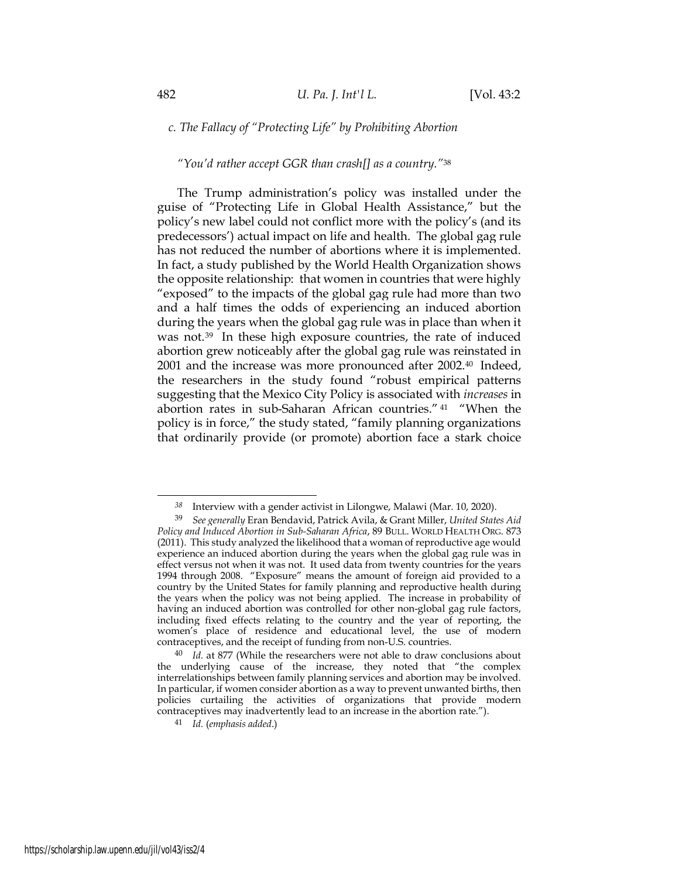### *c. The Fallacy of "Protecting Life" by Prohibiting Abortion*

*"You'd rather accept GGR than crash[] as a country."*[38]

The Trump administration's policy was installed under the guise of "Protecting Life in Global Health Assistance," but the policy's new label could not conflict more with the policy's (and its predecessors') actual impact on life and health. The global gag rule has not reduced the number of abortions where it is implemented. In fact, a study published by the World Health Organization shows the opposite relationship: that women in countries that were highly "exposed" to the impacts of the global gag rule had more than two and a half times the odds of experiencing an induced abortion during the years when the global gag rule was in place than when it was not.[39] In these high exposure countries, the rate of induced abortion grew noticeably after the global gag rule was reinstated in 2001 and the increase was more pronounced after 2002.[40] Indeed, the researchers in the study found "robust empirical patterns suggesting that the Mexico City Policy is associated with *increases* in abortion rates in sub-Saharan African countries."[41] "When the policy is in force," the study stated, "family planning organizations that ordinarily provide (or promote) abortion face a stark choice

---

[38] Interview with a gender activist in Lilongwe, Malawi (Mar. 10, 2020).

[39] *See generally* Eran Bendavid, Patrick Avila, & Grant Miller, *United States Aid Policy and Induced Abortion in Sub-Saharan Africa*, 89 BULL. WORLD HEALTH ORG. 873 (2011). This study analyzed the likelihood that a woman of reproductive age would experience an induced abortion during the years when the global gag rule was in effect versus not when it was not. It used data from twenty countries for the years 1994 through 2008. "Exposure" means the amount of foreign aid provided to a country by the United States for family planning and reproductive health during the years when the policy was not being applied. The increase in probability of having an induced abortion was controlled for other non-global gag rule factors, including fixed effects relating to the country and the year of reporting, the women's place of residence and educational level, the use of modern contraceptives, and the receipt of funding from non-U.S. countries.

[40] *Id.* at 877 (While the researchers were not able to draw conclusions about the underlying cause of the increase, they noted that "the complex interrelationships between family planning services and abortion may be involved. In particular, if women consider abortion as a way to prevent unwanted births, then policies curtailing the activities of organizations that provide modern contraceptives may inadvertently lead to an increase in the abortion rate.").

[41] *Id.* (*emphasis added*.)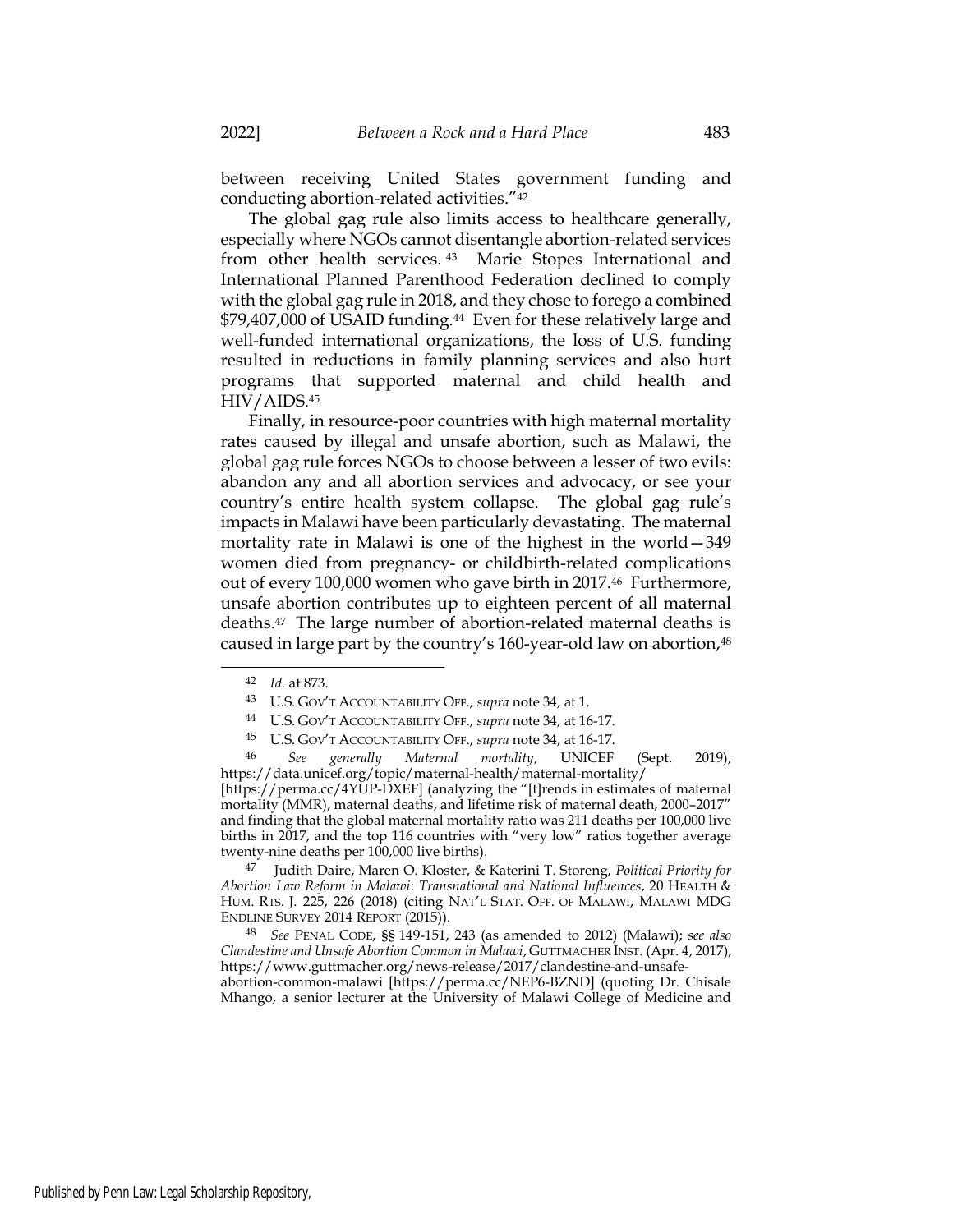between receiving United States government funding and conducting abortion-related activities."[42]

The global gag rule also limits access to healthcare generally, especially where NGOs cannot disentangle abortion-related services from other health services.[43] Marie Stopes International and International Planned Parenthood Federation declined to comply with the global gag rule in 2018, and they chose to forego a combined $79,407,000 of USAID funding.[44] Even for these relatively large and well-funded international organizations, the loss of U.S. funding resulted in reductions in family planning services and also hurt programs that supported maternal and child health and HIV/AIDS.[45]

Finally, in resource-poor countries with high maternal mortality rates caused by illegal and unsafe abortion, such as Malawi, the global gag rule forces NGOs to choose between a lesser of two evils: abandon any and all abortion services and advocacy, or see your country's entire health system collapse. The global gag rule's impacts in Malawi have been particularly devastating. The maternal mortality rate in Malawi is one of the highest in the world—349 women died from pregnancy- or childbirth-related complications out of every 100,000 women who gave birth in 2017.[46] Furthermore, unsafe abortion contributes up to eighteen percent of all maternal deaths.[47] The large number of abortion-related maternal deaths is caused in large part by the country's 160-year-old law on abortion,[48]

---

42 *Id.* at 873.

43 U.S. GOV'T ACCOUNTABILITY OFF., *supra* note 34, at 1.

44 U.S. GOV'T ACCOUNTABILITY OFF., *supra* note 34, at 16-17.

45 U.S. GOV'T ACCOUNTABILITY OFF., *supra* note 34, at 16-17.

46 *See generally Maternal mortality*, UNICEF (Sept. 2019), https://data.unicef.org/topic/maternal-health/maternal-mortality/ [https://perma.cc/4YUP-DXEF] (analyzing the "[t]rends in estimates of maternal mortality (MMR), maternal deaths, and lifetime risk of maternal death, 2000–2017" and finding that the global maternal mortality ratio was 211 deaths per 100,000 live births in 2017, and the top 116 countries with "very low" ratios together average twenty-nine deaths per 100,000 live births).

47 Judith Daire, Maren O. Kloster, & Katerini T. Storeng, *Political Priority for Abortion Law Reform in Malawi*: *Transnational and National Influences*, 20 HEALTH & HUM. RTS. J. 225, 226 (2018) (citing NAT'L STAT. OFF. OF MALAWI, MALAWI MDG ENDLINE SURVEY 2014 REPORT (2015)).

48 *See* PENAL CODE, §§ 149-151, 243 (as amended to 2012) (Malawi); *see also Clandestine and Unsafe Abortion Common in Malawi*, GUTTMACHER INST. (Apr. 4, 2017), https://www.guttmacher.org/news-release/2017/clandestine-and-unsafe-abortion-common-malawi [https://perma.cc/NEP6-BZND] (quoting Dr. Chisale Mhango, a senior lecturer at the University of Malawi College of Medicine and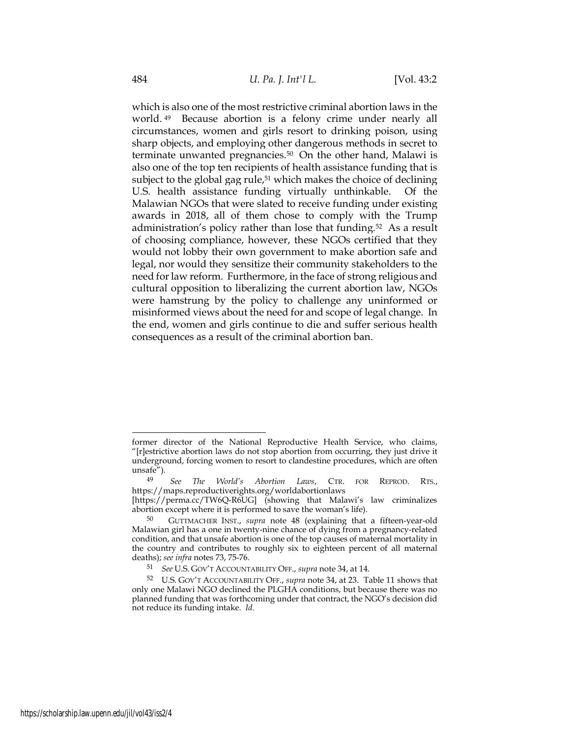which is also one of the most restrictive criminal abortion laws in the world.[49] Because abortion is a felony crime under nearly all circumstances, women and girls resort to drinking poison, using sharp objects, and employing other dangerous methods in secret to terminate unwanted pregnancies.[50] On the other hand, Malawi is also one of the top ten recipients of health assistance funding that is subject to the global gag rule,[51] which makes the choice of declining U.S. health assistance funding virtually unthinkable. Of the Malawian NGOs that were slated to receive funding under existing awards in 2018, all of them chose to comply with the Trump administration's policy rather than lose that funding.[52] As a result of choosing compliance, however, these NGOs certified that they would not lobby their own government to make abortion safe and legal, nor would they sensitize their community stakeholders to the need for law reform. Furthermore, in the face of strong religious and cultural opposition to liberalizing the current abortion law, NGOs were hamstrung by the policy to challenge any uninformed or misinformed views about the need for and scope of legal change. In the end, women and girls continue to die and suffer serious health consequences as a result of the criminal abortion ban.

---

former director of the National Reproductive Health Service, who claims, "[r]estrictive abortion laws do not stop abortion from occurring, they just drive it underground, forcing women to resort to clandestine procedures, which are often unsafe").

[49] *See The World's Abortion Laws*, CTR. FOR REPROD. RTS., https://maps.reproductiverights.org/worldabortionlaws [https://perma.cc/TW6Q-R6UG] (showing that Malawi's law criminalizes abortion except where it is performed to save the woman's life).

[50] GUTTMACHER INST., *supra* note 48 (explaining that a fifteen-year-old Malawian girl has a one in twenty-nine chance of dying from a pregnancy-related condition, and that unsafe abortion is one of the top causes of maternal mortality in the country and contributes to roughly six to eighteen percent of all maternal deaths); *see infra* notes 73, 75-76.

[51] *See* U.S. GOV'T ACCOUNTABILITY OFF., *supra* note 34, at 14.

[52] U.S. GOV'T ACCOUNTABILITY OFF., *supra* note 34, at 23. Table 11 shows that only one Malawi NGO declined the PLGHA conditions, but because there was no planned funding that was forthcoming under that contract, the NGO's decision did not reduce its funding intake. *Id.*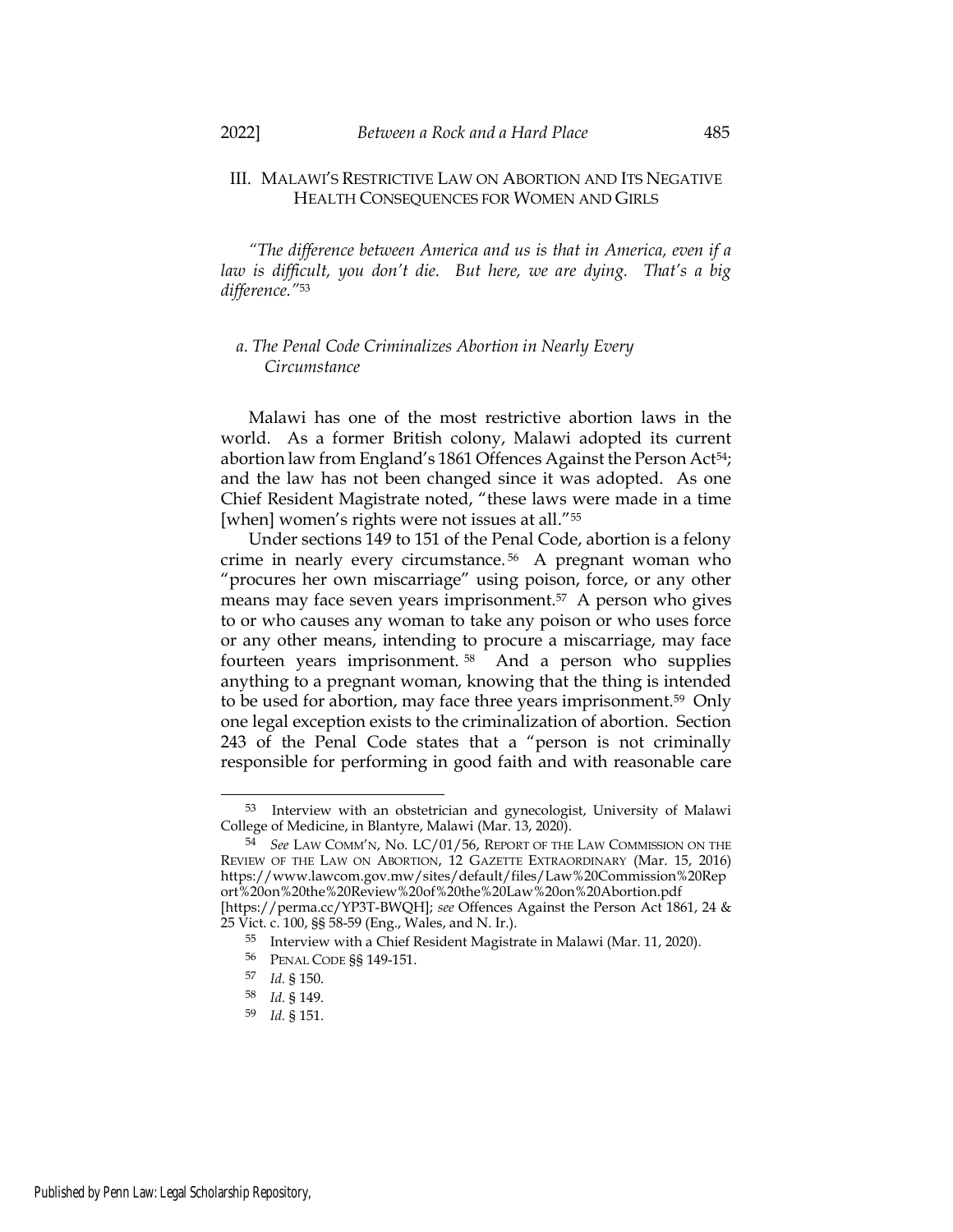## III. MALAWI'S RESTRICTIVE LAW ON ABORTION AND ITS NEGATIVE HEALTH CONSEQUENCES FOR WOMEN AND GIRLS

*"The difference between America and us is that in America, even if a law is difficult, you don't die. But here, we are dying. That's a big difference."*[53]

### *a. The Penal Code Criminalizes Abortion in Nearly Every Circumstance*

Malawi has one of the most restrictive abortion laws in the world. As a former British colony, Malawi adopted its current abortion law from England's 1861 Offences Against the Person Act[54]; and the law has not been changed since it was adopted. As one Chief Resident Magistrate noted, "these laws were made in a time [when] women's rights were not issues at all."[55]

Under sections 149 to 151 of the Penal Code, abortion is a felony crime in nearly every circumstance.[56] A pregnant woman who "procures her own miscarriage" using poison, force, or any other means may face seven years imprisonment.[57] A person who gives to or who causes any woman to take any poison or who uses force or any other means, intending to procure a miscarriage, may face fourteen years imprisonment.[58] And a person who supplies anything to a pregnant woman, knowing that the thing is intended to be used for abortion, may face three years imprisonment.[59] Only one legal exception exists to the criminalization of abortion. Section 243 of the Penal Code states that a "person is not criminally responsible for performing in good faith and with reasonable care

---

53 Interview with an obstetrician and gynecologist, University of Malawi College of Medicine, in Blantyre, Malawi (Mar. 13, 2020).

54 *See* LAW COMM'N, No. LC/01/56, REPORT OF THE LAW COMMISSION ON THE REVIEW OF THE LAW ON ABORTION, 12 GAZETTE EXTRAORDINARY (Mar. 15, 2016) https://www.lawcom.gov.mw/sites/default/files/Law%20Commission%20Report%20on%20the%20Review%20of%20the%20Law%20on%20Abortion.pdf [https://perma.cc/YP3T-BWQH]; *see* Offences Against the Person Act 1861, 24 & 25 Vict. c. 100, §§ 58-59 (Eng., Wales, and N. Ir.).

55 Interview with a Chief Resident Magistrate in Malawi (Mar. 11, 2020).

56 PENAL CODE §§ 149-151.

57 *Id.* § 150.

58 *Id.* § 149.

59 *Id.* § 151.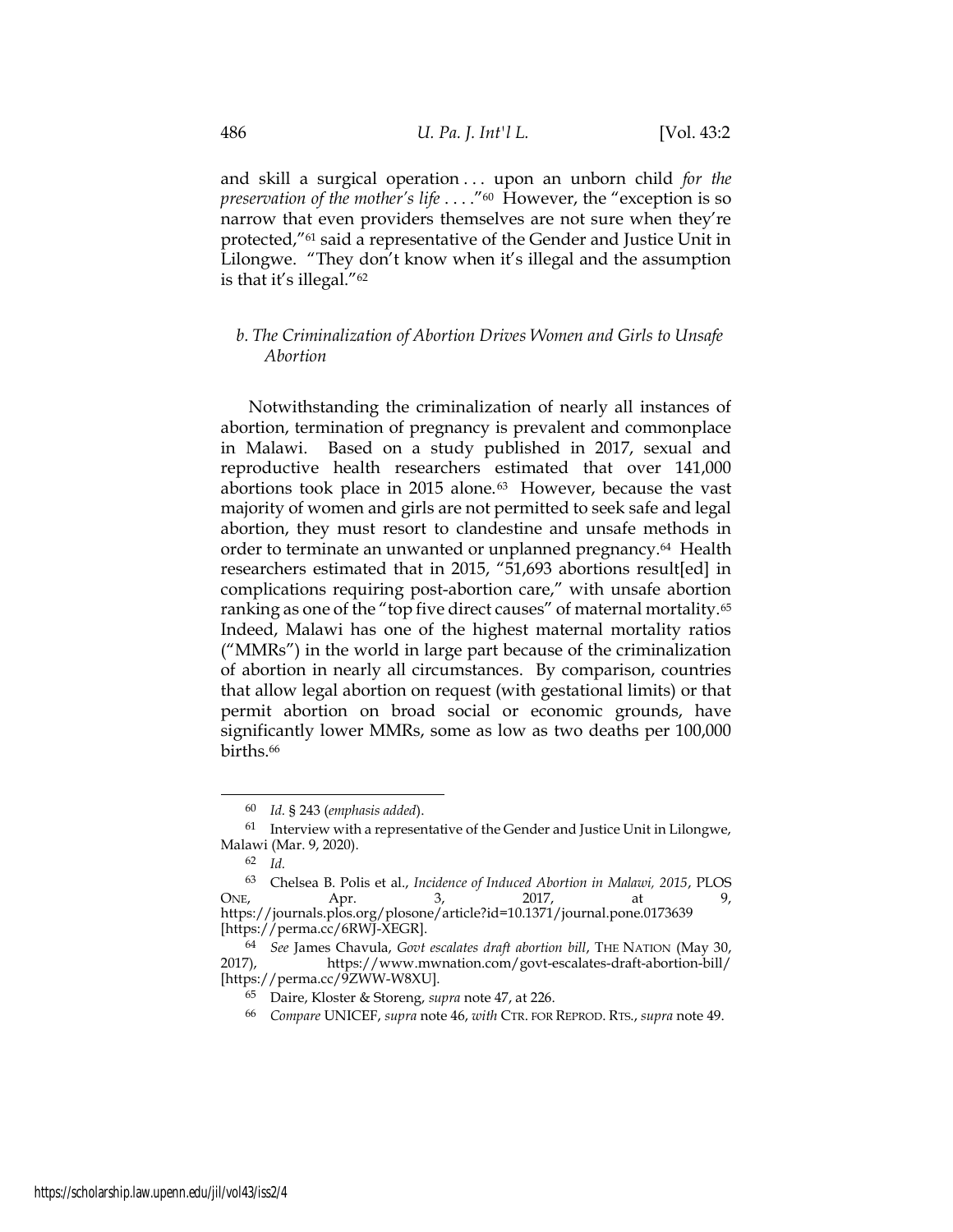and skill a surgical operation . . . upon an unborn child *for the preservation of the mother's life* . . . ."[60] However, the "exception is so narrow that even providers themselves are not sure when they're protected,"[61] said a representative of the Gender and Justice Unit in Lilongwe. "They don't know when it's illegal and the assumption is that it's illegal."[62]

### *b. The Criminalization of Abortion Drives Women and Girls to Unsafe Abortion*

Notwithstanding the criminalization of nearly all instances of abortion, termination of pregnancy is prevalent and commonplace in Malawi. Based on a study published in 2017, sexual and reproductive health researchers estimated that over 141,000 abortions took place in 2015 alone.[63] However, because the vast majority of women and girls are not permitted to seek safe and legal abortion, they must resort to clandestine and unsafe methods in order to terminate an unwanted or unplanned pregnancy.[64] Health researchers estimated that in 2015, "51,693 abortions result[ed] in complications requiring post-abortion care," with unsafe abortion ranking as one of the "top five direct causes" of maternal mortality.[65] Indeed, Malawi has one of the highest maternal mortality ratios ("MMRs") in the world in large part because of the criminalization of abortion in nearly all circumstances. By comparison, countries that allow legal abortion on request (with gestational limits) or that permit abortion on broad social or economic grounds, have significantly lower MMRs, some as low as two deaths per 100,000 births.[66]

---

[60] *Id.* § 243 (*emphasis added*).

[61] Interview with a representative of the Gender and Justice Unit in Lilongwe, Malawi (Mar. 9, 2020).

[62] *Id.*

[63] Chelsea B. Polis et al., *Incidence of Induced Abortion in Malawi, 2015*, PLOS ONE, Apr. 3, 2017, at 9, https://journals.plos.org/plosone/article?id=10.1371/journal.pone.0173639 [https://perma.cc/6RWJ-XEGR].

[64] *See* James Chavula, *Govt escalates draft abortion bill*, THE NATION (May 30, 2017), https://www.mwnation.com/govt-escalates-draft-abortion-bill/ [https://perma.cc/9ZWW-W8XU].

[65] Daire, Kloster & Storeng, *supra* note 47, at 226.

[66] *Compare* UNICEF, *supra* note 46, *with* CTR. FOR REPROD. RTS., *supra* note 49.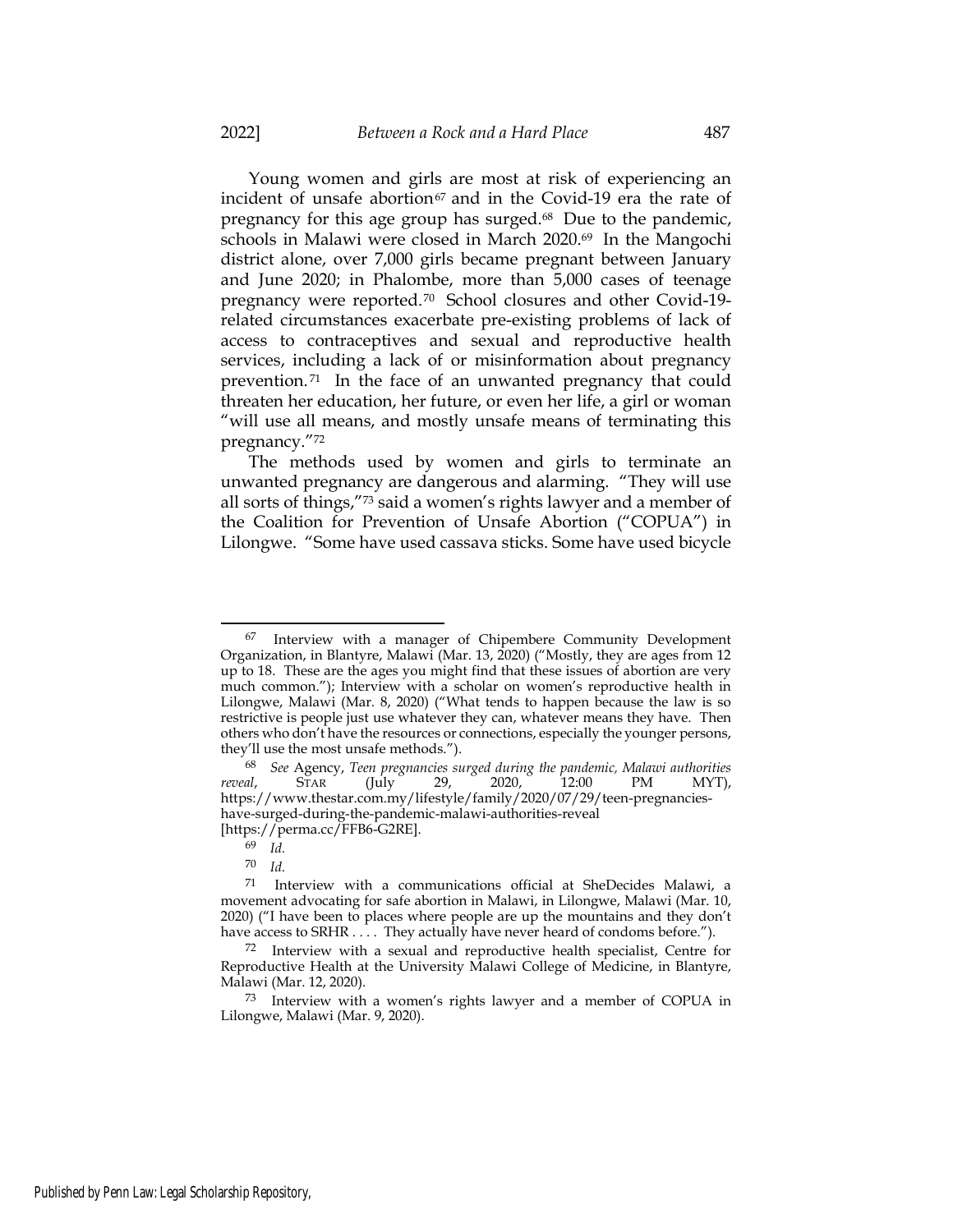Young women and girls are most at risk of experiencing an incident of unsafe abortion[67] and in the Covid-19 era the rate of pregnancy for this age group has surged.[68] Due to the pandemic, schools in Malawi were closed in March 2020.[69] In the Mangochi district alone, over 7,000 girls became pregnant between January and June 2020; in Phalombe, more than 5,000 cases of teenage pregnancy were reported.[70] School closures and other Covid-19-related circumstances exacerbate pre-existing problems of lack of access to contraceptives and sexual and reproductive health services, including a lack of or misinformation about pregnancy prevention.[71] In the face of an unwanted pregnancy that could threaten her education, her future, or even her life, a girl or woman "will use all means, and mostly unsafe means of terminating this pregnancy."[72]

The methods used by women and girls to terminate an unwanted pregnancy are dangerous and alarming. "They will use all sorts of things,"[73] said a women's rights lawyer and a member of the Coalition for Prevention of Unsafe Abortion ("COPUA") in Lilongwe. "Some have used cassava sticks. Some have used bicycle

---

[67] Interview with a manager of Chipembere Community Development Organization, in Blantyre, Malawi (Mar. 13, 2020) ("Mostly, they are ages from 12 up to 18. These are the ages you might find that these issues of abortion are very much common."); Interview with a scholar on women's reproductive health in Lilongwe, Malawi (Mar. 8, 2020) ("What tends to happen because the law is so restrictive is people just use whatever they can, whatever means they have. Then others who don't have the resources or connections, especially the younger persons, they'll use the most unsafe methods.").

[68] *See* Agency, *Teen pregnancies surged during the pandemic, Malawi authorities reveal*, STAR (July 29, 2020, 12:00 PM MYT), https://www.thestar.com.my/lifestyle/family/2020/07/29/teen-pregnancies-have-surged-during-the-pandemic-malawi-authorities-reveal [https://perma.cc/FFB6-G2RE].

[69] *Id.*

[70] *Id.*

[71] Interview with a communications official at SheDecides Malawi, a movement advocating for safe abortion in Malawi, in Lilongwe, Malawi (Mar. 10, 2020) ("I have been to places where people are up the mountains and they don't have access to SRHR . . . . They actually have never heard of condoms before.").

[72] Interview with a sexual and reproductive health specialist, Centre for Reproductive Health at the University Malawi College of Medicine, in Blantyre, Malawi (Mar. 12, 2020).

[73] Interview with a women's rights lawyer and a member of COPUA in Lilongwe, Malawi (Mar. 9, 2020).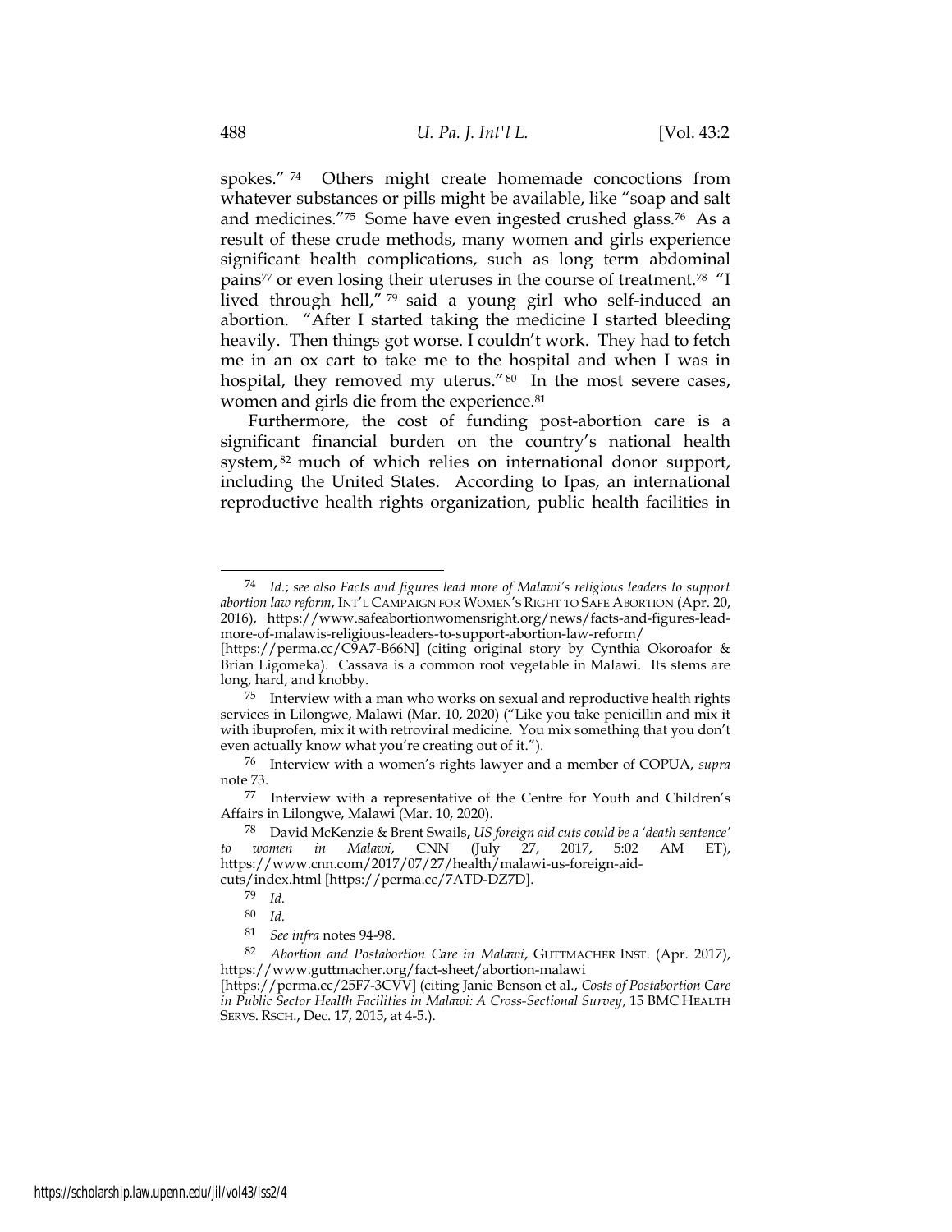spokes."[74] Others might create homemade concoctions from whatever substances or pills might be available, like "soap and salt and medicines."[75] Some have even ingested crushed glass.[76] As a result of these crude methods, many women and girls experience significant health complications, such as long term abdominal pains[77] or even losing their uteruses in the course of treatment.[78] "I lived through hell,"[79] said a young girl who self-induced an abortion. "After I started taking the medicine I started bleeding heavily. Then things got worse. I couldn't work. They had to fetch me in an ox cart to take me to the hospital and when I was in hospital, they removed my uterus."[80] In the most severe cases, women and girls die from the experience.[81]

Furthermore, the cost of funding post-abortion care is a significant financial burden on the country's national health system,[82] much of which relies on international donor support, including the United States. According to Ipas, an international reproductive health rights organization, public health facilities in

---

[74] *Id.*; *see also Facts and figures lead more of Malawi's religious leaders to support abortion law reform*, INT'L CAMPAIGN FOR WOMEN'S RIGHT TO SAFE ABORTION (Apr. 20, 2016), https://www.safeabortionwomensright.org/news/facts-and-figures-lead-more-of-malawis-religious-leaders-to-support-abortion-law-reform/ [https://perma.cc/C9A7-B66N] (citing original story by Cynthia Okoroafor & Brian Ligomeka). Cassava is a common root vegetable in Malawi. Its stems are long, hard, and knobby.

[75] Interview with a man who works on sexual and reproductive health rights services in Lilongwe, Malawi (Mar. 10, 2020) ("Like you take penicillin and mix it with ibuprofen, mix it with retroviral medicine. You mix something that you don't even actually know what you're creating out of it.").

[76] Interview with a women's rights lawyer and a member of COPUA, *supra* note 73.

[77] Interview with a representative of the Centre for Youth and Children's Affairs in Lilongwe, Malawi (Mar. 10, 2020).

[78] David McKenzie & Brent Swails, *US foreign aid cuts could be a 'death sentence' to women in Malawi*, CNN (July 27, 2017, 5:02 AM ET), https://www.cnn.com/2017/07/27/health/malawi-us-foreign-aid-cuts/index.html [https://perma.cc/7ATD-DZ7D].

[79] *Id.*

[80] *Id.*

[81] *See infra* notes 94-98.

[82] *Abortion and Postabortion Care in Malawi*, GUTTMACHER INST. (Apr. 2017), https://www.guttmacher.org/fact-sheet/abortion-malawi [https://perma.cc/25F7-3CVV] (citing Janie Benson et al., *Costs of Postabortion Care in Public Sector Health Facilities in Malawi: A Cross-Sectional Survey*, 15 BMC HEALTH SERVS. RSCH., Dec. 17, 2015, at 4-5.).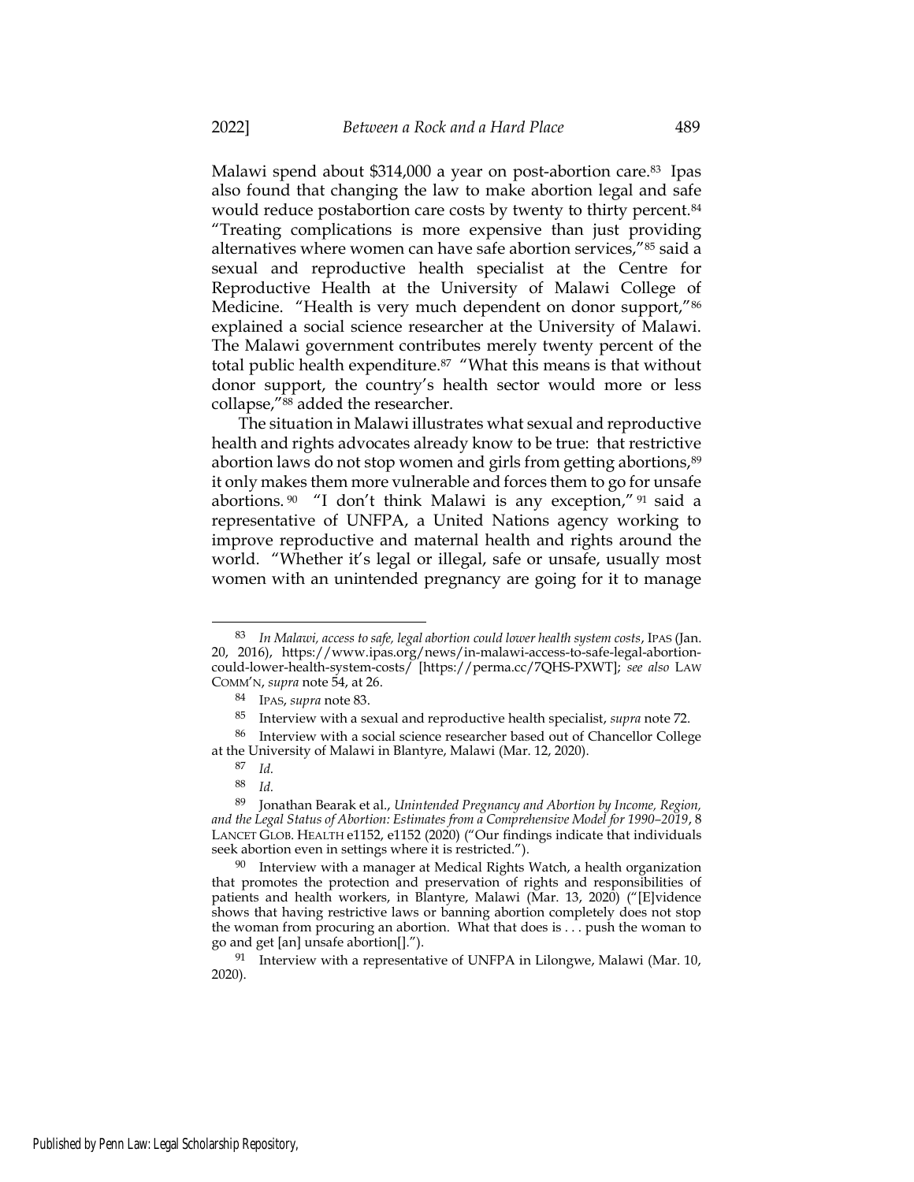Malawi spend about $314,000 a year on post-abortion care.[83] Ipas also found that changing the law to make abortion legal and safe would reduce postabortion care costs by twenty to thirty percent.[84] "Treating complications is more expensive than just providing alternatives where women can have safe abortion services,"[85] said a sexual and reproductive health specialist at the Centre for Reproductive Health at the University of Malawi College of Medicine. "Health is very much dependent on donor support,"[86] explained a social science researcher at the University of Malawi. The Malawi government contributes merely twenty percent of the total public health expenditure.[87] "What this means is that without donor support, the country's health sector would more or less collapse,"[88] added the researcher.

The situation in Malawi illustrates what sexual and reproductive health and rights advocates already know to be true: that restrictive abortion laws do not stop women and girls from getting abortions,[89] it only makes them more vulnerable and forces them to go for unsafe abortions.[90] "I don't think Malawi is any exception,"[91] said a representative of UNFPA, a United Nations agency working to improve reproductive and maternal health and rights around the world. "Whether it's legal or illegal, safe or unsafe, usually most women with an unintended pregnancy are going for it to manage

---

[83] *In Malawi, access to safe, legal abortion could lower health system costs*, IPAS (Jan. 20, 2016), https://www.ipas.org/news/in-malawi-access-to-safe-legal-abortion-could-lower-health-system-costs/ [https://perma.cc/7QHS-PXWT]; *see also* LAW COMM'N, *supra* note 54, at 26.

[84] IPAS, *supra* note 83.

[85] Interview with a sexual and reproductive health specialist, *supra* note 72.

[86] Interview with a social science researcher based out of Chancellor College at the University of Malawi in Blantyre, Malawi (Mar. 12, 2020).

[87] *Id.*

[88] *Id.*

[89] Jonathan Bearak et al., *Unintended Pregnancy and Abortion by Income, Region, and the Legal Status of Abortion: Estimates from a Comprehensive Model for 1990–2019*, 8 LANCET GLOB. HEALTH e1152, e1152 (2020) ("Our findings indicate that individuals seek abortion even in settings where it is restricted.").

[90] Interview with a manager at Medical Rights Watch, a health organization that promotes the protection and preservation of rights and responsibilities of patients and health workers, in Blantyre, Malawi (Mar. 13, 2020) ("[E]vidence shows that having restrictive laws or banning abortion completely does not stop the woman from procuring an abortion. What that does is . . . push the woman to go and get [an] unsafe abortion[].").

[91] Interview with a representative of UNFPA in Lilongwe, Malawi (Mar. 10, 2020).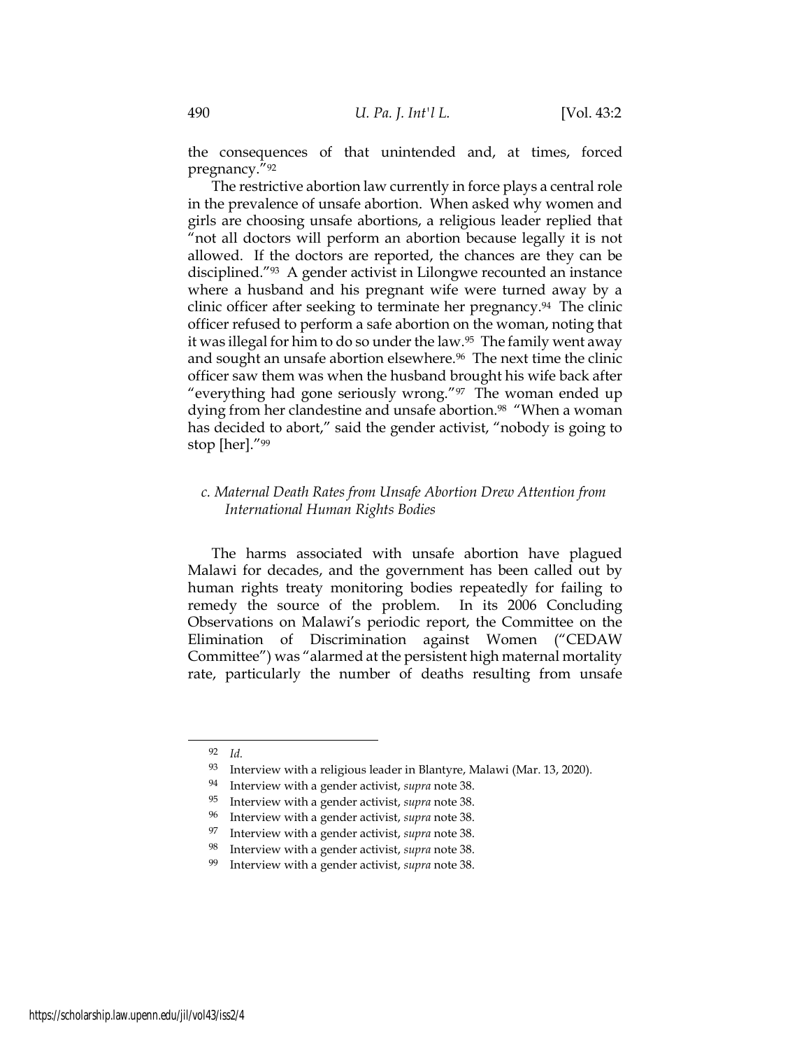the consequences of that unintended and, at times, forced pregnancy."[92]

The restrictive abortion law currently in force plays a central role in the prevalence of unsafe abortion. When asked why women and girls are choosing unsafe abortions, a religious leader replied that "not all doctors will perform an abortion because legally it is not allowed. If the doctors are reported, the chances are they can be disciplined."[93] A gender activist in Lilongwe recounted an instance where a husband and his pregnant wife were turned away by a clinic officer after seeking to terminate her pregnancy.[94] The clinic officer refused to perform a safe abortion on the woman, noting that it was illegal for him to do so under the law.[95] The family went away and sought an unsafe abortion elsewhere.[96] The next time the clinic officer saw them was when the husband brought his wife back after "everything had gone seriously wrong."[97] The woman ended up dying from her clandestine and unsafe abortion.[98] "When a woman has decided to abort," said the gender activist, "nobody is going to stop [her]."[99]

### *c. Maternal Death Rates from Unsafe Abortion Drew Attention from International Human Rights Bodies*

The harms associated with unsafe abortion have plagued Malawi for decades, and the government has been called out by human rights treaty monitoring bodies repeatedly for failing to remedy the source of the problem. In its 2006 Concluding Observations on Malawi's periodic report, the Committee on the Elimination of Discrimination against Women ("CEDAW Committee") was "alarmed at the persistent high maternal mortality rate, particularly the number of deaths resulting from unsafe

---

[92] *Id.*

[93] Interview with a religious leader in Blantyre, Malawi (Mar. 13, 2020).

[94] Interview with a gender activist, *supra* note 38.

[95] Interview with a gender activist, *supra* note 38.

[96] Interview with a gender activist, *supra* note 38.

[97] Interview with a gender activist, *supra* note 38.

[98] Interview with a gender activist, *supra* note 38.

[99] Interview with a gender activist, *supra* note 38.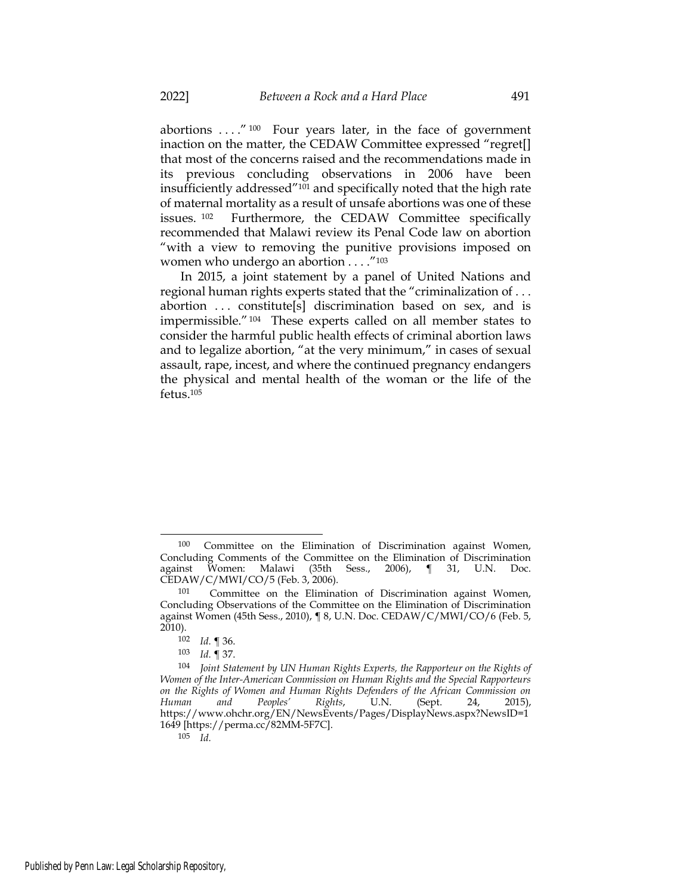abortions . . . ."[100] Four years later, in the face of government inaction on the matter, the CEDAW Committee expressed "regret[] that most of the concerns raised and the recommendations made in its previous concluding observations in 2006 have been insufficiently addressed"[101] and specifically noted that the high rate of maternal mortality as a result of unsafe abortions was one of these issues.[102] Furthermore, the CEDAW Committee specifically recommended that Malawi review its Penal Code law on abortion "with a view to removing the punitive provisions imposed on women who undergo an abortion . . . ."[103]

In 2015, a joint statement by a panel of United Nations and regional human rights experts stated that the "criminalization of . . . abortion . . . constitute[s] discrimination based on sex, and is impermissible."[104] These experts called on all member states to consider the harmful public health effects of criminal abortion laws and to legalize abortion, "at the very minimum," in cases of sexual assault, rape, incest, and where the continued pregnancy endangers the physical and mental health of the woman or the life of the fetus.[105]

---

[100] Committee on the Elimination of Discrimination against Women, Concluding Comments of the Committee on the Elimination of Discrimination against Women: Malawi (35th Sess., 2006), ¶ 31, U.N. Doc. CEDAW/C/MWI/CO/5 (Feb. 3, 2006).

[101] Committee on the Elimination of Discrimination against Women, Concluding Observations of the Committee on the Elimination of Discrimination against Women (45th Sess., 2010), ¶ 8, U.N. Doc. CEDAW/C/MWI/CO/6 (Feb. 5, 2010).

[102] *Id.* ¶ 36.

[103] *Id.* ¶ 37.

[104] *Joint Statement by UN Human Rights Experts, the Rapporteur on the Rights of Women of the Inter-American Commission on Human Rights and the Special Rapporteurs on the Rights of Women and Human Rights Defenders of the African Commission on Human and Peoples' Rights*, U.N. (Sept. 24, 2015), https://www.ohchr.org/EN/NewsEvents/Pages/DisplayNews.aspx?NewsID=16649 [https://perma.cc/82MM-5F7C].

[105] *Id.*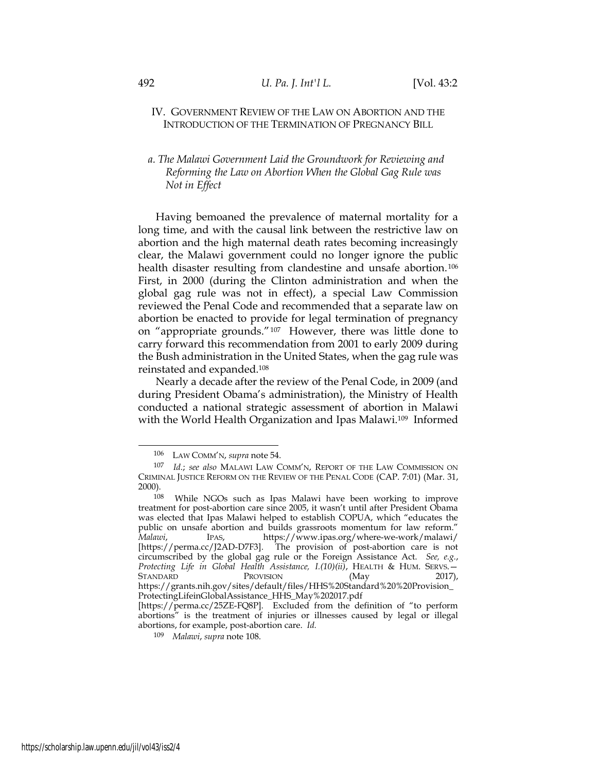## IV. Government Review of the Law on Abortion and the Introduction of the Termination of Pregnancy Bill

### *a. The Malawi Government Laid the Groundwork for Reviewing and Reforming the Law on Abortion When the Global Gag Rule was Not in Effect*

Having bemoaned the prevalence of maternal mortality for a long time, and with the causal link between the restrictive law on abortion and the high maternal death rates becoming increasingly clear, the Malawi government could no longer ignore the public health disaster resulting from clandestine and unsafe abortion.[106] First, in 2000 (during the Clinton administration and when the global gag rule was not in effect), a special Law Commission reviewed the Penal Code and recommended that a separate law on abortion be enacted to provide for legal termination of pregnancy on "appropriate grounds."[107] However, there was little done to carry forward this recommendation from 2001 to early 2009 during the Bush administration in the United States, when the gag rule was reinstated and expanded.[108]

Nearly a decade after the review of the Penal Code, in 2009 (and during President Obama's administration), the Ministry of Health conducted a national strategic assessment of abortion in Malawi with the World Health Organization and Ipas Malawi.[109] Informed

---

[106] LAW COMM'N, *supra* note 54.

[107] *Id.*; *see also* MALAWI LAW COMM'N, REPORT OF THE LAW COMMISSION ON CRIMINAL JUSTICE REFORM ON THE REVIEW OF THE PENAL CODE (CAP. 7:01) (Mar. 31, 2000).

[108] While NGOs such as Ipas Malawi have been working to improve treatment for post-abortion care since 2005, it wasn't until after President Obama was elected that Ipas Malawi helped to establish COPUA, which "educates the public on unsafe abortion and builds grassroots momentum for law reform." *Malawi*, IPAS, https://www.ipas.org/where-we-work/malawi/ [https://perma.cc/J2AD-D7F3]. The provision of post-abortion care is not circumscribed by the global gag rule or the Foreign Assistance Act. *See, e.g.*, *Protecting Life in Global Health Assistance, I.(10)(ii)*, HEALTH & HUM. SERVS.—STANDARD PROVISION (May 2017), https://grants.nih.gov/sites/default/files/HHS%20Standard%20Provision_ProtectingLifeinGlobalAssistance_HHS_May%202017.pdf [https://perma.cc/25ZE-FQ8P]. Excluded from the definition of "to perform abortions" is the treatment of injuries or illnesses caused by legal or illegal abortions, for example, post-abortion care. *Id.*

[109] *Malawi*, *supra* note 108.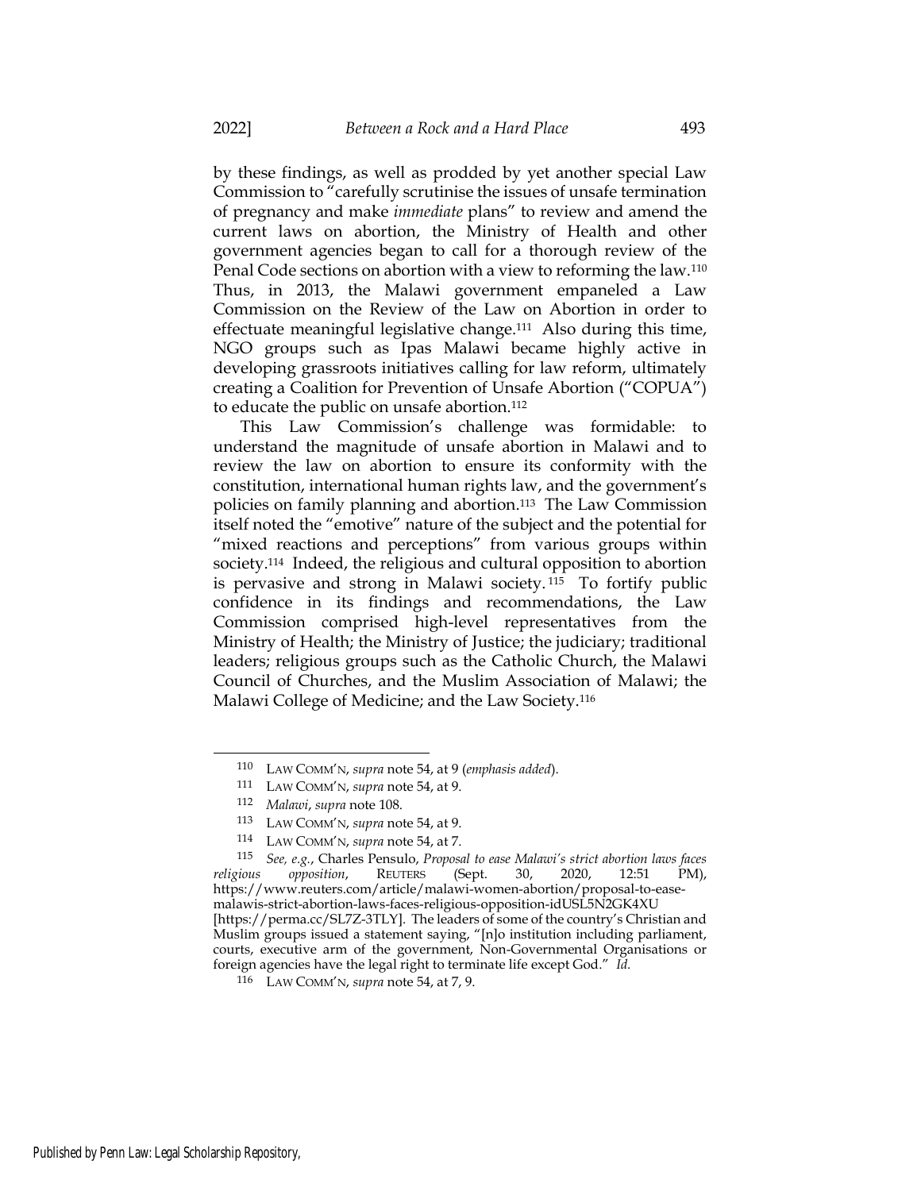by these findings, as well as prodded by yet another special Law Commission to "carefully scrutinise the issues of unsafe termination of pregnancy and make *immediate* plans" to review and amend the current laws on abortion, the Ministry of Health and other government agencies began to call for a thorough review of the Penal Code sections on abortion with a view to reforming the law.[110] Thus, in 2013, the Malawi government empaneled a Law Commission on the Review of the Law on Abortion in order to effectuate meaningful legislative change.[111] Also during this time, NGO groups such as Ipas Malawi became highly active in developing grassroots initiatives calling for law reform, ultimately creating a Coalition for Prevention of Unsafe Abortion ("COPUA") to educate the public on unsafe abortion.[112]

This Law Commission's challenge was formidable: to understand the magnitude of unsafe abortion in Malawi and to review the law on abortion to ensure its conformity with the constitution, international human rights law, and the government's policies on family planning and abortion.[113] The Law Commission itself noted the "emotive" nature of the subject and the potential for "mixed reactions and perceptions" from various groups within society.[114] Indeed, the religious and cultural opposition to abortion is pervasive and strong in Malawi society.[115] To fortify public confidence in its findings and recommendations, the Law Commission comprised high-level representatives from the Ministry of Health; the Ministry of Justice; the judiciary; traditional leaders; religious groups such as the Catholic Church, the Malawi Council of Churches, and the Muslim Association of Malawi; the Malawi College of Medicine; and the Law Society.[116]

---

110 LAW COMM'N, *supra* note 54, at 9 (*emphasis added*).

111 LAW COMM'N, *supra* note 54, at 9.

112 *Malawi*, *supra* note 108.

113 LAW COMM'N, *supra* note 54, at 9.

114 LAW COMM'N, *supra* note 54, at 7.

115 *See, e.g.*, Charles Pensulo, *Proposal to ease Malawi's strict abortion laws faces religious opposition*, REUTERS (Sept. 30, 2020, 12:51 PM), https://www.reuters.com/article/malawi-women-abortion/proposal-to-ease-malawis-strict-abortion-laws-faces-religious-opposition-idUSL5N2GK4XU [https://perma.cc/SL7Z-3TLY]. The leaders of some of the country's Christian and Muslim groups issued a statement saying, "[n]o institution including parliament, courts, executive arm of the government, Non-Governmental Organisations or foreign agencies have the legal right to terminate life except God." *Id.*

116 LAW COMM'N, *supra* note 54, at 7, 9.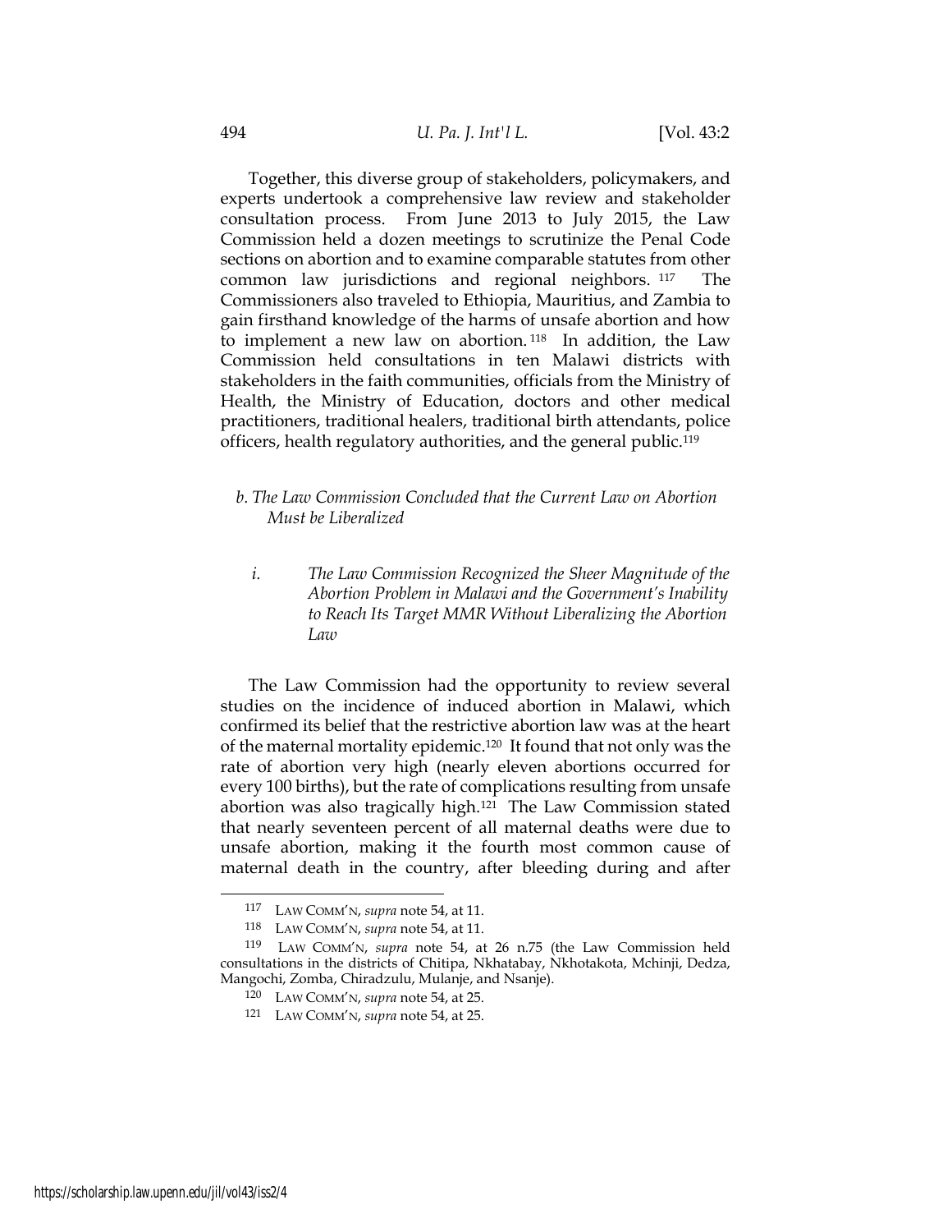Together, this diverse group of stakeholders, policymakers, and experts undertook a comprehensive law review and stakeholder consultation process. From June 2013 to July 2015, the Law Commission held a dozen meetings to scrutinize the Penal Code sections on abortion and to examine comparable statutes from other common law jurisdictions and regional neighbors.[117] The Commissioners also traveled to Ethiopia, Mauritius, and Zambia to gain firsthand knowledge of the harms of unsafe abortion and how to implement a new law on abortion.[118] In addition, the Law Commission held consultations in ten Malawi districts with stakeholders in the faith communities, officials from the Ministry of Health, the Ministry of Education, doctors and other medical practitioners, traditional healers, traditional birth attendants, police officers, health regulatory authorities, and the general public.[119]

#### *b. The Law Commission Concluded that the Current Law on Abortion Must be Liberalized*

##### *i. The Law Commission Recognized the Sheer Magnitude of the Abortion Problem in Malawi and the Government's Inability to Reach Its Target MMR Without Liberalizing the Abortion Law*

The Law Commission had the opportunity to review several studies on the incidence of induced abortion in Malawi, which confirmed its belief that the restrictive abortion law was at the heart of the maternal mortality epidemic.[120] It found that not only was the rate of abortion very high (nearly eleven abortions occurred for every 100 births), but the rate of complications resulting from unsafe abortion was also tragically high.[121] The Law Commission stated that nearly seventeen percent of all maternal deaths were due to unsafe abortion, making it the fourth most common cause of maternal death in the country, after bleeding during and after

---

117 LAW COMM'N, *supra* note 54, at 11.

118 LAW COMM'N, *supra* note 54, at 11.

119 LAW COMM'N, *supra* note 54, at 26 n.75 (the Law Commission held consultations in the districts of Chitipa, Nkhatabay, Nkhotakota, Mchinji, Dedza, Mangochi, Zomba, Chiradzulu, Mulanje, and Nsanje).

120 LAW COMM'N, *supra* note 54, at 25.

121 LAW COMM'N, *supra* note 54, at 25.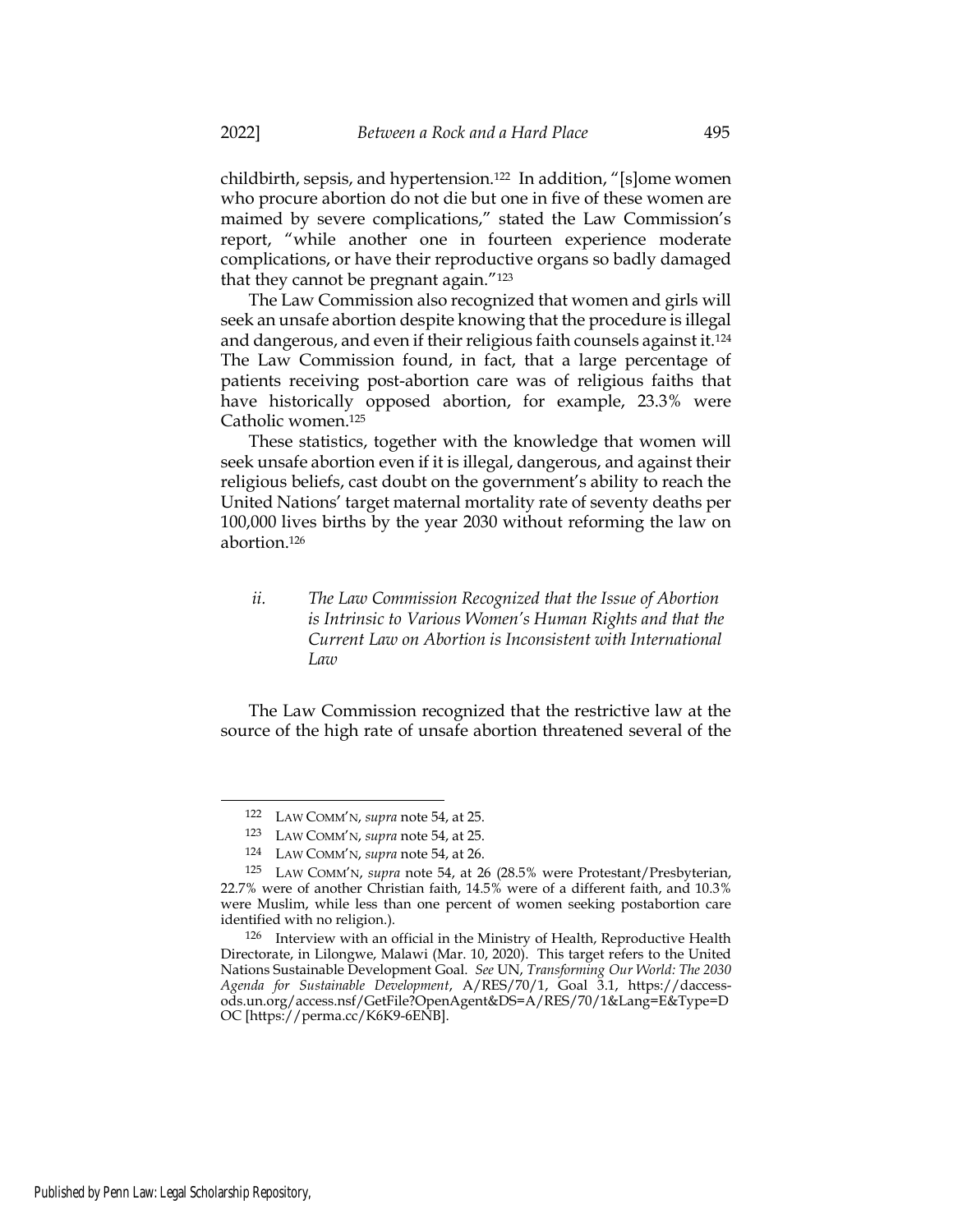childbirth, sepsis, and hypertension.[122] In addition, "[s]ome women who procure abortion do not die but one in five of these women are maimed by severe complications," stated the Law Commission's report, "while another one in fourteen experience moderate complications, or have their reproductive organs so badly damaged that they cannot be pregnant again."[123]

The Law Commission also recognized that women and girls will seek an unsafe abortion despite knowing that the procedure is illegal and dangerous, and even if their religious faith counsels against it.[124] The Law Commission found, in fact, that a large percentage of patients receiving post-abortion care was of religious faiths that have historically opposed abortion, for example, 23.3% were Catholic women.[125]

These statistics, together with the knowledge that women will seek unsafe abortion even if it is illegal, dangerous, and against their religious beliefs, cast doubt on the government's ability to reach the United Nations' target maternal mortality rate of seventy deaths per 100,000 lives births by the year 2030 without reforming the law on abortion.[126]

#### *ii. The Law Commission Recognized that the Issue of Abortion is Intrinsic to Various Women's Human Rights and that the Current Law on Abortion is Inconsistent with International Law*

The Law Commission recognized that the restrictive law at the source of the high rate of unsafe abortion threatened several of the

---

122 LAW COMM'N, *supra* note 54, at 25.

123 LAW COMM'N, *supra* note 54, at 25.

124 LAW COMM'N, *supra* note 54, at 26.

125 LAW COMM'N, *supra* note 54, at 26 (28.5% were Protestant/Presbyterian, 22.7% were of another Christian faith, 14.5% were of a different faith, and 10.3% were Muslim, while less than one percent of women seeking postabortion care identified with no religion.).

126 Interview with an official in the Ministry of Health, Reproductive Health Directorate, in Lilongwe, Malawi (Mar. 10, 2020). This target refers to the United Nations Sustainable Development Goal. *See* UN, *Transforming Our World: The 2030 Agenda for Sustainable Development*, A/RES/70/1, Goal 3.1, https://daccess-ods.un.org/access.nsf/GetFile?OpenAgent&DS=A/RES/70/1&Lang=E&Type=DOC [https://perma.cc/K6K9-6ENB].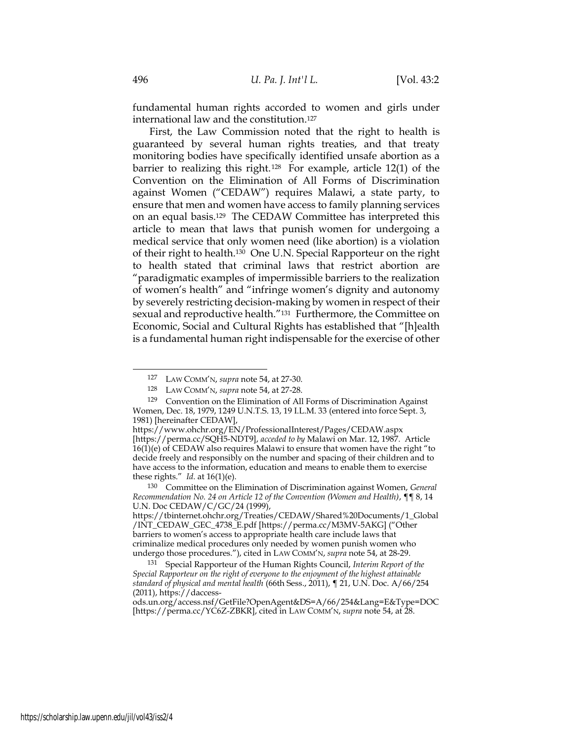fundamental human rights accorded to women and girls under international law and the constitution.[127]

First, the Law Commission noted that the right to health is guaranteed by several human rights treaties, and that treaty monitoring bodies have specifically identified unsafe abortion as a barrier to realizing this right.[128] For example, article 12(1) of the Convention on the Elimination of All Forms of Discrimination against Women ("CEDAW") requires Malawi, a state party, to ensure that men and women have access to family planning services on an equal basis.[129] The CEDAW Committee has interpreted this article to mean that laws that punish women for undergoing a medical service that only women need (like abortion) is a violation of their right to health.[130] One U.N. Special Rapporteur on the right to health stated that criminal laws that restrict abortion are "paradigmatic examples of impermissible barriers to the realization of women's health" and "infringe women's dignity and autonomy by severely restricting decision-making by women in respect of their sexual and reproductive health."[131] Furthermore, the Committee on Economic, Social and Cultural Rights has established that "[h]ealth is a fundamental human right indispensable for the exercise of other

---

[127] LAW COMM'N, *supra* note 54, at 27-30.

[128] LAW COMM'N, *supra* note 54, at 27-28.

[129] Convention on the Elimination of All Forms of Discrimination Against Women, Dec. 18, 1979, 1249 U.N.T.S. 13, 19 I.L.M. 33 (entered into force Sept. 3, 1981) [hereinafter CEDAW], https://www.ohchr.org/EN/ProfessionalInterest/Pages/CEDAW.aspx [https://perma.cc/SQH5-NDT9], *acceded to by* Malawi on Mar. 12, 1987. Article 16(1)(e) of CEDAW also requires Malawi to ensure that women have the right "to decide freely and responsibly on the number and spacing of their children and to have access to the information, education and means to enable them to exercise these rights." *Id.* at 16(1)(e).

[130] Committee on the Elimination of Discrimination against Women, *General Recommendation No. 24 on Article 12 of the Convention (Women and Health)*, ¶¶ 8, 14 U.N. Doc CEDAW/C/GC/24 (1999), https://tbinternet.ohchr.org/Treaties/CEDAW/Shared%20Documents/1_Global/INT_CEDAW_GEC_4738_E.pdf [https://perma.cc/M3MV-5AKG] ("Other barriers to women's access to appropriate health care include laws that criminalize medical procedures only needed by women punish women who undergo those procedures."), cited in LAW COMM'N, *supra* note 54, at 28-29.

[131] Special Rapporteur of the Human Rights Council, *Interim Report of the Special Rapporteur on the right of everyone to the enjoyment of the highest attainable standard of physical and mental health* (66th Sess., 2011), ¶ 21, U.N. Doc. A/66/254 (2011), https://daccess-ods.un.org/access.nsf/GetFile?OpenAgent&DS=A/66/254&Lang=E&Type=DOC [https://perma.cc/YC6Z-ZBKR], cited in LAW COMM'N, *supra* note 54, at 28.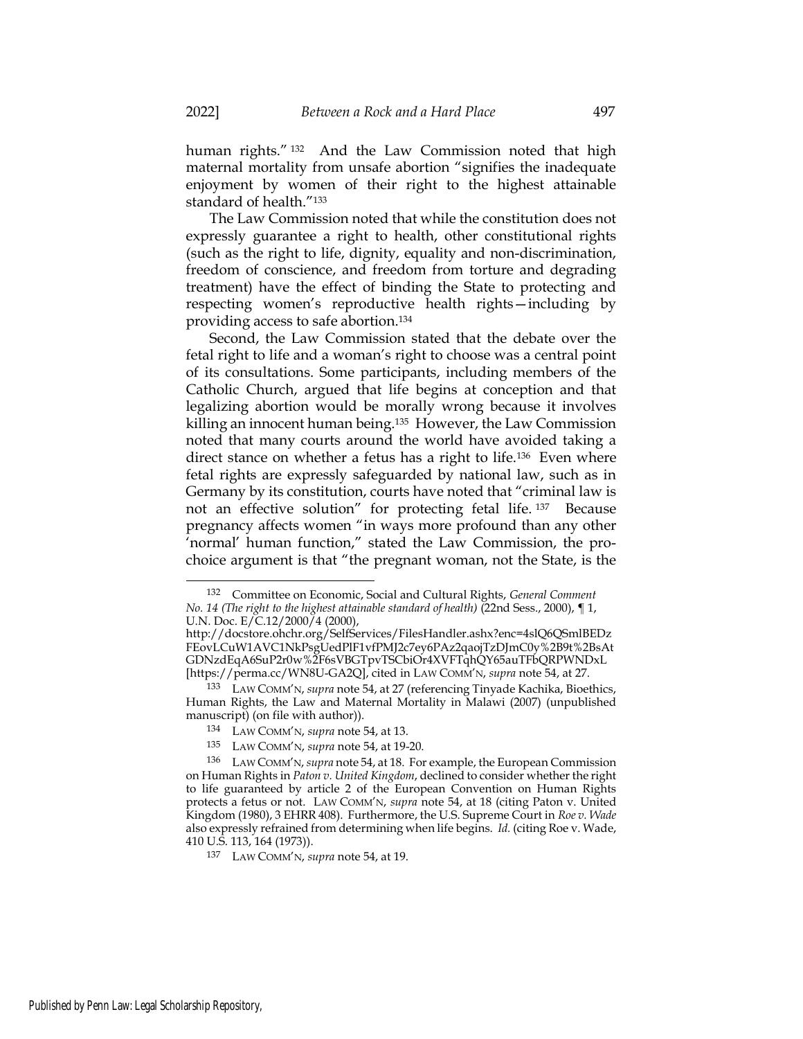human rights."[132] And the Law Commission noted that high maternal mortality from unsafe abortion "signifies the inadequate enjoyment by women of their right to the highest attainable standard of health."[133]

The Law Commission noted that while the constitution does not expressly guarantee a right to health, other constitutional rights (such as the right to life, dignity, equality and non-discrimination, freedom of conscience, and freedom from torture and degrading treatment) have the effect of binding the State to protecting and respecting women's reproductive health rights—including by providing access to safe abortion.[134]

Second, the Law Commission stated that the debate over the fetal right to life and a woman's right to choose was a central point of its consultations. Some participants, including members of the Catholic Church, argued that life begins at conception and that legalizing abortion would be morally wrong because it involves killing an innocent human being.[135] However, the Law Commission noted that many courts around the world have avoided taking a direct stance on whether a fetus has a right to life.[136] Even where fetal rights are expressly safeguarded by national law, such as in Germany by its constitution, courts have noted that "criminal law is not an effective solution" for protecting fetal life.[137] Because pregnancy affects women "in ways more profound than any other 'normal' human function," stated the Law Commission, the pro-choice argument is that "the pregnant woman, not the State, is the

---

[132] Committee on Economic, Social and Cultural Rights, *General Comment No. 14 (The right to the highest attainable standard of health)* (22nd Sess., 2000), ¶ 1, U.N. Doc. E/C.12/2000/4 (2000), http://docstore.ohchr.org/SelfServices/FilesHandler.ashx?enc=4slQ6QSmlBEDzFEovLCuW1AVC1NkPsgUedPlF1vfPMJ2c7ey6PAz2qaojTzDJmC0y%2B9t%2BsAtGDNzdEqA6SuP2r0w%2F6sVBGTpvTSCbiOr4XVFTqhQY65auTFbQRPWNDxL [https://perma.cc/WN8U-GA2Q], cited in LAW COMM'N, *supra* note 54, at 27.

[133] LAW COMM'N, *supra* note 54, at 27 (referencing Tinyade Kachika, Bioethics, Human Rights, the Law and Maternal Mortality in Malawi (2007) (unpublished manuscript) (on file with author)).

[134] LAW COMM'N, *supra* note 54, at 13.

[135] LAW COMM'N, *supra* note 54, at 19-20.

[136] LAW COMM'N, *supra* note 54, at 18. For example, the European Commission on Human Rights in *Paton v. United Kingdom*, declined to consider whether the right to life guaranteed by article 2 of the European Convention on Human Rights protects a fetus or not. LAW COMM'N, *supra* note 54, at 18 (citing Paton v. United Kingdom (1980), 3 EHRR 408). Furthermore, the U.S. Supreme Court in *Roe v. Wade* also expressly refrained from determining when life begins. *Id.* (citing Roe v. Wade, 410 U.S. 113, 164 (1973)).

[137] LAW COMM'N, *supra* note 54, at 19.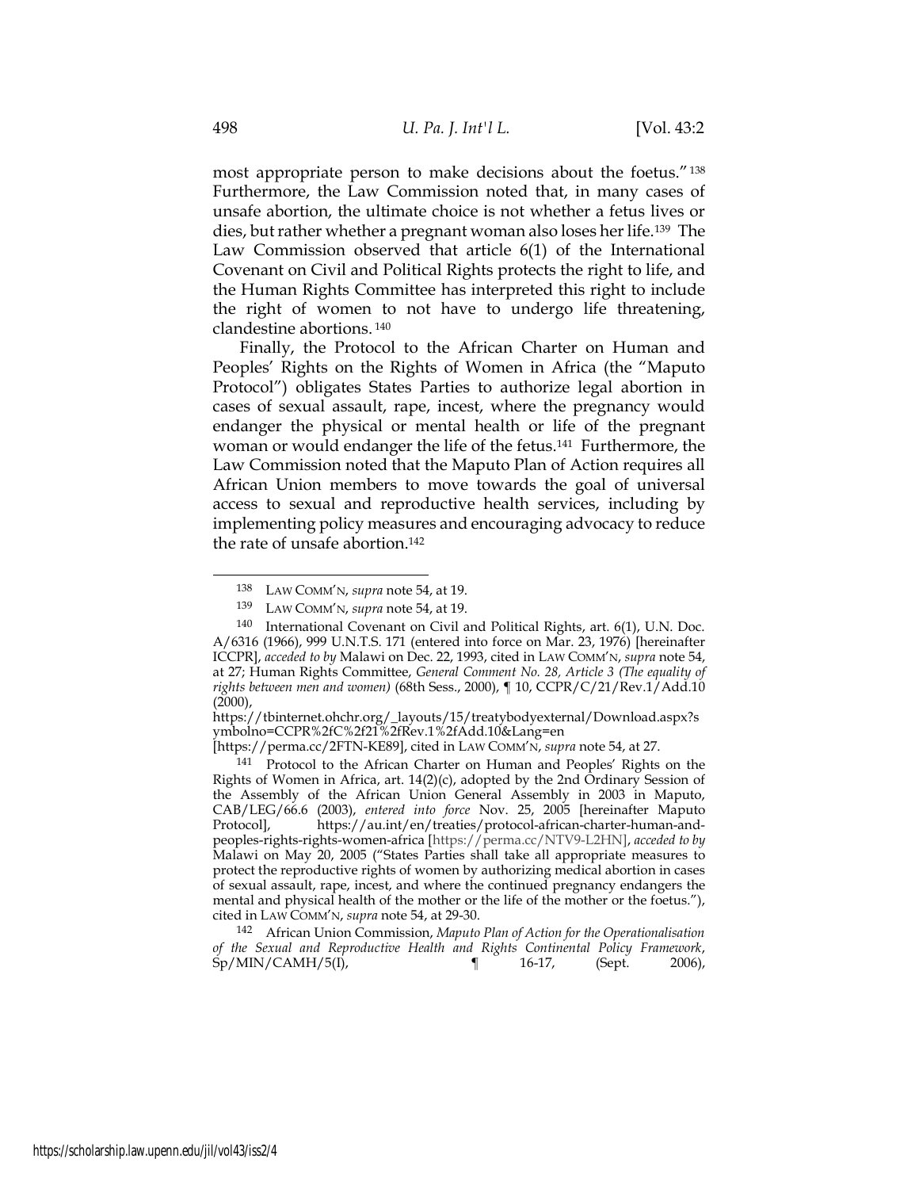most appropriate person to make decisions about the foetus."[138] Furthermore, the Law Commission noted that, in many cases of unsafe abortion, the ultimate choice is not whether a fetus lives or dies, but rather whether a pregnant woman also loses her life.[139] The Law Commission observed that article 6(1) of the International Covenant on Civil and Political Rights protects the right to life, and the Human Rights Committee has interpreted this right to include the right of women to not have to undergo life threatening, clandestine abortions.[140]

Finally, the Protocol to the African Charter on Human and Peoples' Rights on the Rights of Women in Africa (the "Maputo Protocol") obligates States Parties to authorize legal abortion in cases of sexual assault, rape, incest, where the pregnancy would endanger the physical or mental health or life of the pregnant woman or would endanger the life of the fetus.[141] Furthermore, the Law Commission noted that the Maputo Plan of Action requires all African Union members to move towards the goal of universal access to sexual and reproductive health services, including by implementing policy measures and encouraging advocacy to reduce the rate of unsafe abortion.[142]

---

[138] LAW COMM'N, *supra* note 54, at 19.

[139] LAW COMM'N, *supra* note 54, at 19.

[140] International Covenant on Civil and Political Rights, art. 6(1), U.N. Doc. A/6316 (1966), 999 U.N.T.S. 171 (entered into force on Mar. 23, 1976) [hereinafter ICCPR], *acceded to by* Malawi on Dec. 22, 1993, cited in LAW COMM'N, *supra* note 54, at 27; Human Rights Committee, *General Comment No. 28, Article 3 (The equality of rights between men and women)* (68th Sess., 2000), ¶ 10, CCPR/C/21/Rev.1/Add.10 (2000), https://tbinternet.ohchr.org/_layouts/15/treatybodyexternal/Download.aspx?symbolno=CCPR%2fC%2f21%2fRev.1%2fAdd.10&Lang=en [https://perma.cc/2FTN-KE89], cited in LAW COMM'N, *supra* note 54, at 27.

[141] Protocol to the African Charter on Human and Peoples' Rights on the Rights of Women in Africa, art. 14(2)(c), adopted by the 2nd Ordinary Session of the Assembly of the African Union General Assembly in 2003 in Maputo, CAB/LEG/66.6 (2003), *entered into force* Nov. 25, 2005 [hereinafter Maputo Protocol], https://au.int/en/treaties/protocol-african-charter-human-and-peoples-rights-rights-women-africa [https://perma.cc/NTV9-L2HN], *acceded to by* Malawi on May 20, 2005 ("States Parties shall take all appropriate measures to protect the reproductive rights of women by authorizing medical abortion in cases of sexual assault, rape, incest, and where the continued pregnancy endangers the mental and physical health of the mother or the life of the mother or the foetus."), cited in LAW COMM'N, *supra* note 54, at 29-30.

[142] African Union Commission, *Maputo Plan of Action for the Operationalisation of the Sexual and Reproductive Health and Rights Continental Policy Framework*, Sp/MIN/CAMH/5(I), ¶ 16-17, (Sept. 2006),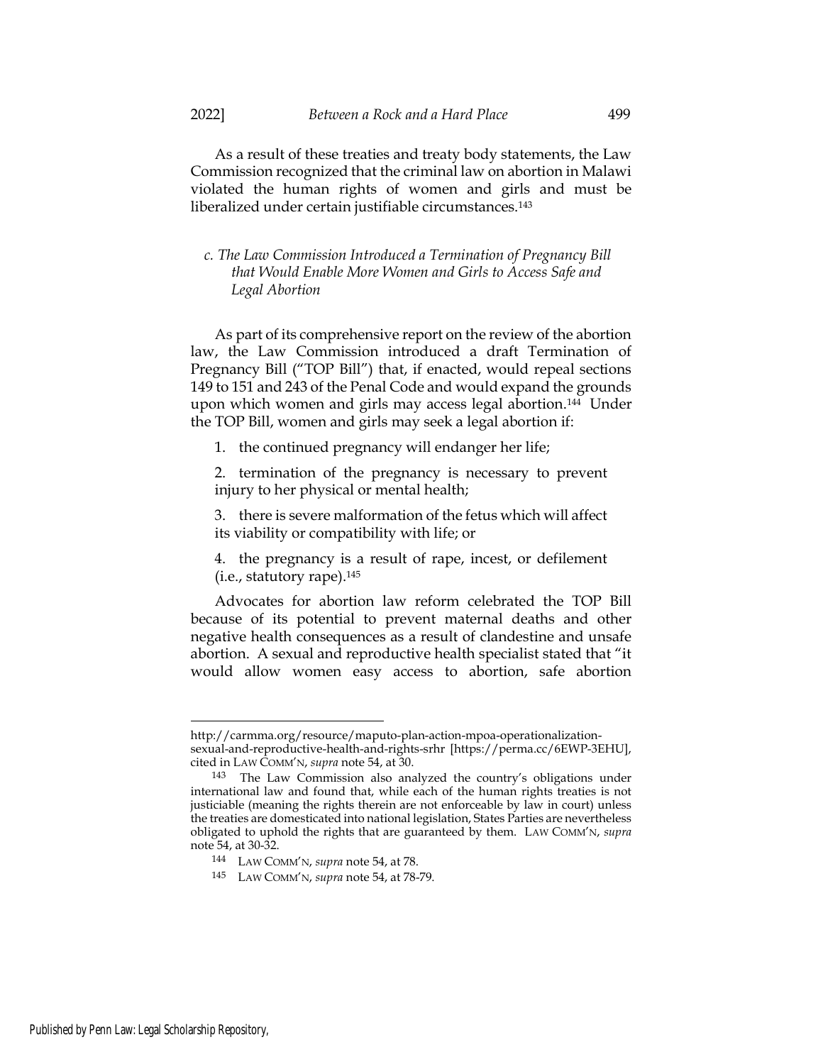As a result of these treaties and treaty body statements, the Law Commission recognized that the criminal law on abortion in Malawi violated the human rights of women and girls and must be liberalized under certain justifiable circumstances.[143]

### *c. The Law Commission Introduced a Termination of Pregnancy Bill that Would Enable More Women and Girls to Access Safe and Legal Abortion*

As part of its comprehensive report on the review of the abortion law, the Law Commission introduced a draft Termination of Pregnancy Bill ("TOP Bill") that, if enacted, would repeal sections 149 to 151 and 243 of the Penal Code and would expand the grounds upon which women and girls may access legal abortion.[144] Under the TOP Bill, women and girls may seek a legal abortion if:

1. the continued pregnancy will endanger her life;
2. termination of the pregnancy is necessary to prevent injury to her physical or mental health;
3. there is severe malformation of the fetus which will affect its viability or compatibility with life; or
4. the pregnancy is a result of rape, incest, or defilement (i.e., statutory rape).[145]

Advocates for abortion law reform celebrated the TOP Bill because of its potential to prevent maternal deaths and other negative health consequences as a result of clandestine and unsafe abortion. A sexual and reproductive health specialist stated that "it would allow women easy access to abortion, safe abortion

---

http://carmma.org/resource/maputo-plan-action-mpoa-operationalization-sexual-and-reproductive-health-and-rights-srhr [https://perma.cc/6EWP-3EHU], cited in LAW COMM'N, *supra* note 54, at 30.

[143] The Law Commission also analyzed the country's obligations under international law and found that, while each of the human rights treaties is not justiciable (meaning the rights therein are not enforceable by law in court) unless the treaties are domesticated into national legislation, States Parties are nevertheless obligated to uphold the rights that are guaranteed by them. LAW COMM'N, *supra* note 54, at 30-32.

[144] LAW COMM'N, *supra* note 54, at 78.

[145] LAW COMM'N, *supra* note 54, at 78-79.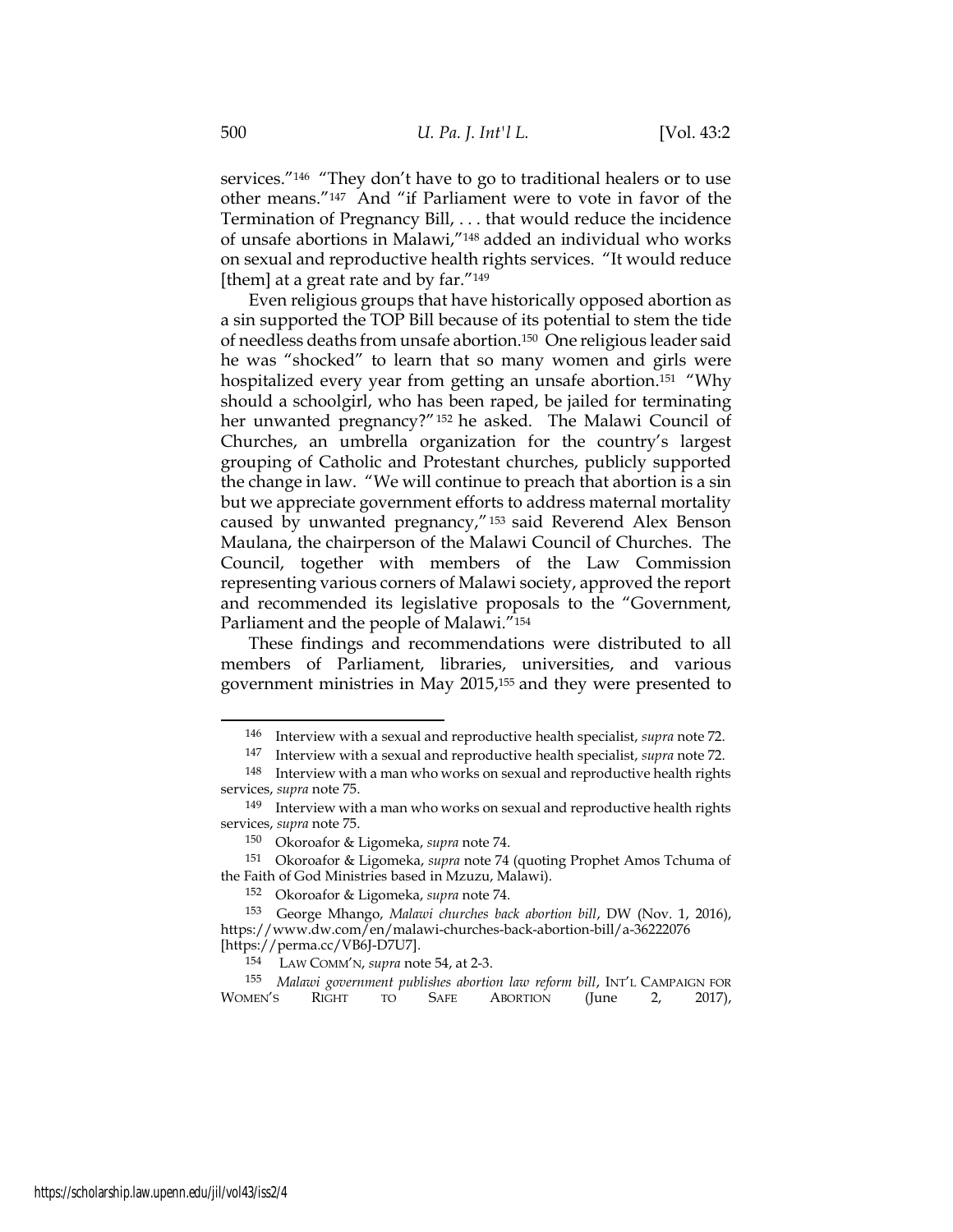services."[146] "They don't have to go to traditional healers or to use other means."[147] And "if Parliament were to vote in favor of the Termination of Pregnancy Bill, . . . that would reduce the incidence of unsafe abortions in Malawi,"[148] added an individual who works on sexual and reproductive health rights services. "It would reduce [them] at a great rate and by far."[149]

Even religious groups that have historically opposed abortion as a sin supported the TOP Bill because of its potential to stem the tide of needless deaths from unsafe abortion.[150] One religious leader said he was "shocked" to learn that so many women and girls were hospitalized every year from getting an unsafe abortion.[151] "Why should a schoolgirl, who has been raped, be jailed for terminating her unwanted pregnancy?"[152] he asked. The Malawi Council of Churches, an umbrella organization for the country's largest grouping of Catholic and Protestant churches, publicly supported the change in law. "We will continue to preach that abortion is a sin but we appreciate government efforts to address maternal mortality caused by unwanted pregnancy,"[153] said Reverend Alex Benson Maulana, the chairperson of the Malawi Council of Churches. The Council, together with members of the Law Commission representing various corners of Malawi society, approved the report and recommended its legislative proposals to the "Government, Parliament and the people of Malawi."[154]

These findings and recommendations were distributed to all members of Parliament, libraries, universities, and various government ministries in May 2015,[155] and they were presented to

---

[146] Interview with a sexual and reproductive health specialist, *supra* note 72.

[147] Interview with a sexual and reproductive health specialist, *supra* note 72.

[148] Interview with a man who works on sexual and reproductive health rights services, *supra* note 75.

[149] Interview with a man who works on sexual and reproductive health rights services, *supra* note 75.

[150] Okoroafor & Ligomeka, *supra* note 74.

[151] Okoroafor & Ligomeka, *supra* note 74 (quoting Prophet Amos Tchuma of the Faith of God Ministries based in Mzuzu, Malawi).

[152] Okoroafor & Ligomeka, *supra* note 74.

[153] George Mhango, *Malawi churches back abortion bill*, DW (Nov. 1, 2016), https://www.dw.com/en/malawi-churches-back-abortion-bill/a-36222076 [https://perma.cc/VB6J-D7U7].

[154] LAW COMM'N, *supra* note 54, at 2-3.

[155] *Malawi government publishes abortion law reform bill*, INT'L CAMPAIGN FOR WOMEN'S RIGHT TO SAFE ABORTION (June 2, 2017),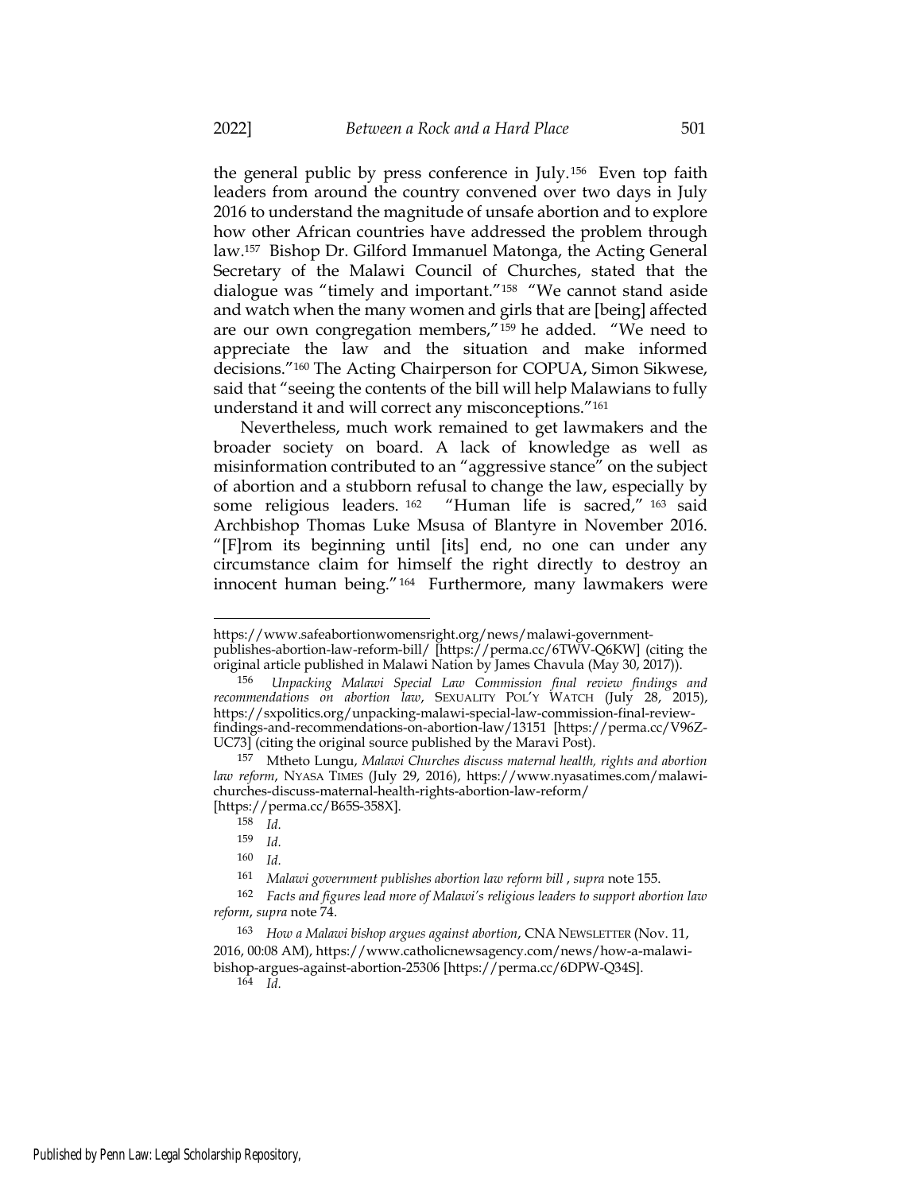the general public by press conference in July.[156] Even top faith leaders from around the country convened over two days in July 2016 to understand the magnitude of unsafe abortion and to explore how other African countries have addressed the problem through law.[157] Bishop Dr. Gilford Immanuel Matonga, the Acting General Secretary of the Malawi Council of Churches, stated that the dialogue was "timely and important."[158] "We cannot stand aside and watch when the many women and girls that are [being] affected are our own congregation members,"[159] he added. "We need to appreciate the law and the situation and make informed decisions."[160] The Acting Chairperson for COPUA, Simon Sikwese, said that "seeing the contents of the bill will help Malawians to fully understand it and will correct any misconceptions."[161]

Nevertheless, much work remained to get lawmakers and the broader society on board. A lack of knowledge as well as misinformation contributed to an "aggressive stance" on the subject of abortion and a stubborn refusal to change the law, especially by some religious leaders.[162] "Human life is sacred,"[163] said Archbishop Thomas Luke Msusa of Blantyre in November 2016. "[F]rom its beginning until [its] end, no one can under any circumstance claim for himself the right directly to destroy an innocent human being."[164] Furthermore, many lawmakers were

---

https://www.safeabortionwomensright.org/news/malawi-government-publishes-abortion-law-reform-bill/ [https://perma.cc/6TWV-Q6KW] (citing the original article published in Malawi Nation by James Chavula (May 30, 2017)).

156 *Unpacking Malawi Special Law Commission final review findings and recommendations on abortion law*, SEXUALITY POL'Y WATCH (July 28, 2015), https://sxpolitics.org/unpacking-malawi-special-law-commission-final-review-findings-and-recommendations-on-abortion-law/13151 [https://perma.cc/V96Z-UC73] (citing the original source published by the Maravi Post).

157 Mtheto Lungu, *Malawi Churches discuss maternal health, rights and abortion law reform*, NYASA TIMES (July 29, 2016), https://www.nyasatimes.com/malawi-churches-discuss-maternal-health-rights-abortion-law-reform/ [https://perma.cc/B65S-358X].

158 *Id.*

159 *Id.*

160 *Id.*

161 *Malawi government publishes abortion law reform bill* , *supra* note 155.

162 *Facts and figures lead more of Malawi's religious leaders to support abortion law reform*, *supra* note 74.

163 *How a Malawi bishop argues against abortion*, CNA NEWSLETTER (Nov. 11, 2016, 00:08 AM), https://www.catholicnewsagency.com/news/how-a-malawi-bishop-argues-against-abortion-25306 [https://perma.cc/6DPW-Q34S].

164 *Id.*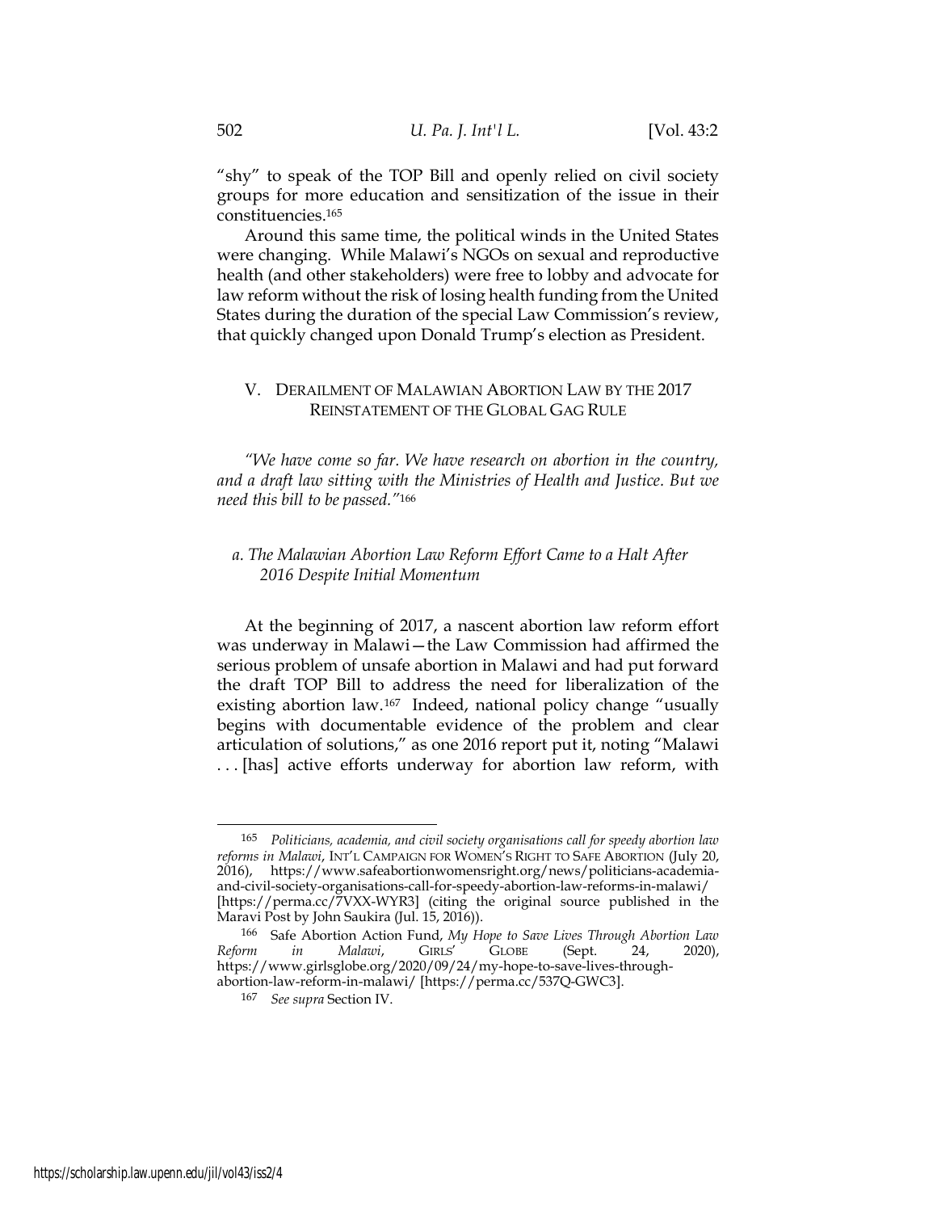"shy" to speak of the TOP Bill and openly relied on civil society groups for more education and sensitization of the issue in their constituencies.[165]

Around this same time, the political winds in the United States were changing. While Malawi's NGOs on sexual and reproductive health (and other stakeholders) were free to lobby and advocate for law reform without the risk of losing health funding from the United States during the duration of the special Law Commission's review, that quickly changed upon Donald Trump's election as President.

## V. DERAILMENT OF MALAWIAN ABORTION LAW BY THE 2017 REINSTATEMENT OF THE GLOBAL GAG RULE

*"We have come so far. We have research on abortion in the country, and a draft law sitting with the Ministries of Health and Justice. But we need this bill to be passed."*[166]

### *a. The Malawian Abortion Law Reform Effort Came to a Halt After 2016 Despite Initial Momentum*

At the beginning of 2017, a nascent abortion law reform effort was underway in Malawi—the Law Commission had affirmed the serious problem of unsafe abortion in Malawi and had put forward the draft TOP Bill to address the need for liberalization of the existing abortion law.[167] Indeed, national policy change "usually begins with documentable evidence of the problem and clear articulation of solutions," as one 2016 report put it, noting "Malawi . . . [has] active efforts underway for abortion law reform, with

---

[165] *Politicians, academia, and civil society organisations call for speedy abortion law reforms in Malawi*, INT'L CAMPAIGN FOR WOMEN'S RIGHT TO SAFE ABORTION (July 20, 2016), https://www.safeabortionwomensright.org/news/politicians-academia-and-civil-society-organisations-call-for-speedy-abortion-law-reforms-in-malawi/ [https://perma.cc/7VXX-WYR3] (citing the original source published in the Maravi Post by John Saukira (Jul. 15, 2016)).

[166] Safe Abortion Action Fund, *My Hope to Save Lives Through Abortion Law Reform in Malawi*, GIRLS' GLOBE (Sept. 24, 2020), https://www.girlsglobe.org/2020/09/24/my-hope-to-save-lives-through-abortion-law-reform-in-malawi/ [https://perma.cc/537Q-GWC3].

[167] *See supra* Section IV.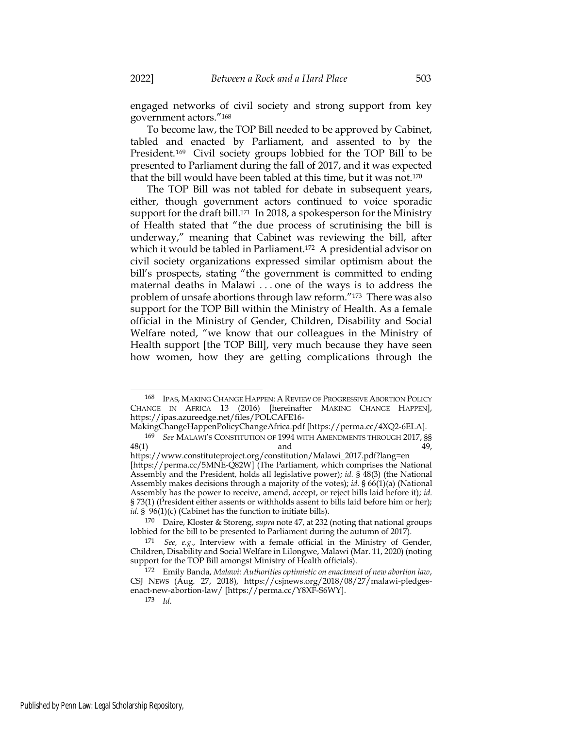engaged networks of civil society and strong support from key government actors."[168]

To become law, the TOP Bill needed to be approved by Cabinet, tabled and enacted by Parliament, and assented to by the President.[169] Civil society groups lobbied for the TOP Bill to be presented to Parliament during the fall of 2017, and it was expected that the bill would have been tabled at this time, but it was not.[170]

The TOP Bill was not tabled for debate in subsequent years, either, though government actors continued to voice sporadic support for the draft bill.[171] In 2018, a spokesperson for the Ministry of Health stated that "the due process of scrutinising the bill is underway," meaning that Cabinet was reviewing the bill, after which it would be tabled in Parliament.[172] A presidential advisor on civil society organizations expressed similar optimism about the bill's prospects, stating "the government is committed to ending maternal deaths in Malawi . . . one of the ways is to address the problem of unsafe abortions through law reform."[173] There was also support for the TOP Bill within the Ministry of Health. As a female official in the Ministry of Gender, Children, Disability and Social Welfare noted, "we know that our colleagues in the Ministry of Health support [the TOP Bill], very much because they have seen how women, how they are getting complications through the

---

[168] IPAS, MAKING CHANGE HAPPEN: A REVIEW OF PROGRESSIVE ABORTION POLICY CHANGE IN AFRICA 13 (2016) [hereinafter MAKING CHANGE HAPPEN], https://ipas.azureedge.net/files/POLCAFE16-MakingChangeHappenPolicyChangeAfrica.pdf [https://perma.cc/4XQ2-6ELA].

[169] *See* MALAWI'S CONSTITUTION OF 1994 WITH AMENDMENTS THROUGH 2017, §§ 48(1) and 49, https://www.constituteproject.org/constitution/Malawi_2017.pdf?lang=en [https://perma.cc/5MNE-Q82W] (The Parliament, which comprises the National Assembly and the President, holds all legislative power); *id.* § 48(3) (the National Assembly makes decisions through a majority of the votes); *id.* § 66(1)(a) (National Assembly has the power to receive, amend, accept, or reject bills laid before it); *id.* § 73(1) (President either assents or withholds assent to bills laid before him or her); *id.* § 96(1)(c) (Cabinet has the function to initiate bills).

[170] Daire, Kloster & Storeng, *supra* note 47, at 232 (noting that national groups lobbied for the bill to be presented to Parliament during the autumn of 2017).

[171] *See, e.g.*, Interview with a female official in the Ministry of Gender, Children, Disability and Social Welfare in Lilongwe, Malawi (Mar. 11, 2020) (noting support for the TOP Bill amongst Ministry of Health officials).

[172] Emily Banda, *Malawi: Authorities optimistic on enactment of new abortion law*, CSJ NEWS (Aug. 27, 2018), https://csjnews.org/2018/08/27/malawi-pledges-enact-new-abortion-law/ [https://perma.cc/Y8XF-S6WY].

[173] *Id.*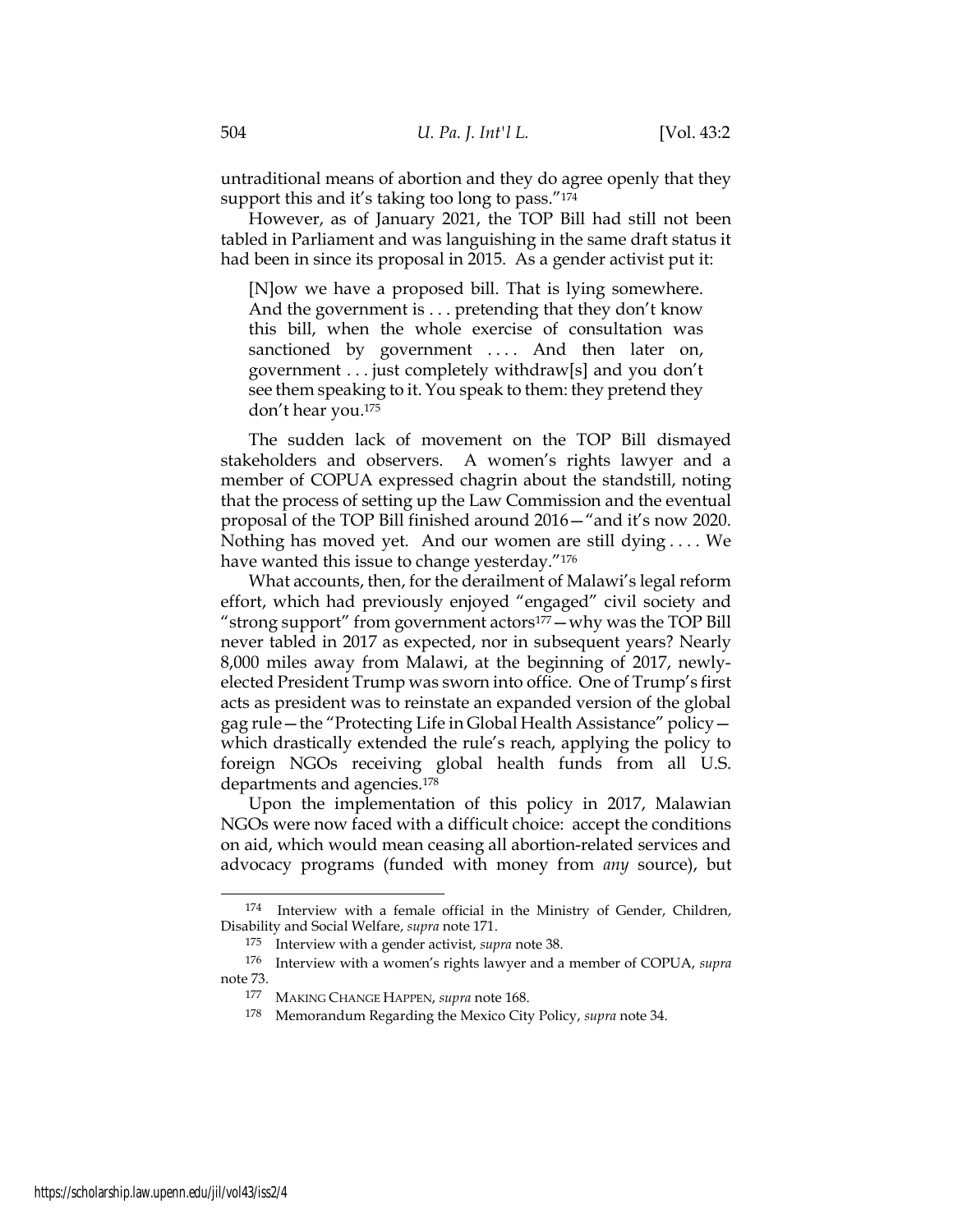untraditional means of abortion and they do agree openly that they support this and it's taking too long to pass."[174]

However, as of January 2021, the TOP Bill had still not been tabled in Parliament and was languishing in the same draft status it had been in since its proposal in 2015. As a gender activist put it:

> [N]ow we have a proposed bill. That is lying somewhere. And the government is . . . pretending that they don't know this bill, when the whole exercise of consultation was sanctioned by government . . . . And then later on, government . . . just completely withdraw[s] and you don't see them speaking to it. You speak to them: they pretend they don't hear you.[175]

The sudden lack of movement on the TOP Bill dismayed stakeholders and observers. A women's rights lawyer and a member of COPUA expressed chagrin about the standstill, noting that the process of setting up the Law Commission and the eventual proposal of the TOP Bill finished around 2016—"and it's now 2020. Nothing has moved yet. And our women are still dying . . . . We have wanted this issue to change yesterday."[176]

What accounts, then, for the derailment of Malawi's legal reform effort, which had previously enjoyed "engaged" civil society and "strong support" from government actors[177]—why was the TOP Bill never tabled in 2017 as expected, nor in subsequent years? Nearly 8,000 miles away from Malawi, at the beginning of 2017, newly-elected President Trump was sworn into office. One of Trump's first acts as president was to reinstate an expanded version of the global gag rule—the "Protecting Life in Global Health Assistance" policy—which drastically extended the rule's reach, applying the policy to foreign NGOs receiving global health funds from all U.S. departments and agencies.[178]

Upon the implementation of this policy in 2017, Malawian NGOs were now faced with a difficult choice: accept the conditions on aid, which would mean ceasing all abortion-related services and advocacy programs (funded with money from *any* source), but

---

174 Interview with a female official in the Ministry of Gender, Children, Disability and Social Welfare, *supra* note 171.

175 Interview with a gender activist, *supra* note 38.

176 Interview with a women's rights lawyer and a member of COPUA, *supra* note 73.

177 MAKING CHANGE HAPPEN, *supra* note 168.

178 Memorandum Regarding the Mexico City Policy, *supra* note 34.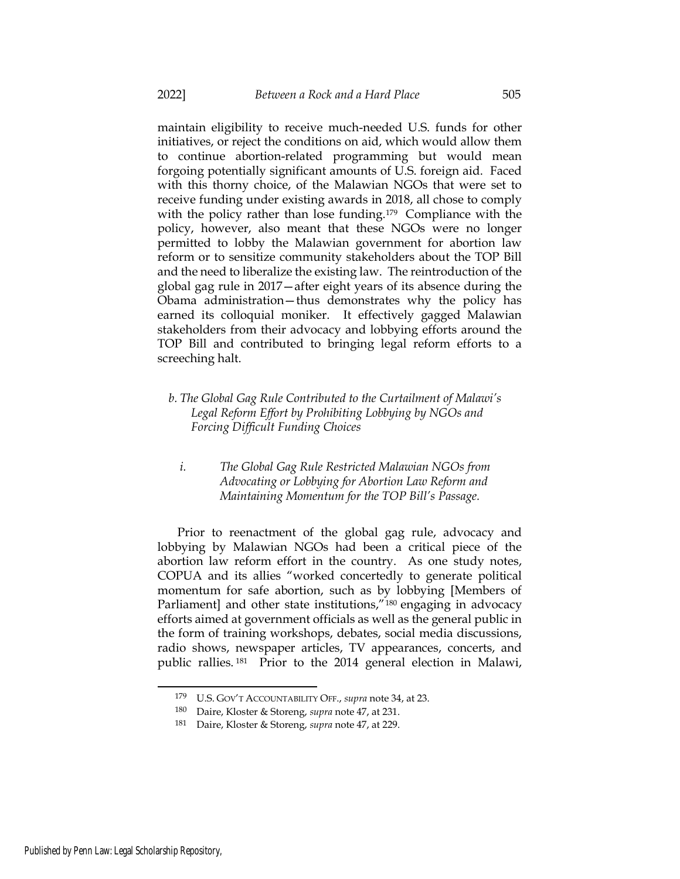maintain eligibility to receive much-needed U.S. funds for other initiatives, or reject the conditions on aid, which would allow them to continue abortion-related programming but would mean forgoing potentially significant amounts of U.S. foreign aid. Faced with this thorny choice, of the Malawian NGOs that were set to receive funding under existing awards in 2018, all chose to comply with the policy rather than lose funding.[179] Compliance with the policy, however, also meant that these NGOs were no longer permitted to lobby the Malawian government for abortion law reform or to sensitize community stakeholders about the TOP Bill and the need to liberalize the existing law. The reintroduction of the global gag rule in 2017—after eight years of its absence during the Obama administration—thus demonstrates why the policy has earned its colloquial moniker. It effectively gagged Malawian stakeholders from their advocacy and lobbying efforts around the TOP Bill and contributed to bringing legal reform efforts to a screeching halt.

#### *b. The Global Gag Rule Contributed to the Curtailment of Malawi's Legal Reform Effort by Prohibiting Lobbying by NGOs and Forcing Difficult Funding Choices*

##### *i. The Global Gag Rule Restricted Malawian NGOs from Advocating or Lobbying for Abortion Law Reform and Maintaining Momentum for the TOP Bill's Passage.*

Prior to reenactment of the global gag rule, advocacy and lobbying by Malawian NGOs had been a critical piece of the abortion law reform effort in the country. As one study notes, COPUA and its allies "worked concertedly to generate political momentum for safe abortion, such as by lobbying [Members of Parliament] and other state institutions,"[180] engaging in advocacy efforts aimed at government officials as well as the general public in the form of training workshops, debates, social media discussions, radio shows, newspaper articles, TV appearances, concerts, and public rallies.[181] Prior to the 2014 general election in Malawi,

---

179 U.S. GOV'T ACCOUNTABILITY OFF., *supra* note 34, at 23.

180 Daire, Kloster & Storeng, *supra* note 47, at 231.

181 Daire, Kloster & Storeng, *supra* note 47, at 229.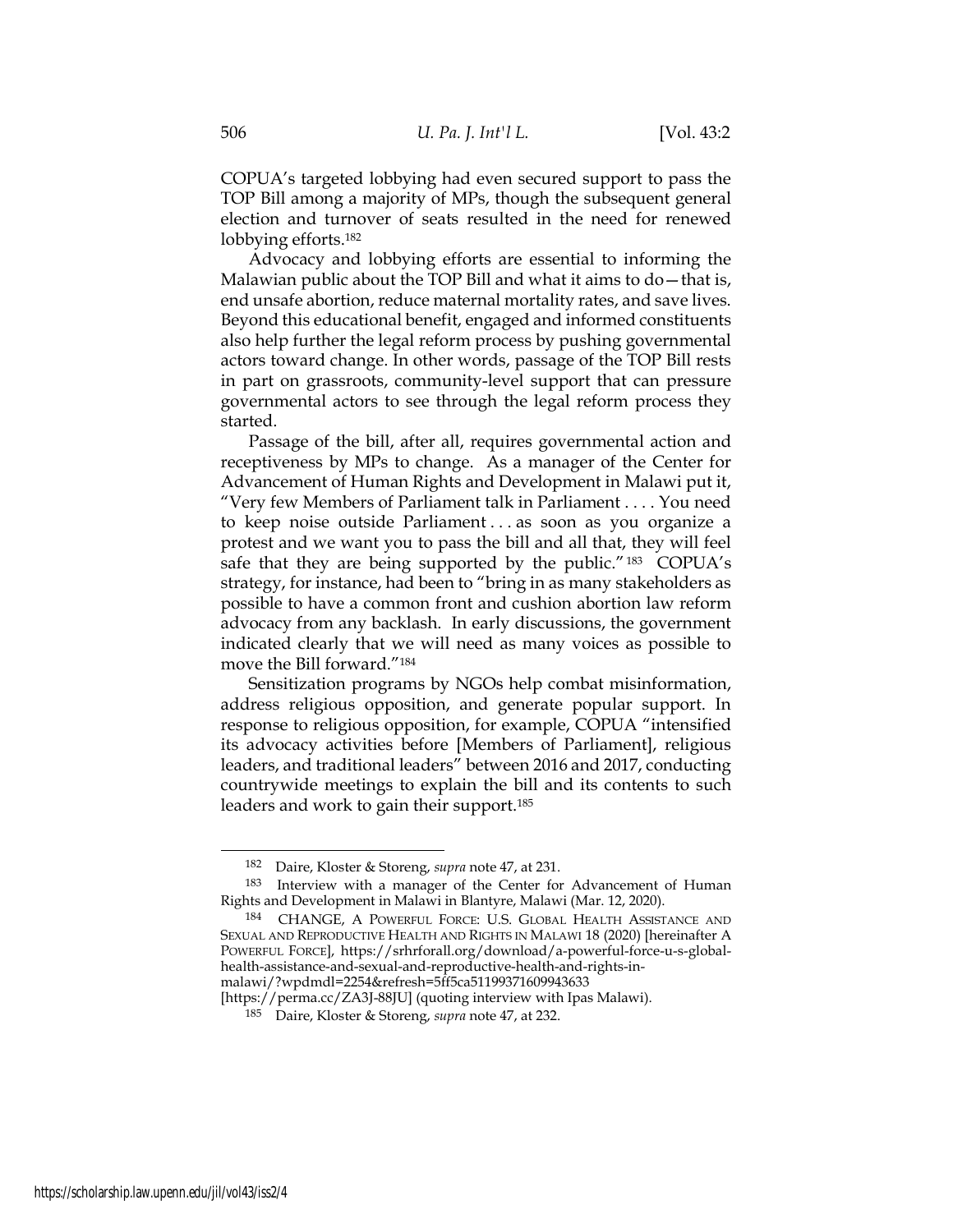COPUA's targeted lobbying had even secured support to pass the TOP Bill among a majority of MPs, though the subsequent general election and turnover of seats resulted in the need for renewed lobbying efforts.[182]

Advocacy and lobbying efforts are essential to informing the Malawian public about the TOP Bill and what it aims to do—that is, end unsafe abortion, reduce maternal mortality rates, and save lives. Beyond this educational benefit, engaged and informed constituents also help further the legal reform process by pushing governmental actors toward change. In other words, passage of the TOP Bill rests in part on grassroots, community-level support that can pressure governmental actors to see through the legal reform process they started.

Passage of the bill, after all, requires governmental action and receptiveness by MPs to change. As a manager of the Center for Advancement of Human Rights and Development in Malawi put it, "Very few Members of Parliament talk in Parliament . . . . You need to keep noise outside Parliament . . . as soon as you organize a protest and we want you to pass the bill and all that, they will feel safe that they are being supported by the public."[183] COPUA's strategy, for instance, had been to "bring in as many stakeholders as possible to have a common front and cushion abortion law reform advocacy from any backlash. In early discussions, the government indicated clearly that we will need as many voices as possible to move the Bill forward."[184]

Sensitization programs by NGOs help combat misinformation, address religious opposition, and generate popular support. In response to religious opposition, for example, COPUA "intensified its advocacy activities before [Members of Parliament], religious leaders, and traditional leaders" between 2016 and 2017, conducting countrywide meetings to explain the bill and its contents to such leaders and work to gain their support.[185]

---

[182] Daire, Kloster & Storeng, *supra* note 47, at 231.

[183] Interview with a manager of the Center for Advancement of Human Rights and Development in Malawi in Blantyre, Malawi (Mar. 12, 2020).

[184] CHANGE, A POWERFUL FORCE: U.S. GLOBAL HEALTH ASSISTANCE AND SEXUAL AND REPRODUCTIVE HEALTH AND RIGHTS IN MALAWI 18 (2020) [hereinafter A POWERFUL FORCE], https://srhrforall.org/download/a-powerful-force-u-s-global-health-assistance-and-sexual-and-reproductive-health-and-rights-in-malawi/?wpdmdl=2254&refresh=5ff5ca51199371609943633 [https://perma.cc/ZA3J-88JU] (quoting interview with Ipas Malawi).

[185] Daire, Kloster & Storeng, *supra* note 47, at 232.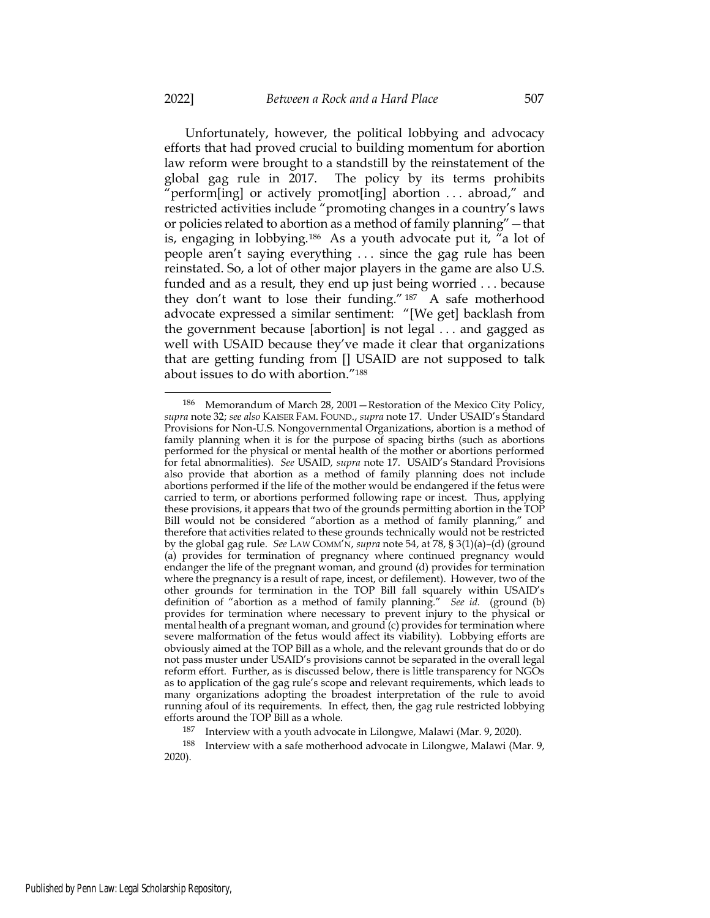Unfortunately, however, the political lobbying and advocacy efforts that had proved crucial to building momentum for abortion law reform were brought to a standstill by the reinstatement of the global gag rule in 2017. The policy by its terms prohibits "perform[ing] or actively promot[ing] abortion . . . abroad," and restricted activities include "promoting changes in a country's laws or policies related to abortion as a method of family planning"—that is, engaging in lobbying.[186] As a youth advocate put it, "a lot of people aren't saying everything . . . since the gag rule has been reinstated. So, a lot of other major players in the game are also U.S. funded and as a result, they end up just being worried . . . because they don't want to lose their funding."[187] A safe motherhood advocate expressed a similar sentiment: "[We get] backlash from the government because [abortion] is not legal . . . and gagged as well with USAID because they've made it clear that organizations that are getting funding from [] USAID are not supposed to talk about issues to do with abortion."[188]

---

[186] Memorandum of March 28, 2001—Restoration of the Mexico City Policy, *supra* note 32; *see also* KAISER FAM. FOUND., *supra* note 17. Under USAID's Standard Provisions for Non-U.S. Nongovernmental Organizations, abortion is a method of family planning when it is for the purpose of spacing births (such as abortions performed for the physical or mental health of the mother or abortions performed for fetal abnormalities). *See* USAID*, supra* note 17. USAID's Standard Provisions also provide that abortion as a method of family planning does not include abortions performed if the life of the mother would be endangered if the fetus were carried to term, or abortions performed following rape or incest. Thus, applying these provisions, it appears that two of the grounds permitting abortion in the TOP Bill would not be considered "abortion as a method of family planning," and therefore that activities related to these grounds technically would not be restricted by the global gag rule. *See* LAW COMM'N, *supra* note 54, at 78, § 3(1)(a)–(d) (ground (a) provides for termination of pregnancy where continued pregnancy would endanger the life of the pregnant woman, and ground (d) provides for termination where the pregnancy is a result of rape, incest, or defilement). However, two of the other grounds for termination in the TOP Bill fall squarely within USAID's definition of "abortion as a method of family planning." *See id.* (ground (b) provides for termination where necessary to prevent injury to the physical or mental health of a pregnant woman, and ground (c) provides for termination where severe malformation of the fetus would affect its viability). Lobbying efforts are obviously aimed at the TOP Bill as a whole, and the relevant grounds that do or do not pass muster under USAID's provisions cannot be separated in the overall legal reform effort. Further, as is discussed below, there is little transparency for NGOs as to application of the gag rule's scope and relevant requirements, which leads to many organizations adopting the broadest interpretation of the rule to avoid running afoul of its requirements. In effect, then, the gag rule restricted lobbying efforts around the TOP Bill as a whole.

[187] Interview with a youth advocate in Lilongwe, Malawi (Mar. 9, 2020).

[188] Interview with a safe motherhood advocate in Lilongwe, Malawi (Mar. 9, 2020).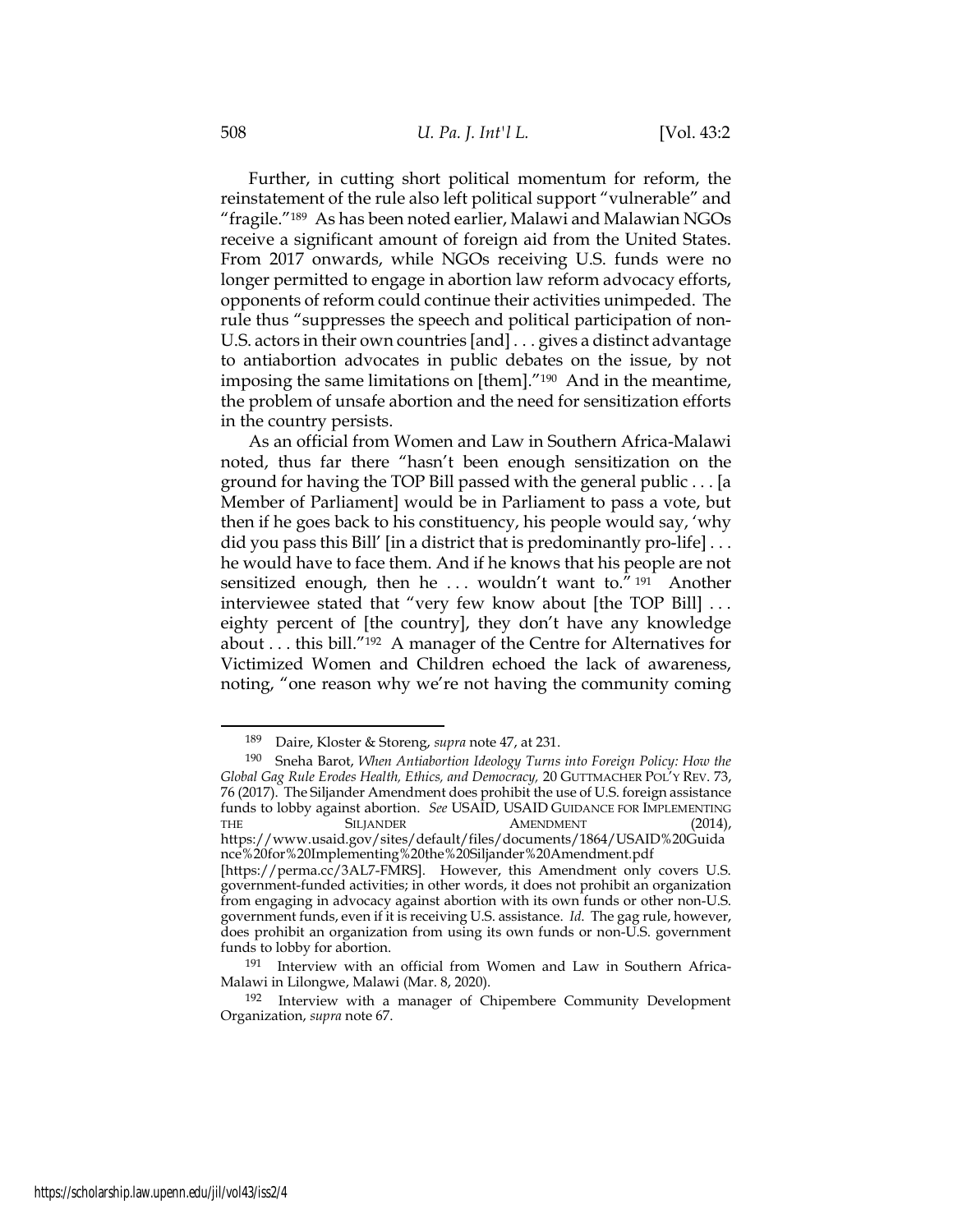Further, in cutting short political momentum for reform, the reinstatement of the rule also left political support "vulnerable" and "fragile."[189] As has been noted earlier, Malawi and Malawian NGOs receive a significant amount of foreign aid from the United States. From 2017 onwards, while NGOs receiving U.S. funds were no longer permitted to engage in abortion law reform advocacy efforts, opponents of reform could continue their activities unimpeded. The rule thus "suppresses the speech and political participation of non-U.S. actors in their own countries [and] . . . gives a distinct advantage to antiabortion advocates in public debates on the issue, by not imposing the same limitations on [them]."[190] And in the meantime, the problem of unsafe abortion and the need for sensitization efforts in the country persists.

As an official from Women and Law in Southern Africa-Malawi noted, thus far there "hasn't been enough sensitization on the ground for having the TOP Bill passed with the general public . . . [a Member of Parliament] would be in Parliament to pass a vote, but then if he goes back to his constituency, his people would say, 'why did you pass this Bill' [in a district that is predominantly pro-life] . . . he would have to face them. And if he knows that his people are not sensitized enough, then he . . . wouldn't want to."[191] Another interviewee stated that "very few know about [the TOP Bill] . . . eighty percent of [the country], they don't have any knowledge about . . . this bill."[192] A manager of the Centre for Alternatives for Victimized Women and Children echoed the lack of awareness, noting, "one reason why we're not having the community coming

---

[189] Daire, Kloster & Storeng, *supra* note 47, at 231.

[190] Sneha Barot, *When Antiabortion Ideology Turns into Foreign Policy: How the Global Gag Rule Erodes Health, Ethics, and Democracy,* 20 GUTTMACHER POL'Y REV. 73, 76 (2017). The Siljander Amendment does prohibit the use of U.S. foreign assistance funds to lobby against abortion. *See* USAID, USAID GUIDANCE FOR IMPLEMENTING THE SILJANDER AMENDMENT (2014), https://www.usaid.gov/sites/default/files/documents/1864/USAID%20Guidance%20for%20Implementing%20the%20Siljander%20Amendment.pdf [https://perma.cc/3AL7-FMRS]. However, this Amendment only covers U.S. government-funded activities; in other words, it does not prohibit an organization from engaging in advocacy against abortion with its own funds or other non-U.S. government funds, even if it is receiving U.S. assistance. *Id.* The gag rule, however, does prohibit an organization from using its own funds or non-U.S. government funds to lobby for abortion.

[191] Interview with an official from Women and Law in Southern Africa-Malawi in Lilongwe, Malawi (Mar. 8, 2020).

[192] Interview with a manager of Chipembere Community Development Organization, *supra* note 67.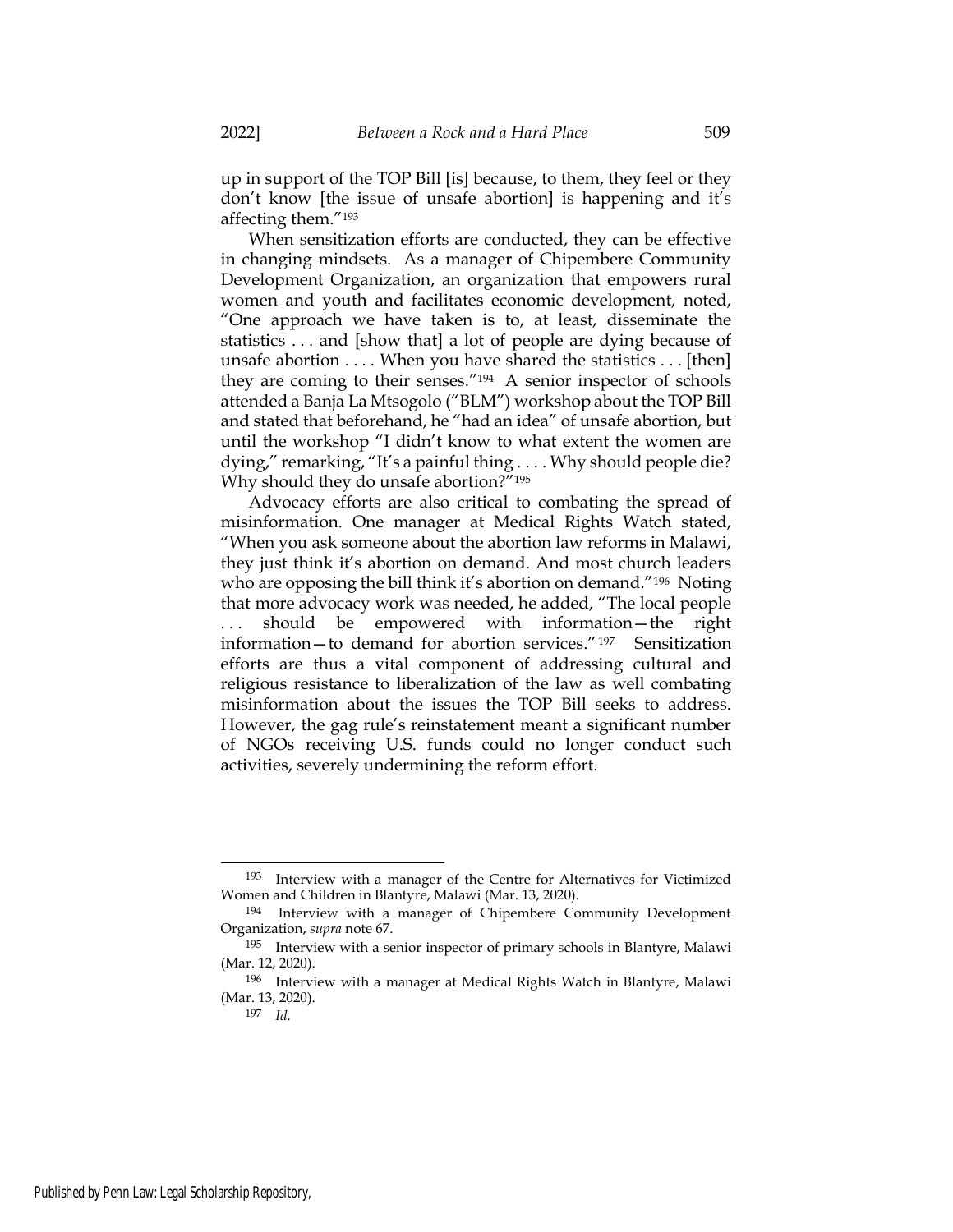up in support of the TOP Bill [is] because, to them, they feel or they don't know [the issue of unsafe abortion] is happening and it's affecting them."[193]

When sensitization efforts are conducted, they can be effective in changing mindsets. As a manager of Chipembere Community Development Organization, an organization that empowers rural women and youth and facilitates economic development, noted, "One approach we have taken is to, at least, disseminate the statistics . . . and [show that] a lot of people are dying because of unsafe abortion . . . . When you have shared the statistics . . . [then] they are coming to their senses."[194] A senior inspector of schools attended a Banja La Mtsogolo ("BLM") workshop about the TOP Bill and stated that beforehand, he "had an idea" of unsafe abortion, but until the workshop "I didn't know to what extent the women are dying," remarking, "It's a painful thing . . . . Why should people die? Why should they do unsafe abortion?"[195]

Advocacy efforts are also critical to combating the spread of misinformation. One manager at Medical Rights Watch stated, "When you ask someone about the abortion law reforms in Malawi, they just think it's abortion on demand. And most church leaders who are opposing the bill think it's abortion on demand."[196] Noting that more advocacy work was needed, he added, "The local people . . . should be empowered with information—the right information—to demand for abortion services."[197] Sensitization efforts are thus a vital component of addressing cultural and religious resistance to liberalization of the law as well combating misinformation about the issues the TOP Bill seeks to address. However, the gag rule's reinstatement meant a significant number of NGOs receiving U.S. funds could no longer conduct such activities, severely undermining the reform effort.

---

[193] Interview with a manager of the Centre for Alternatives for Victimized Women and Children in Blantyre, Malawi (Mar. 13, 2020).

[194] Interview with a manager of Chipembere Community Development Organization, *supra* note 67.

[195] Interview with a senior inspector of primary schools in Blantyre, Malawi (Mar. 12, 2020).

[196] Interview with a manager at Medical Rights Watch in Blantyre, Malawi (Mar. 13, 2020).

[197] *Id.*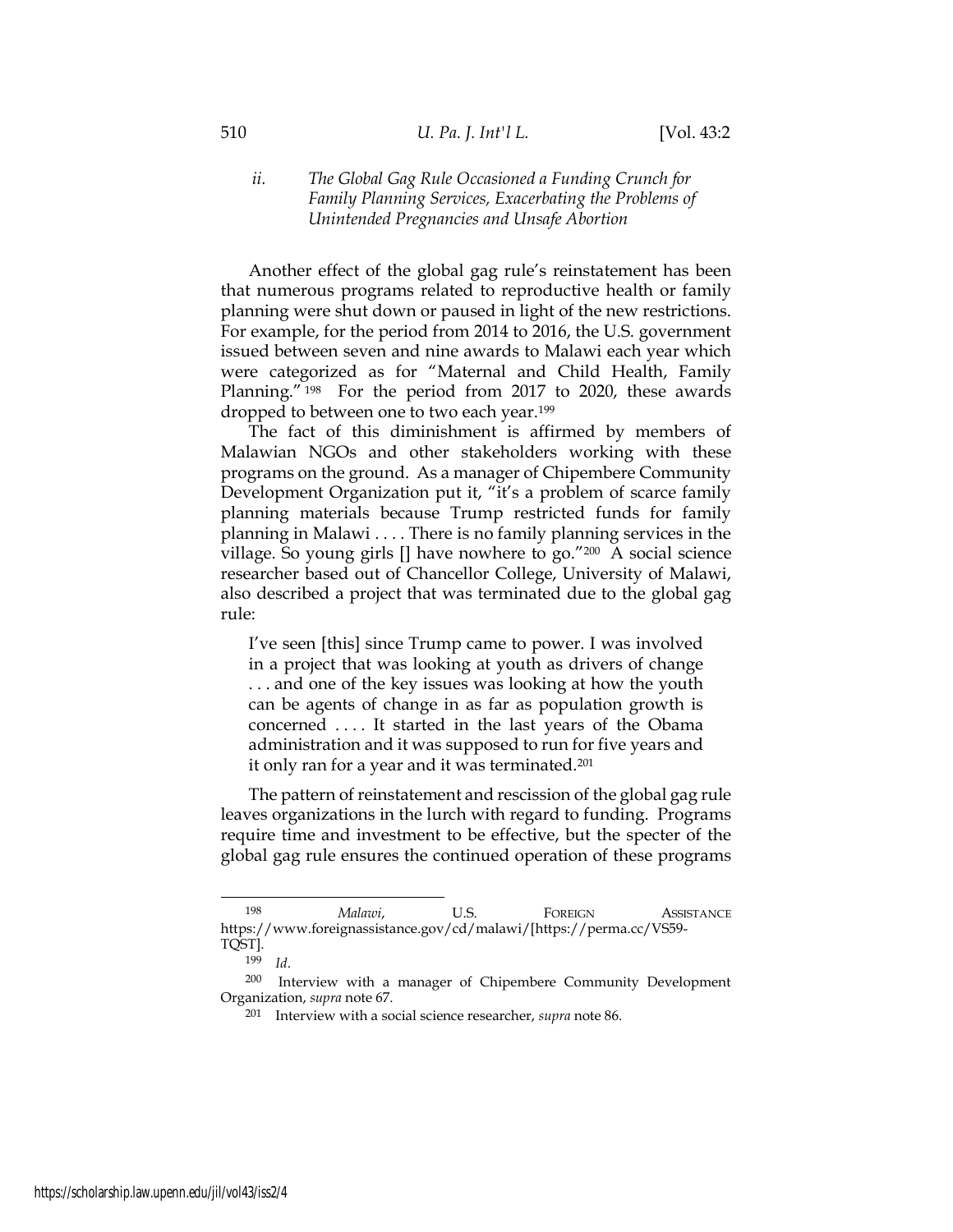### *ii. The Global Gag Rule Occasioned a Funding Crunch for Family Planning Services, Exacerbating the Problems of Unintended Pregnancies and Unsafe Abortion*

Another effect of the global gag rule's reinstatement has been that numerous programs related to reproductive health or family planning were shut down or paused in light of the new restrictions. For example, for the period from 2014 to 2016, the U.S. government issued between seven and nine awards to Malawi each year which were categorized as for "Maternal and Child Health, Family Planning." [198] For the period from 2017 to 2020, these awards dropped to between one to two each year.[199]

The fact of this diminishment is affirmed by members of Malawian NGOs and other stakeholders working with these programs on the ground. As a manager of Chipembere Community Development Organization put it, "it's a problem of scarce family planning materials because Trump restricted funds for family planning in Malawi . . . . There is no family planning services in the village. So young girls [] have nowhere to go."[200] A social science researcher based out of Chancellor College, University of Malawi, also described a project that was terminated due to the global gag rule:

> I've seen [this] since Trump came to power. I was involved in a project that was looking at youth as drivers of change . . . and one of the key issues was looking at how the youth can be agents of change in as far as population growth is concerned . . . . It started in the last years of the Obama administration and it was supposed to run for five years and it only ran for a year and it was terminated.[201]

The pattern of reinstatement and rescission of the global gag rule leaves organizations in the lurch with regard to funding. Programs require time and investment to be effective, but the specter of the global gag rule ensures the continued operation of these programs

---

[198] *Malawi*, U.S. FOREIGN ASSISTANCE https://www.foreignassistance.gov/cd/malawi/[https://perma.cc/VS59-TQST].

[199] *Id*.

[200] Interview with a manager of Chipembere Community Development Organization, *supra* note 67.

[201] Interview with a social science researcher, *supra* note 86.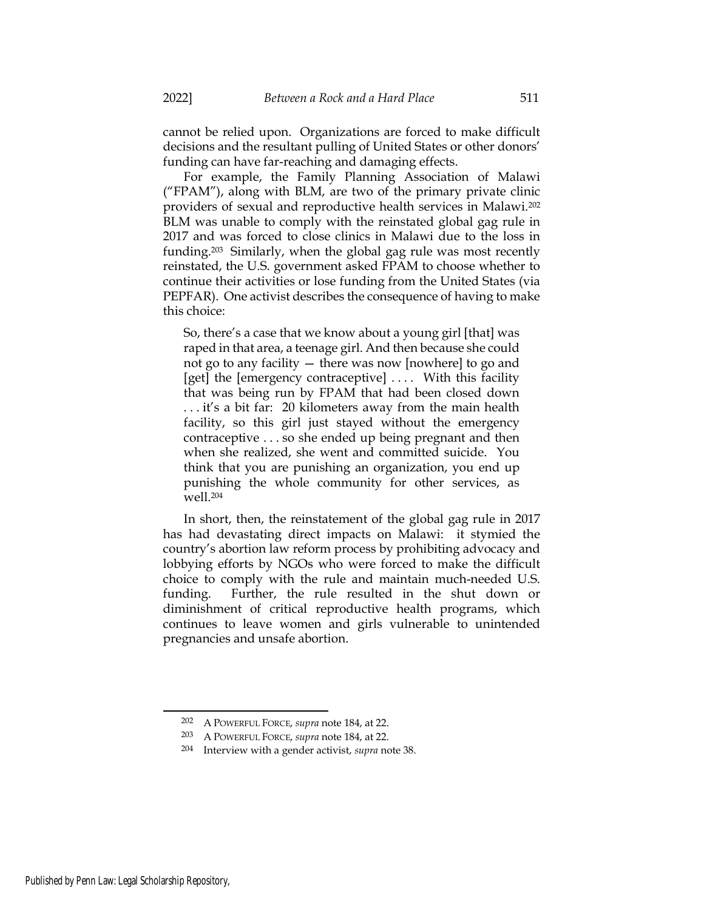cannot be relied upon. Organizations are forced to make difficult decisions and the resultant pulling of United States or other donors' funding can have far-reaching and damaging effects.

For example, the Family Planning Association of Malawi ("FPAM"), along with BLM, are two of the primary private clinic providers of sexual and reproductive health services in Malawi.[202] BLM was unable to comply with the reinstated global gag rule in 2017 and was forced to close clinics in Malawi due to the loss in funding.[203] Similarly, when the global gag rule was most recently reinstated, the U.S. government asked FPAM to choose whether to continue their activities or lose funding from the United States (via PEPFAR). One activist describes the consequence of having to make this choice:

> So, there's a case that we know about a young girl [that] was raped in that area, a teenage girl. And then because she could not go to any facility — there was now [nowhere] to go and [get] the [emergency contraceptive] . . . . With this facility that was being run by FPAM that had been closed down . . . it's a bit far: 20 kilometers away from the main health facility, so this girl just stayed without the emergency contraceptive . . . so she ended up being pregnant and then when she realized, she went and committed suicide. You think that you are punishing an organization, you end up punishing the whole community for other services, as well.[204]

In short, then, the reinstatement of the global gag rule in 2017 has had devastating direct impacts on Malawi: it stymied the country's abortion law reform process by prohibiting advocacy and lobbying efforts by NGOs who were forced to make the difficult choice to comply with the rule and maintain much-needed U.S. funding. Further, the rule resulted in the shut down or diminishment of critical reproductive health programs, which continues to leave women and girls vulnerable to unintended pregnancies and unsafe abortion.

---

[202] A POWERFUL FORCE, *supra* note 184, at 22.

[203] A POWERFUL FORCE, *supra* note 184, at 22.

[204] Interview with a gender activist, *supra* note 38.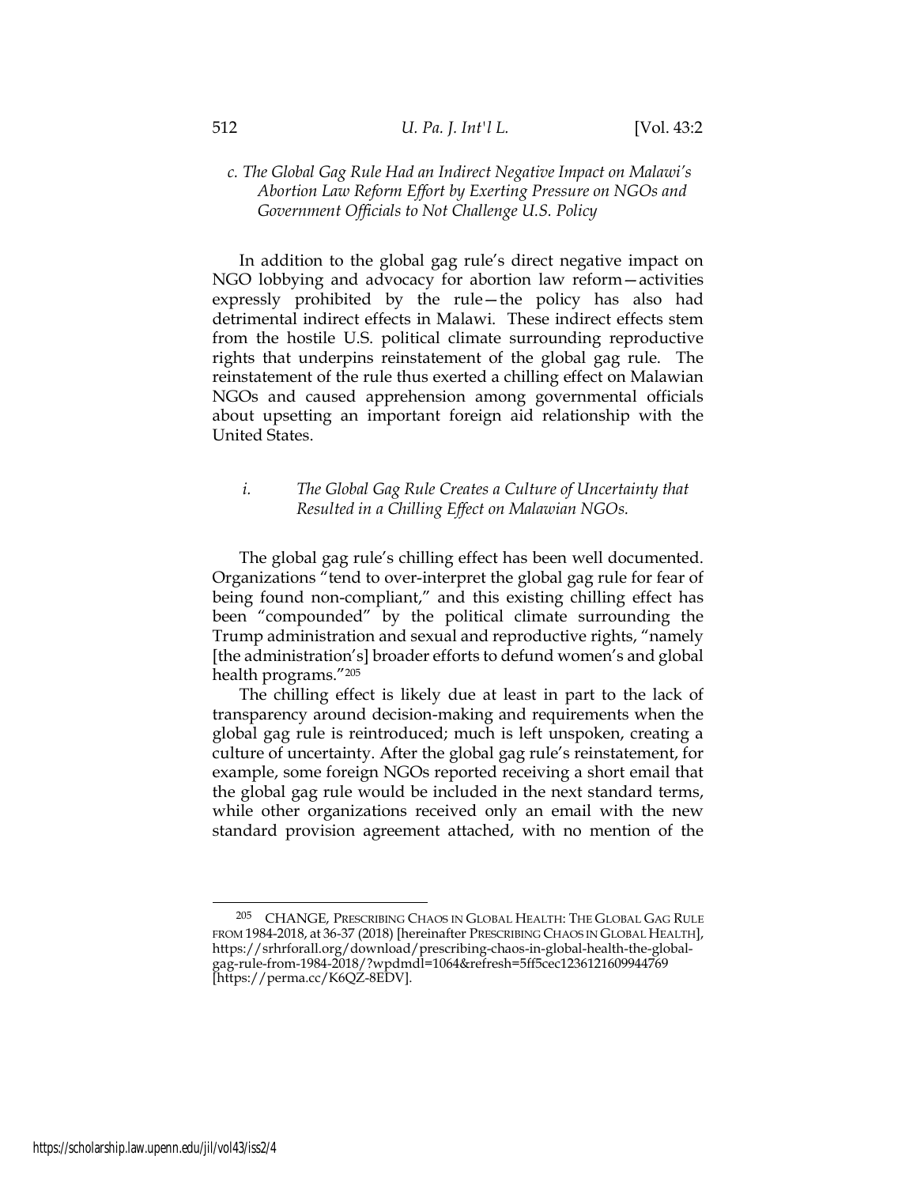#### *c. The Global Gag Rule Had an Indirect Negative Impact on Malawi's Abortion Law Reform Effort by Exerting Pressure on NGOs and Government Officials to Not Challenge U.S. Policy*

In addition to the global gag rule's direct negative impact on NGO lobbying and advocacy for abortion law reform—activities expressly prohibited by the rule—the policy has also had detrimental indirect effects in Malawi. These indirect effects stem from the hostile U.S. political climate surrounding reproductive rights that underpins reinstatement of the global gag rule. The reinstatement of the rule thus exerted a chilling effect on Malawian NGOs and caused apprehension among governmental officials about upsetting an important foreign aid relationship with the United States.

##### *i. The Global Gag Rule Creates a Culture of Uncertainty that Resulted in a Chilling Effect on Malawian NGOs.*

The global gag rule's chilling effect has been well documented. Organizations "tend to over-interpret the global gag rule for fear of being found non-compliant," and this existing chilling effect has been "compounded" by the political climate surrounding the Trump administration and sexual and reproductive rights, "namely [the administration's] broader efforts to defund women's and global health programs."[205]

The chilling effect is likely due at least in part to the lack of transparency around decision-making and requirements when the global gag rule is reintroduced; much is left unspoken, creating a culture of uncertainty. After the global gag rule's reinstatement, for example, some foreign NGOs reported receiving a short email that the global gag rule would be included in the next standard terms, while other organizations received only an email with the new standard provision agreement attached, with no mention of the

[205] CHANGE, PRESCRIBING CHAOS IN GLOBAL HEALTH: THE GLOBAL GAG RULE FROM 1984-2018, at 36-37 (2018) [hereinafter PRESCRIBING CHAOS IN GLOBAL HEALTH], https://srhrforall.org/download/prescribing-chaos-in-global-health-the-global-gag-rule-from-1984-2018/?wpdmdl=1064&refresh=5ff5cec1236121609944769 [https://perma.cc/K6QZ-8EDV].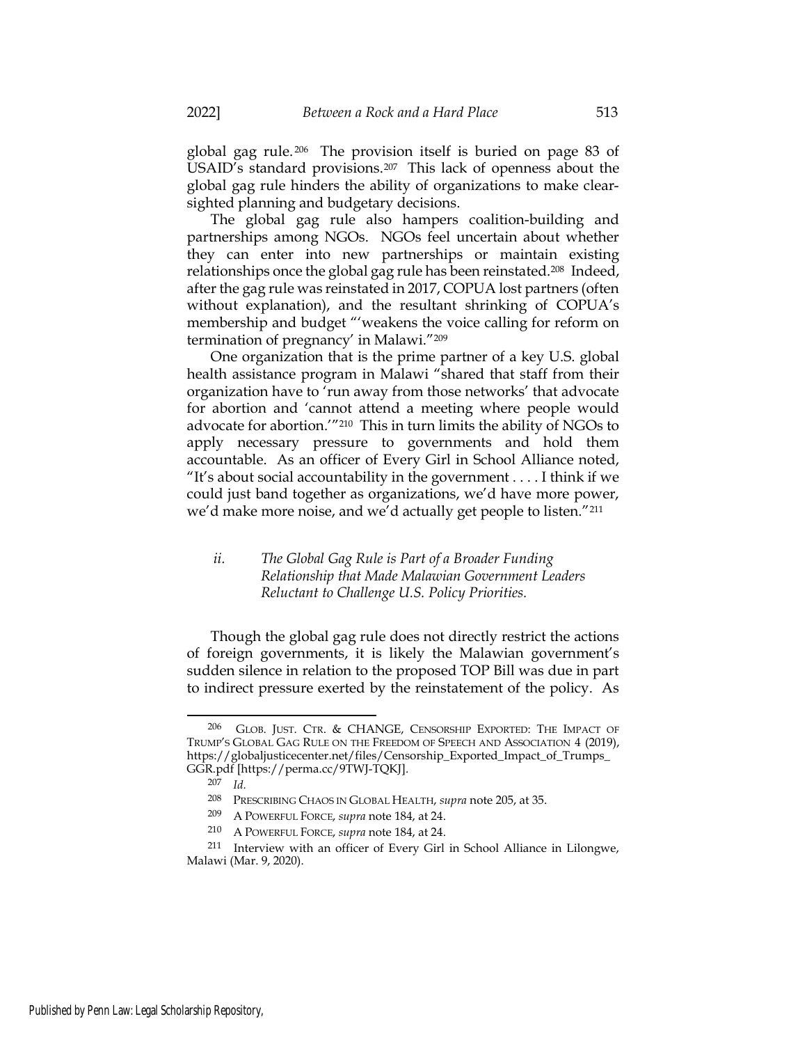global gag rule.[206] The provision itself is buried on page 83 of USAID's standard provisions.[207] This lack of openness about the global gag rule hinders the ability of organizations to make clear-sighted planning and budgetary decisions.

The global gag rule also hampers coalition-building and partnerships among NGOs. NGOs feel uncertain about whether they can enter into new partnerships or maintain existing relationships once the global gag rule has been reinstated.[208] Indeed, after the gag rule was reinstated in 2017, COPUA lost partners (often without explanation), and the resultant shrinking of COPUA's membership and budget "'weakens the voice calling for reform on termination of pregnancy' in Malawi."[209]

One organization that is the prime partner of a key U.S. global health assistance program in Malawi "shared that staff from their organization have to 'run away from those networks' that advocate for abortion and 'cannot attend a meeting where people would advocate for abortion.'"[210] This in turn limits the ability of NGOs to apply necessary pressure to governments and hold them accountable. As an officer of Every Girl in School Alliance noted, "It's about social accountability in the government . . . . I think if we could just band together as organizations, we'd have more power, we'd make more noise, and we'd actually get people to listen."[211]

#### *ii. The Global Gag Rule is Part of a Broader Funding Relationship that Made Malawian Government Leaders Reluctant to Challenge U.S. Policy Priorities.*

Though the global gag rule does not directly restrict the actions of foreign governments, it is likely the Malawian government's sudden silence in relation to the proposed TOP Bill was due in part to indirect pressure exerted by the reinstatement of the policy. As

---

[206] GLOB. JUST. CTR. & CHANGE, CENSORSHIP EXPORTED: THE IMPACT OF TRUMP'S GLOBAL GAG RULE ON THE FREEDOM OF SPEECH AND ASSOCIATION 4 (2019), https://globaljusticecenter.net/files/Censorship_Exported_Impact_of_Trumps_GGR.pdf [https://perma.cc/9TWJ-TQKJ].

[207] *Id.*

[208] PRESCRIBING CHAOS IN GLOBAL HEALTH, *supra* note 205, at 35.

[209] A POWERFUL FORCE, *supra* note 184, at 24.

[210] A POWERFUL FORCE, *supra* note 184, at 24.

[211] Interview with an officer of Every Girl in School Alliance in Lilongwe, Malawi (Mar. 9, 2020).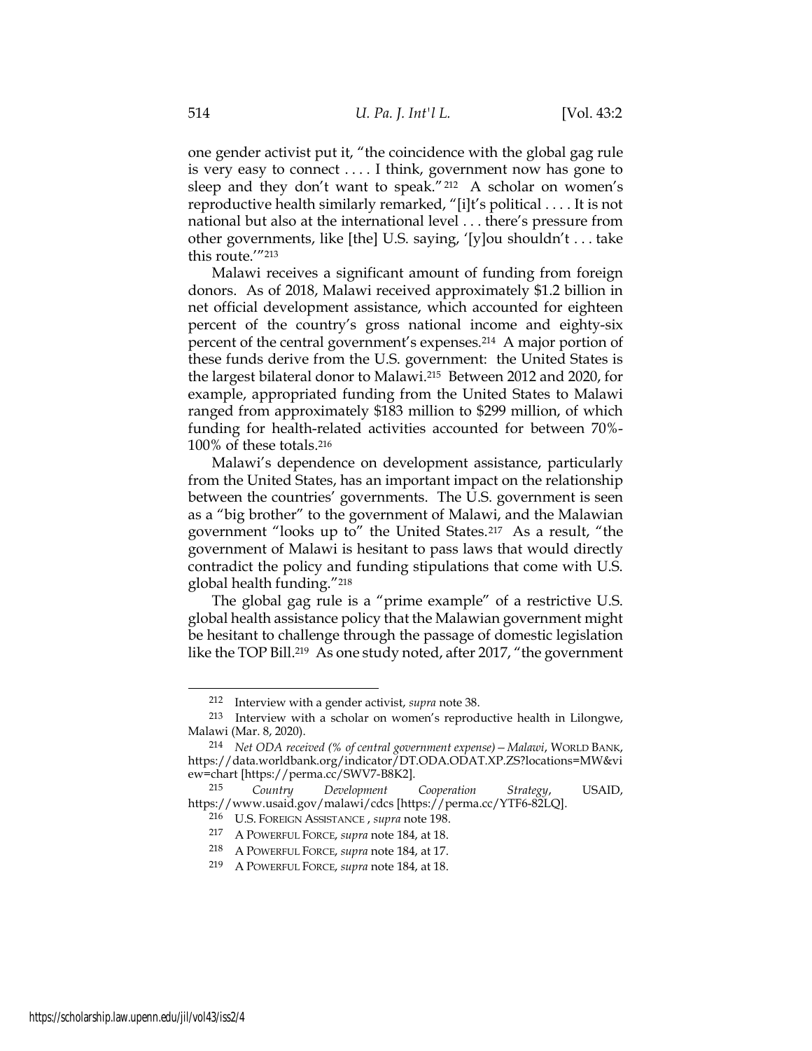one gender activist put it, "the coincidence with the global gag rule is very easy to connect . . . . I think, government now has gone to sleep and they don't want to speak."[212] A scholar on women's reproductive health similarly remarked, "[i]t's political . . . . It is not national but also at the international level . . . there's pressure from other governments, like [the] U.S. saying, '[y]ou shouldn't . . . take this route.'"[213]

Malawi receives a significant amount of funding from foreign donors. As of 2018, Malawi received approximately $1.2 billion in net official development assistance, which accounted for eighteen percent of the country's gross national income and eighty-six percent of the central government's expenses.[214] A major portion of these funds derive from the U.S. government: the United States is the largest bilateral donor to Malawi.[215] Between 2012 and 2020, for example, appropriated funding from the United States to Malawi ranged from approximately $183 million to $299 million, of which funding for health-related activities accounted for between 70%-100% of these totals.[216]

Malawi's dependence on development assistance, particularly from the United States, has an important impact on the relationship between the countries' governments. The U.S. government is seen as a "big brother" to the government of Malawi, and the Malawian government "looks up to" the United States.[217] As a result, "the government of Malawi is hesitant to pass laws that would directly contradict the policy and funding stipulations that come with U.S. global health funding."[218]

The global gag rule is a "prime example" of a restrictive U.S. global health assistance policy that the Malawian government might be hesitant to challenge through the passage of domestic legislation like the TOP Bill.[219] As one study noted, after 2017, "the government

---

[212] Interview with a gender activist, *supra* note 38.

[213] Interview with a scholar on women's reproductive health in Lilongwe, Malawi (Mar. 8, 2020).

[214] *Net ODA received (% of central government expense) – Malawi*, WORLD BANK, https://data.worldbank.org/indicator/DT.ODA.ODAT.XP.ZS?locations=MW&view=chart [https://perma.cc/SWV7-B8K2].

[215] *Country Development Cooperation Strategy*, USAID, https://www.usaid.gov/malawi/cdcs [https://perma.cc/YTF6-82LQ].

[216] U.S. FOREIGN ASSISTANCE , *supra* note 198.

[217] A POWERFUL FORCE, *supra* note 184, at 18.

[218] A POWERFUL FORCE, *supra* note 184, at 17.

[219] A POWERFUL FORCE, *supra* note 184, at 18.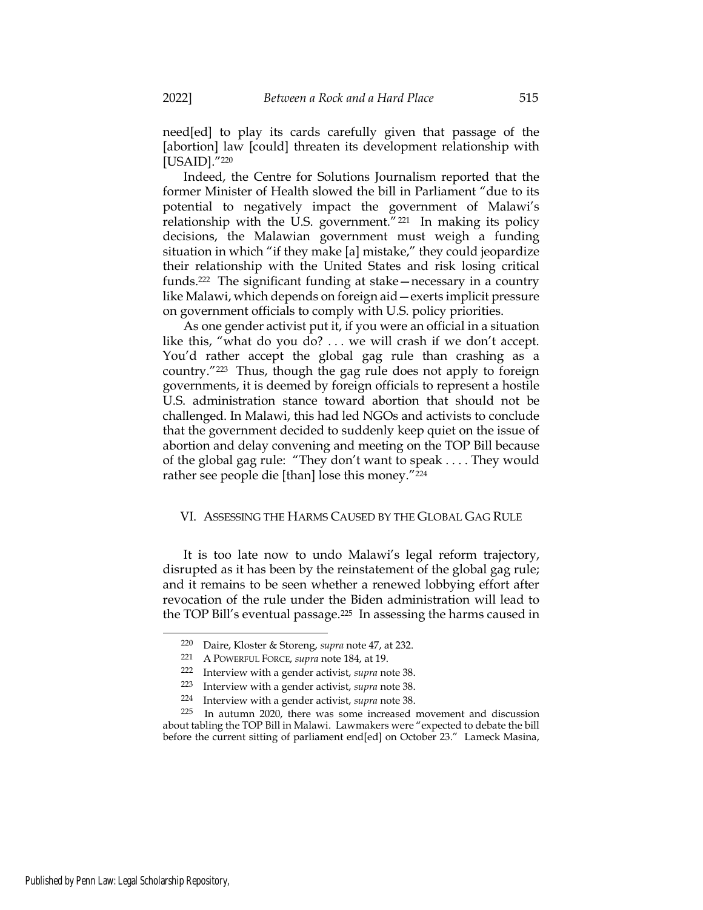need[ed] to play its cards carefully given that passage of the [abortion] law [could] threaten its development relationship with [USAID]."[220]

Indeed, the Centre for Solutions Journalism reported that the former Minister of Health slowed the bill in Parliament "due to its potential to negatively impact the government of Malawi's relationship with the U.S. government."[221] In making its policy decisions, the Malawian government must weigh a funding situation in which "if they make [a] mistake," they could jeopardize their relationship with the United States and risk losing critical funds.[222] The significant funding at stake—necessary in a country like Malawi, which depends on foreign aid—exerts implicit pressure on government officials to comply with U.S. policy priorities.

As one gender activist put it, if you were an official in a situation like this, "what do you do? . . . we will crash if we don't accept. You'd rather accept the global gag rule than crashing as a country."[223] Thus, though the gag rule does not apply to foreign governments, it is deemed by foreign officials to represent a hostile U.S. administration stance toward abortion that should not be challenged. In Malawi, this had led NGOs and activists to conclude that the government decided to suddenly keep quiet on the issue of abortion and delay convening and meeting on the TOP Bill because of the global gag rule: "They don't want to speak . . . . They would rather see people die [than] lose this money."[224]

## VI. Assessing the Harms Caused by the Global Gag Rule

It is too late now to undo Malawi's legal reform trajectory, disrupted as it has been by the reinstatement of the global gag rule; and it remains to be seen whether a renewed lobbying effort after revocation of the rule under the Biden administration will lead to the TOP Bill's eventual passage.[225] In assessing the harms caused in

---

[220] Daire, Kloster & Storeng, *supra* note 47, at 232.

[221] A Powerful Force, *supra* note 184, at 19.

[222] Interview with a gender activist, *supra* note 38.

[223] Interview with a gender activist, *supra* note 38.

[224] Interview with a gender activist, *supra* note 38.

[225] In autumn 2020, there was some increased movement and discussion about tabling the TOP Bill in Malawi. Lawmakers were "expected to debate the bill before the current sitting of parliament end[ed] on October 23." Lameck Masina,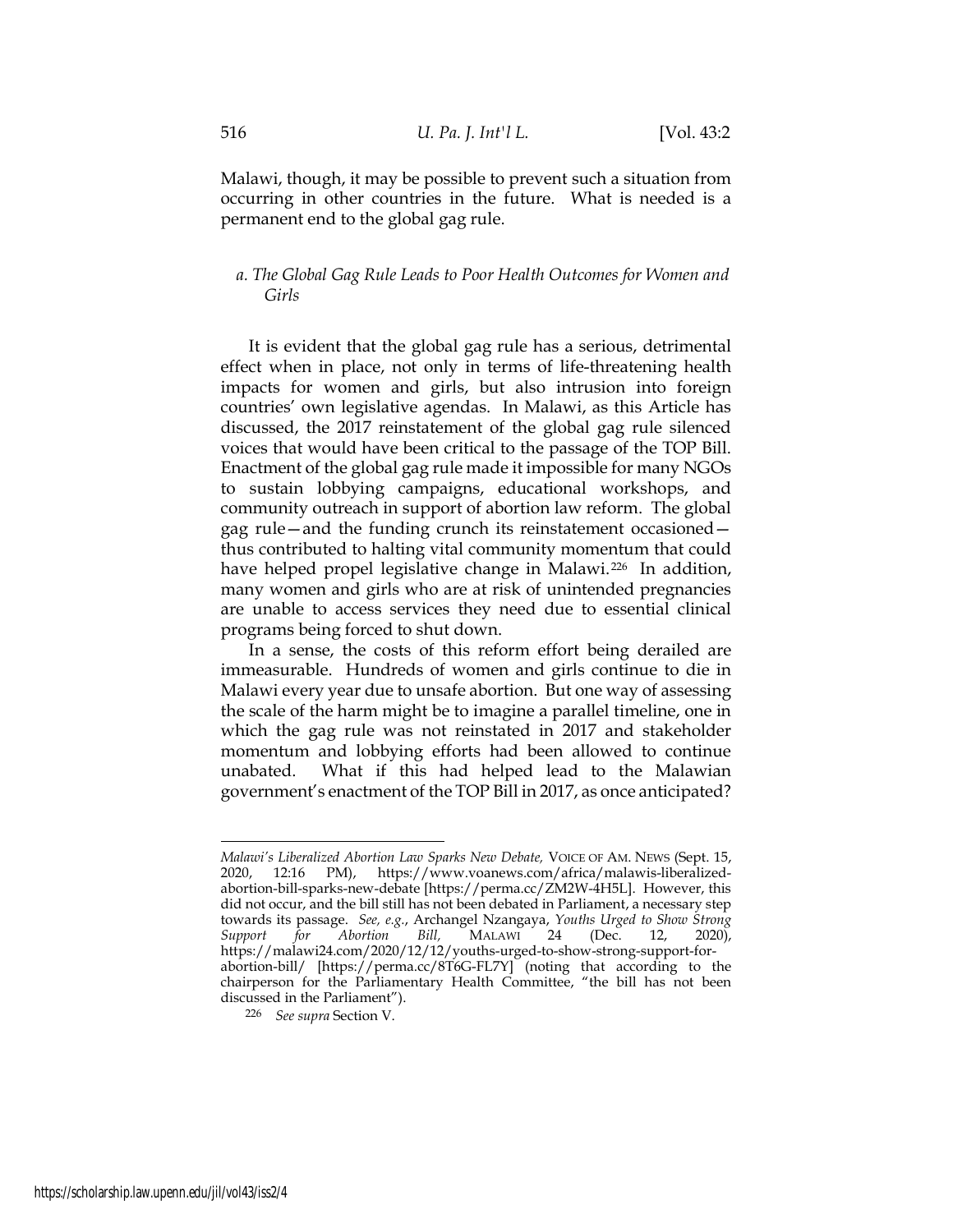Malawi, though, it may be possible to prevent such a situation from occurring in other countries in the future. What is needed is a permanent end to the global gag rule.

### *a. The Global Gag Rule Leads to Poor Health Outcomes for Women and Girls*

It is evident that the global gag rule has a serious, detrimental effect when in place, not only in terms of life-threatening health impacts for women and girls, but also intrusion into foreign countries' own legislative agendas. In Malawi, as this Article has discussed, the 2017 reinstatement of the global gag rule silenced voices that would have been critical to the passage of the TOP Bill. Enactment of the global gag rule made it impossible for many NGOs to sustain lobbying campaigns, educational workshops, and community outreach in support of abortion law reform. The global gag rule—and the funding crunch its reinstatement occasioned—thus contributed to halting vital community momentum that could have helped propel legislative change in Malawi.[226] In addition, many women and girls who are at risk of unintended pregnancies are unable to access services they need due to essential clinical programs being forced to shut down.

In a sense, the costs of this reform effort being derailed are immeasurable. Hundreds of women and girls continue to die in Malawi every year due to unsafe abortion. But one way of assessing the scale of the harm might be to imagine a parallel timeline, one in which the gag rule was not reinstated in 2017 and stakeholder momentum and lobbying efforts had been allowed to continue unabated. What if this had helped lead to the Malawian government's enactment of the TOP Bill in 2017, as once anticipated?

---

*Malawi's Liberalized Abortion Law Sparks New Debate,* VOICE OF AM. NEWS (Sept. 15, 2020, 12:16 PM), https://www.voanews.com/africa/malawis-liberalized-abortion-bill-sparks-new-debate [https://perma.cc/ZM2W-4H5L]. However, this did not occur, and the bill still has not been debated in Parliament, a necessary step towards its passage. *See, e.g.*, Archangel Nzangaya, *Youths Urged to Show Strong Support for Abortion Bill,* MALAWI 24 (Dec. 12, 2020), https://malawi24.com/2020/12/12/youths-urged-to-show-strong-support-for-abortion-bill/ [https://perma.cc/8T6G-FL7Y] (noting that according to the chairperson for the Parliamentary Health Committee, "the bill has not been discussed in the Parliament").

[226] *See supra* Section V.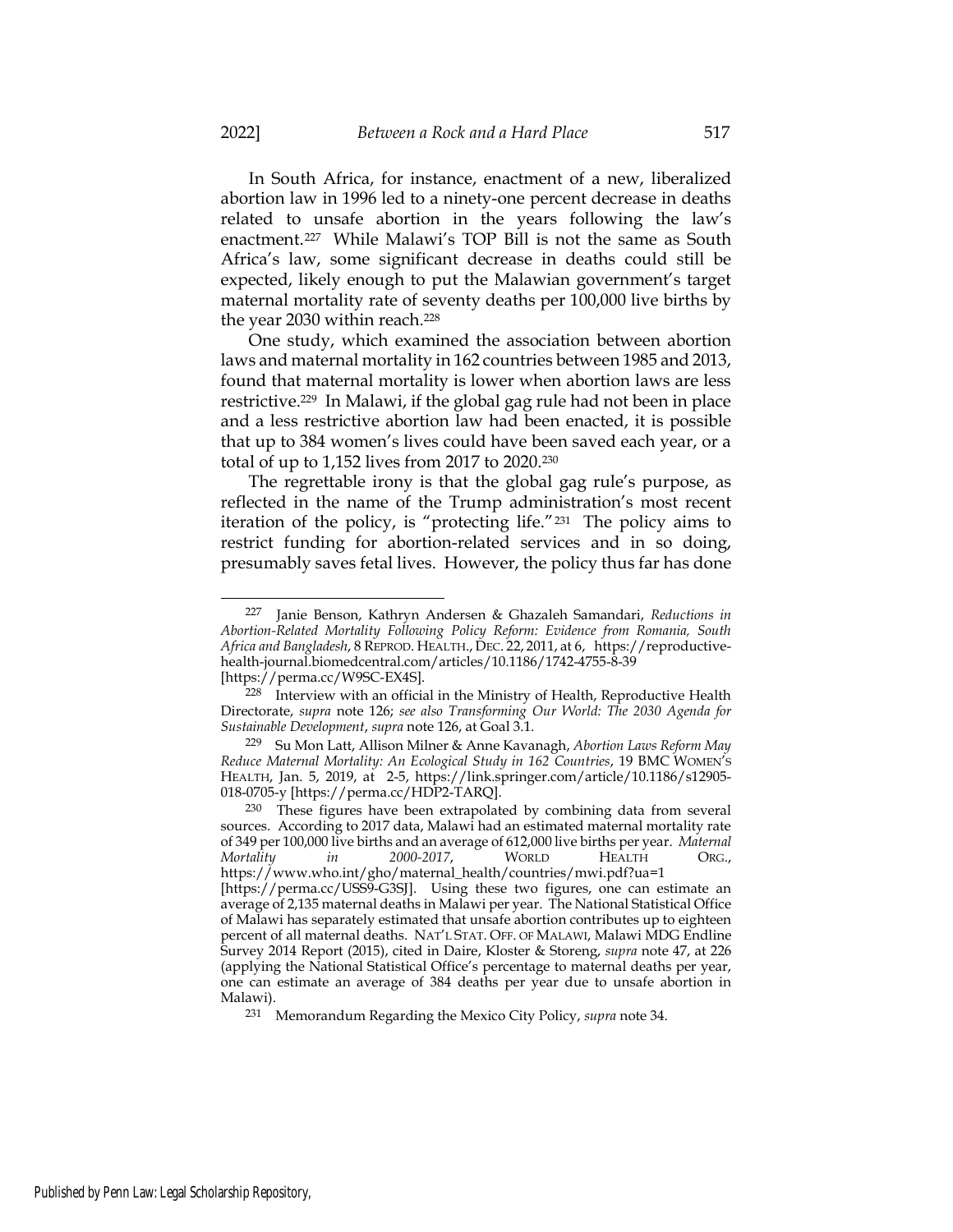In South Africa, for instance, enactment of a new, liberalized abortion law in 1996 led to a ninety-one percent decrease in deaths related to unsafe abortion in the years following the law's enactment.[227] While Malawi's TOP Bill is not the same as South Africa's law, some significant decrease in deaths could still be expected, likely enough to put the Malawian government's target maternal mortality rate of seventy deaths per 100,000 live births by the year 2030 within reach.[228]

One study, which examined the association between abortion laws and maternal mortality in 162 countries between 1985 and 2013, found that maternal mortality is lower when abortion laws are less restrictive.[229] In Malawi, if the global gag rule had not been in place and a less restrictive abortion law had been enacted, it is possible that up to 384 women's lives could have been saved each year, or a total of up to 1,152 lives from 2017 to 2020.[230]

The regrettable irony is that the global gag rule's purpose, as reflected in the name of the Trump administration's most recent iteration of the policy, is "protecting life."[231] The policy aims to restrict funding for abortion-related services and in so doing, presumably saves fetal lives. However, the policy thus far has done

---

[227] Janie Benson, Kathryn Andersen & Ghazaleh Samandari, *Reductions in Abortion-Related Mortality Following Policy Reform: Evidence from Romania, South Africa and Bangladesh*, 8 REPROD. HEALTH., DEC. 22, 2011, at 6, https://reproductive-health-journal.biomedcentral.com/articles/10.1186/1742-4755-8-39 [https://perma.cc/W9SC-EX4S].

[228] Interview with an official in the Ministry of Health, Reproductive Health Directorate, *supra* note 126; *see also Transforming Our World: The 2030 Agenda for Sustainable Development*, *supra* note 126, at Goal 3.1.

[229] Su Mon Latt, Allison Milner & Anne Kavanagh, *Abortion Laws Reform May Reduce Maternal Mortality: An Ecological Study in 162 Countries*, 19 BMC WOMEN'S HEALTH, Jan. 5, 2019, at 2-5, https://link.springer.com/article/10.1186/s12905-018-0705-y [https://perma.cc/HDP2-TARQ].

[230] These figures have been extrapolated by combining data from several sources. According to 2017 data, Malawi had an estimated maternal mortality rate of 349 per 100,000 live births and an average of 612,000 live births per year. *Maternal Mortality in 2000-2017*, WORLD HEALTH ORG., https://www.who.int/gho/maternal_health/countries/mwi.pdf?ua=1 [https://perma.cc/USS9-G3SJ]. Using these two figures, one can estimate an average of 2,135 maternal deaths in Malawi per year. The National Statistical Office of Malawi has separately estimated that unsafe abortion contributes up to eighteen percent of all maternal deaths. NAT'L STAT. OFF. OF MALAWI, Malawi MDG Endline Survey 2014 Report (2015), cited in Daire, Kloster & Storeng, *supra* note 47, at 226 (applying the National Statistical Office's percentage to maternal deaths per year, one can estimate an average of 384 deaths per year due to unsafe abortion in Malawi).

[231] Memorandum Regarding the Mexico City Policy, *supra* note 34.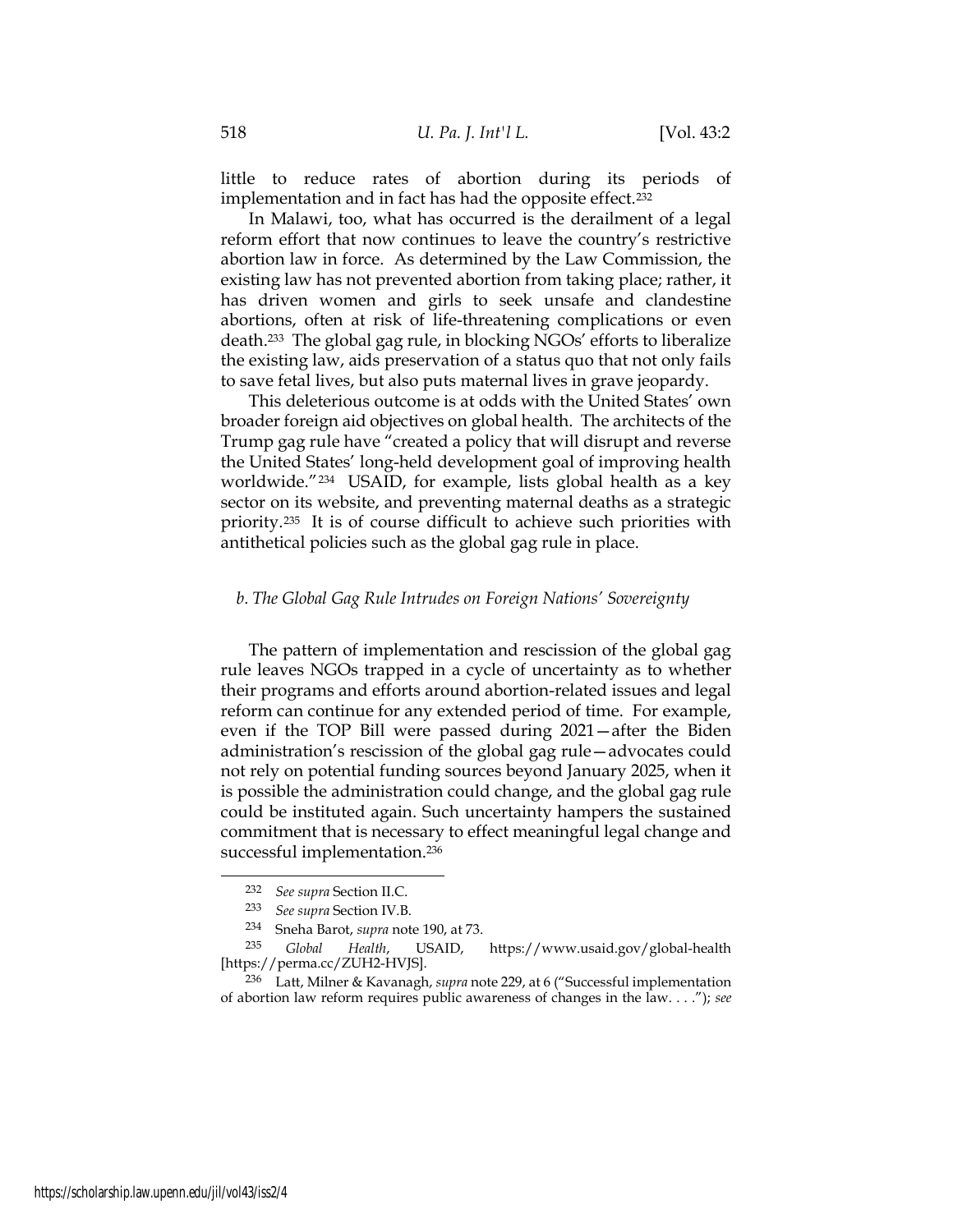little to reduce rates of abortion during its periods of implementation and in fact has had the opposite effect.[232]

In Malawi, too, what has occurred is the derailment of a legal reform effort that now continues to leave the country's restrictive abortion law in force. As determined by the Law Commission, the existing law has not prevented abortion from taking place; rather, it has driven women and girls to seek unsafe and clandestine abortions, often at risk of life-threatening complications or even death.[233] The global gag rule, in blocking NGOs' efforts to liberalize the existing law, aids preservation of a status quo that not only fails to save fetal lives, but also puts maternal lives in grave jeopardy.

This deleterious outcome is at odds with the United States' own broader foreign aid objectives on global health. The architects of the Trump gag rule have "created a policy that will disrupt and reverse the United States' long-held development goal of improving health worldwide."[234] USAID, for example, lists global health as a key sector on its website, and preventing maternal deaths as a strategic priority.[235] It is of course difficult to achieve such priorities with antithetical policies such as the global gag rule in place.

### *b. The Global Gag Rule Intrudes on Foreign Nations' Sovereignty*

The pattern of implementation and rescission of the global gag rule leaves NGOs trapped in a cycle of uncertainty as to whether their programs and efforts around abortion-related issues and legal reform can continue for any extended period of time. For example, even if the TOP Bill were passed during 2021—after the Biden administration's rescission of the global gag rule—advocates could not rely on potential funding sources beyond January 2025, when it is possible the administration could change, and the global gag rule could be instituted again. Such uncertainty hampers the sustained commitment that is necessary to effect meaningful legal change and successful implementation.[236]

---

[232] *See supra* Section II.C.

[233] *See supra* Section IV.B.

[234] Sneha Barot, *supra* note 190, at 73.

[235] *Global Health*, USAID, https://www.usaid.gov/global-health [https://perma.cc/ZUH2-HVJS].

[236] Latt, Milner & Kavanagh, *supra* note 229, at 6 ("Successful implementation of abortion law reform requires public awareness of changes in the law. . . ."); *see*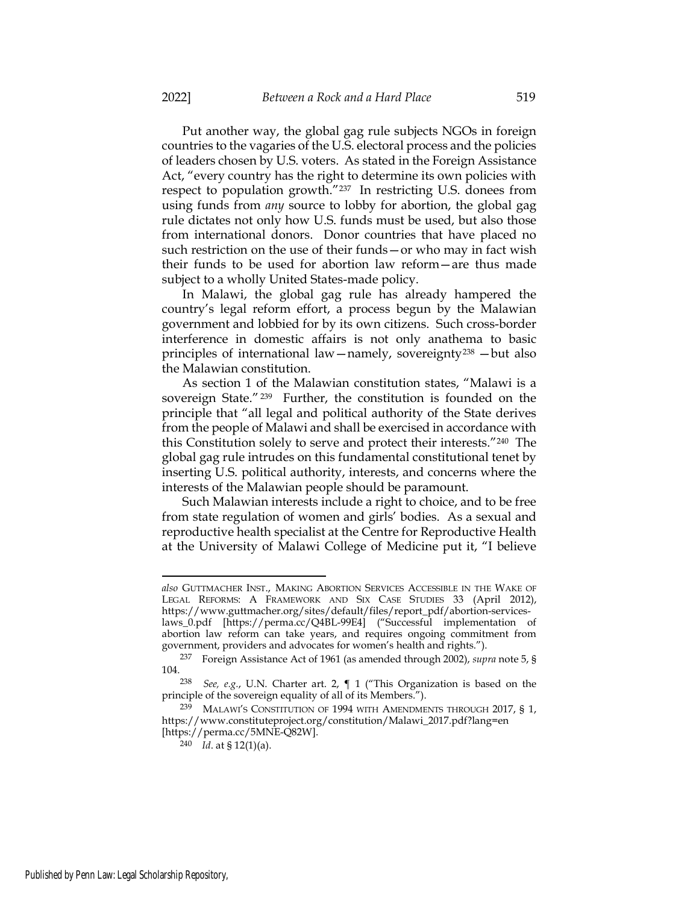Put another way, the global gag rule subjects NGOs in foreign countries to the vagaries of the U.S. electoral process and the policies of leaders chosen by U.S. voters. As stated in the Foreign Assistance Act, "every country has the right to determine its own policies with respect to population growth."[237] In restricting U.S. donees from using funds from *any* source to lobby for abortion, the global gag rule dictates not only how U.S. funds must be used, but also those from international donors. Donor countries that have placed no such restriction on the use of their funds—or who may in fact wish their funds to be used for abortion law reform—are thus made subject to a wholly United States-made policy.

In Malawi, the global gag rule has already hampered the country's legal reform effort, a process begun by the Malawian government and lobbied for by its own citizens. Such cross-border interference in domestic affairs is not only anathema to basic principles of international law—namely, sovereignty[238] —but also the Malawian constitution.

As section 1 of the Malawian constitution states, "Malawi is a sovereign State."[239] Further, the constitution is founded on the principle that "all legal and political authority of the State derives from the people of Malawi and shall be exercised in accordance with this Constitution solely to serve and protect their interests."[240] The global gag rule intrudes on this fundamental constitutional tenet by inserting U.S. political authority, interests, and concerns where the interests of the Malawian people should be paramount.

Such Malawian interests include a right to choice, and to be free from state regulation of women and girls' bodies. As a sexual and reproductive health specialist at the Centre for Reproductive Health at the University of Malawi College of Medicine put it, "I believe

---

*also* GUTTMACHER INST., MAKING ABORTION SERVICES ACCESSIBLE IN THE WAKE OF LEGAL REFORMS: A FRAMEWORK AND SIX CASE STUDIES 33 (April 2012), https://www.guttmacher.org/sites/default/files/report_pdf/abortion-services-laws_0.pdf [https://perma.cc/Q4BL-99E4] ("Successful implementation of abortion law reform can take years, and requires ongoing commitment from government, providers and advocates for women's health and rights.").

[237] Foreign Assistance Act of 1961 (as amended through 2002), *supra* note 5, § 104.

[238] *See, e.g.*, U.N. Charter art. 2, ¶ 1 ("This Organization is based on the principle of the sovereign equality of all of its Members.").

[239] MALAWI'S CONSTITUTION OF 1994 WITH AMENDMENTS THROUGH 2017, § 1, https://www.constituteproject.org/constitution/Malawi_2017.pdf?lang=en [https://perma.cc/5MNE-Q82W].

[240] *Id*. at § 12(1)(a).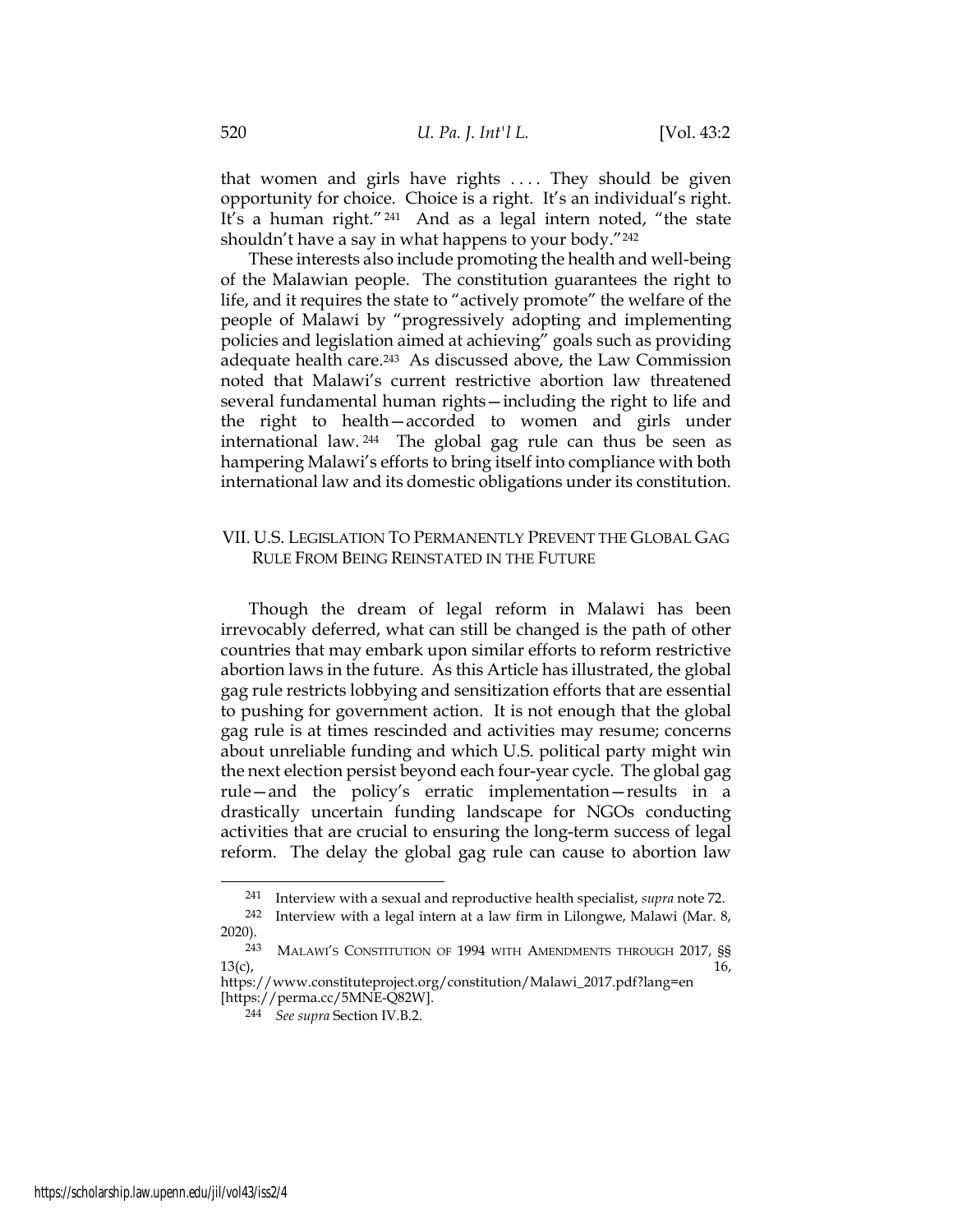that women and girls have rights . . . . They should be given opportunity for choice. Choice is a right. It's an individual's right. It's a human right."[241] And as a legal intern noted, "the state shouldn't have a say in what happens to your body."[242]

These interests also include promoting the health and well-being of the Malawian people. The constitution guarantees the right to life, and it requires the state to "actively promote" the welfare of the people of Malawi by "progressively adopting and implementing policies and legislation aimed at achieving" goals such as providing adequate health care.[243] As discussed above, the Law Commission noted that Malawi's current restrictive abortion law threatened several fundamental human rights—including the right to life and the right to health—accorded to women and girls under international law.[244] The global gag rule can thus be seen as hampering Malawi's efforts to bring itself into compliance with both international law and its domestic obligations under its constitution.

## VII. U.S. Legislation To Permanently Prevent the Global Gag Rule From Being Reinstated in the Future

Though the dream of legal reform in Malawi has been irrevocably deferred, what can still be changed is the path of other countries that may embark upon similar efforts to reform restrictive abortion laws in the future. As this Article has illustrated, the global gag rule restricts lobbying and sensitization efforts that are essential to pushing for government action. It is not enough that the global gag rule is at times rescinded and activities may resume; concerns about unreliable funding and which U.S. political party might win the next election persist beyond each four-year cycle. The global gag rule—and the policy's erratic implementation—results in a drastically uncertain funding landscape for NGOs conducting activities that are crucial to ensuring the long-term success of legal reform. The delay the global gag rule can cause to abortion law

---

[241] Interview with a sexual and reproductive health specialist, *supra* note 72.

[242] Interview with a legal intern at a law firm in Lilongwe, Malawi (Mar. 8, 2020).

[243] MALAWI'S CONSTITUTION OF 1994 WITH AMENDMENTS THROUGH 2017, §§ 13(c), 16, https://www.constituteproject.org/constitution/Malawi_2017.pdf?lang=en [https://perma.cc/5MNE-Q82W].

[244] *See supra* Section IV.B.2.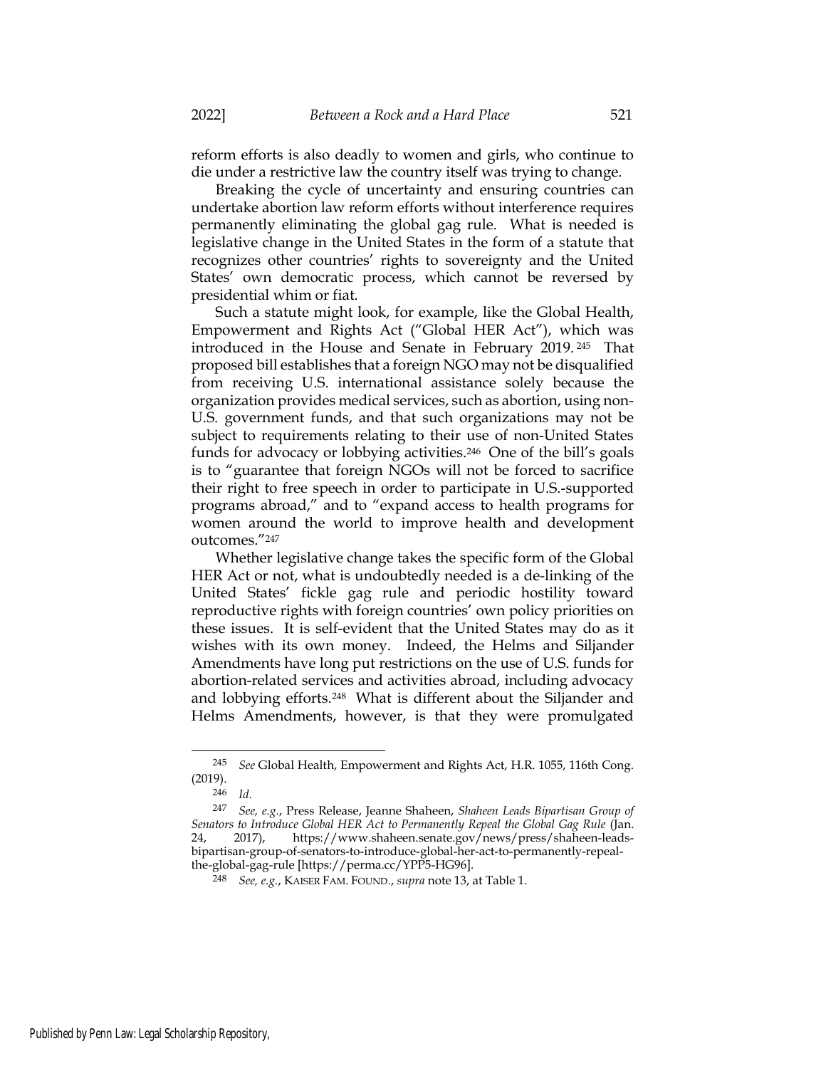reform efforts is also deadly to women and girls, who continue to die under a restrictive law the country itself was trying to change.

Breaking the cycle of uncertainty and ensuring countries can undertake abortion law reform efforts without interference requires permanently eliminating the global gag rule. What is needed is legislative change in the United States in the form of a statute that recognizes other countries' rights to sovereignty and the United States' own democratic process, which cannot be reversed by presidential whim or fiat.

Such a statute might look, for example, like the Global Health, Empowerment and Rights Act ("Global HER Act"), which was introduced in the House and Senate in February 2019.[245] That proposed bill establishes that a foreign NGO may not be disqualified from receiving U.S. international assistance solely because the organization provides medical services, such as abortion, using non-U.S. government funds, and that such organizations may not be subject to requirements relating to their use of non-United States funds for advocacy or lobbying activities.[246] One of the bill's goals is to "guarantee that foreign NGOs will not be forced to sacrifice their right to free speech in order to participate in U.S.-supported programs abroad," and to "expand access to health programs for women around the world to improve health and development outcomes."[247]

Whether legislative change takes the specific form of the Global HER Act or not, what is undoubtedly needed is a de-linking of the United States' fickle gag rule and periodic hostility toward reproductive rights with foreign countries' own policy priorities on these issues. It is self-evident that the United States may do as it wishes with its own money. Indeed, the Helms and Siljander Amendments have long put restrictions on the use of U.S. funds for abortion-related services and activities abroad, including advocacy and lobbying efforts.[248] What is different about the Siljander and Helms Amendments, however, is that they were promulgated

---

[245] *See* Global Health, Empowerment and Rights Act, H.R. 1055, 116th Cong. (2019).

[246] *Id.*

[247] *See, e.g.*, Press Release, Jeanne Shaheen, *Shaheen Leads Bipartisan Group of Senators to Introduce Global HER Act to Permanently Repeal the Global Gag Rule* (Jan. 24, 2017), https://www.shaheen.senate.gov/news/press/shaheen-leads-bipartisan-group-of-senators-to-introduce-global-her-act-to-permanently-repeal-the-global-gag-rule [https://perma.cc/YPP5-HG96].

[248] *See, e.g.*, KAISER FAM. FOUND., *supra* note 13, at Table 1.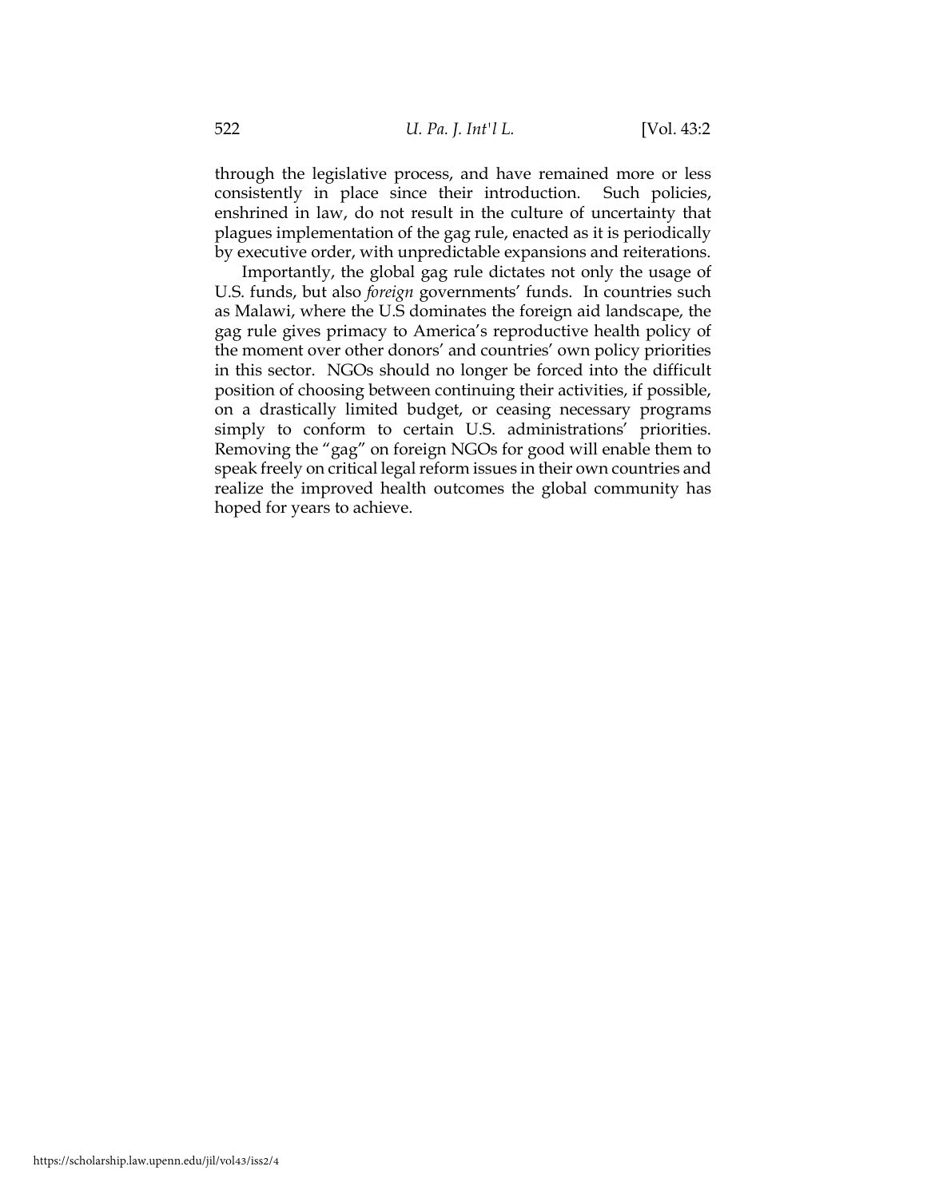through the legislative process, and have remained more or less consistently in place since their introduction. Such policies, enshrined in law, do not result in the culture of uncertainty that plagues implementation of the gag rule, enacted as it is periodically by executive order, with unpredictable expansions and reiterations.

Importantly, the global gag rule dictates not only the usage of U.S. funds, but also *foreign* governments' funds. In countries such as Malawi, where the U.S dominates the foreign aid landscape, the gag rule gives primacy to America's reproductive health policy of the moment over other donors' and countries' own policy priorities in this sector. NGOs should no longer be forced into the difficult position of choosing between continuing their activities, if possible, on a drastically limited budget, or ceasing necessary programs simply to conform to certain U.S. administrations' priorities. Removing the "gag" on foreign NGOs for good will enable them to speak freely on critical legal reform issues in their own countries and realize the improved health outcomes the global community has hoped for years to achieve.